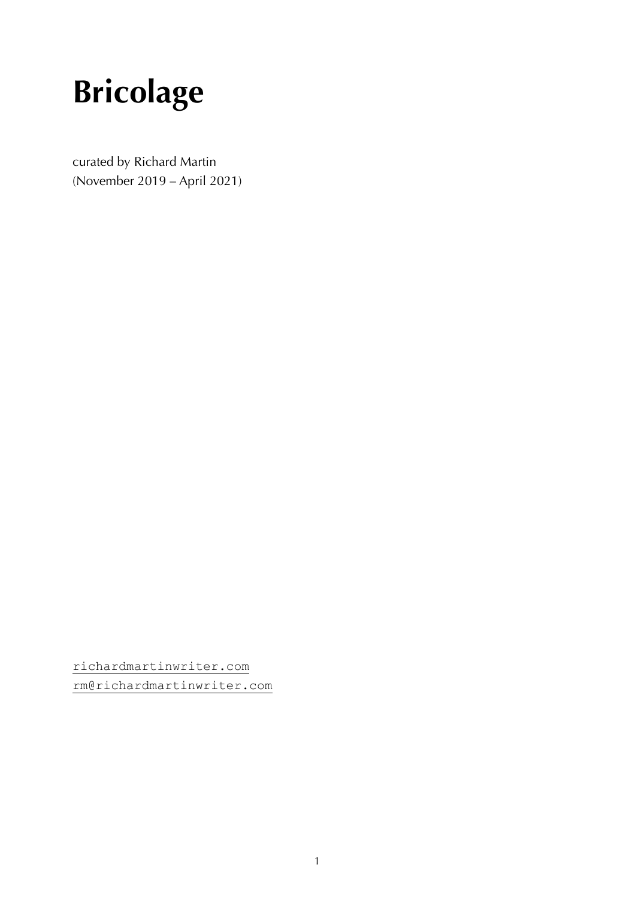# Bricolage

curated by Richard Martin
(November 2019 – April 2021)

richardmartinwriter.com
rm@richardmartinwriter.com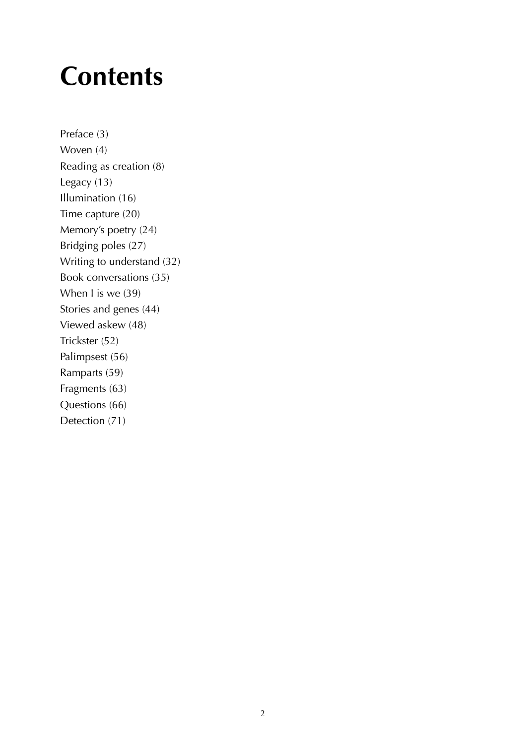# Contents

Preface (3)
Woven (4)
Reading as creation (8)
Legacy (13)
Illumination (16)
Time capture (20)
Memory's poetry (24)
Bridging poles (27)
Writing to understand (32)
Book conversations (35)
When I is we (39)
Stories and genes (44)
Viewed askew (48)
Trickster (52)
Palimpsest (56)
Ramparts (59)
Fragments (63)
Questions (66)
Detection (71)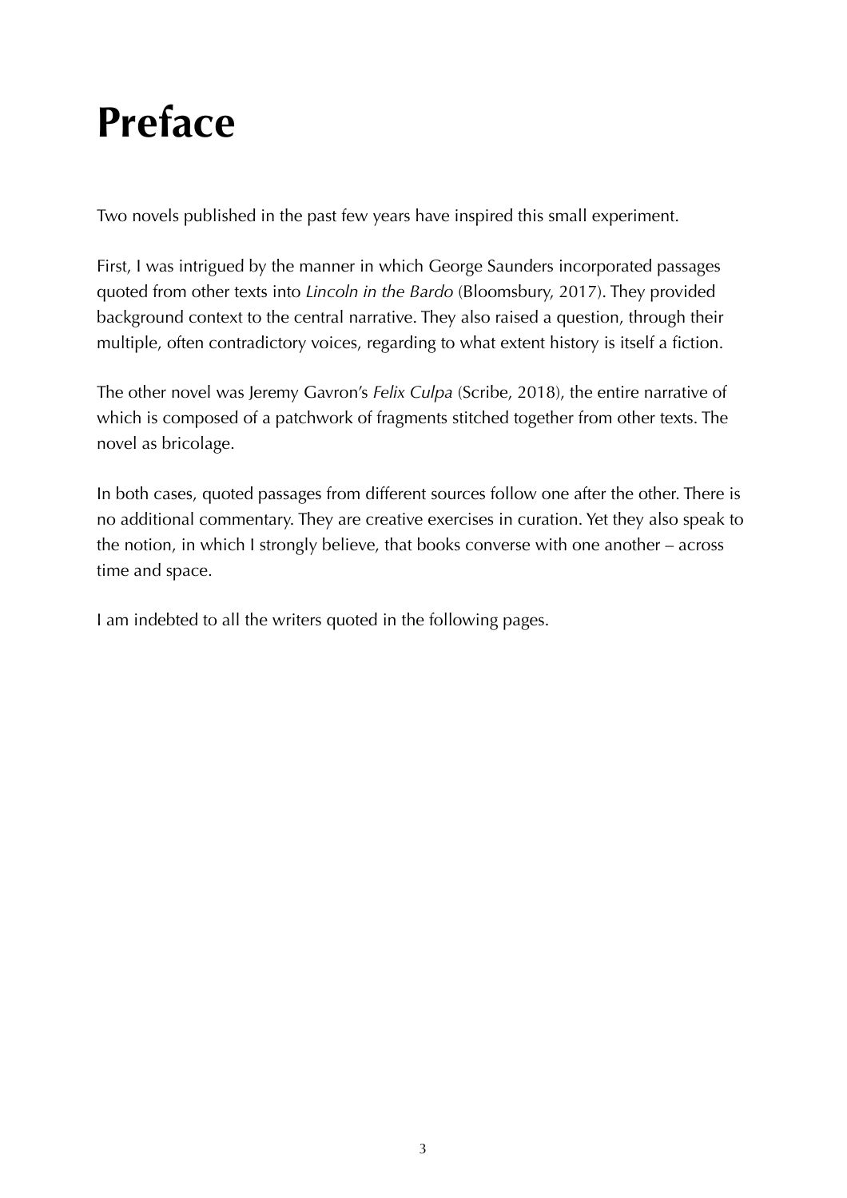# Preface

Two novels published in the past few years have inspired this small experiment.

First, I was intrigued by the manner in which George Saunders incorporated passages quoted from other texts into *Lincoln in the Bardo* (Bloomsbury, 2017). They provided background context to the central narrative. They also raised a question, through their multiple, often contradictory voices, regarding to what extent history is itself a fiction.

The other novel was Jeremy Gavron's *Felix Culpa* (Scribe, 2018), the entire narrative of which is composed of a patchwork of fragments stitched together from other texts. The novel as bricolage.

In both cases, quoted passages from different sources follow one after the other. There is no additional commentary. They are creative exercises in curation. Yet they also speak to the notion, in which I strongly believe, that books converse with one another – across time and space.

I am indebted to all the writers quoted in the following pages.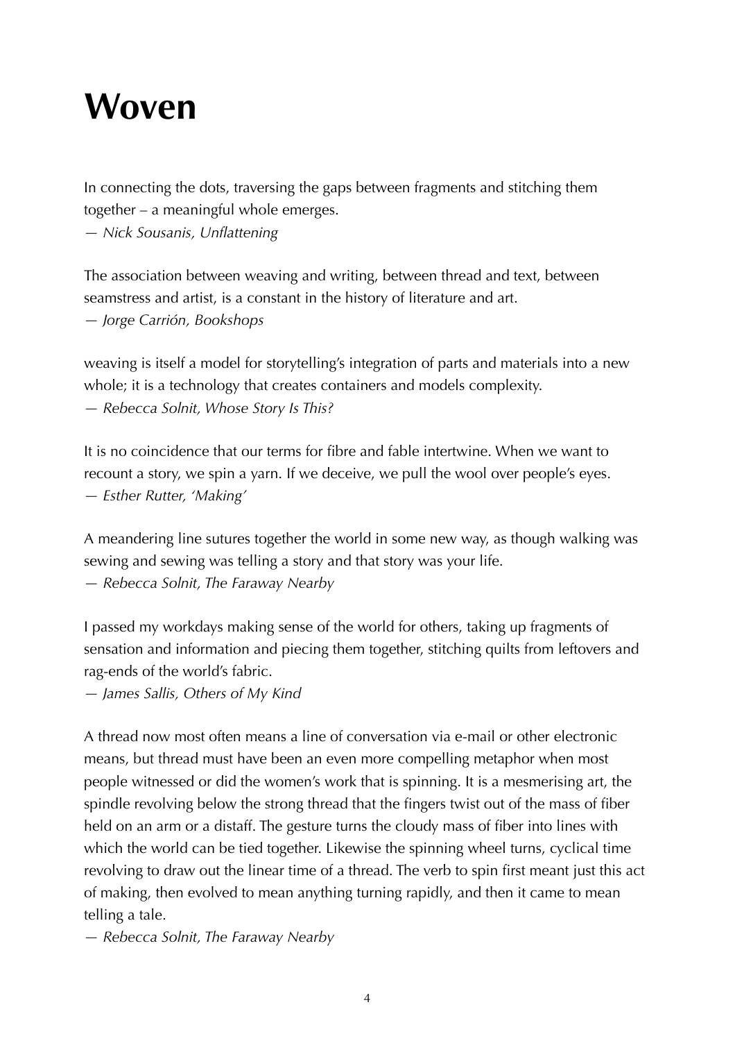# Woven

In connecting the dots, traversing the gaps between fragments and stitching them together – a meaningful whole emerges.
*— Nick Sousanis, Unflattening*

The association between weaving and writing, between thread and text, between seamstress and artist, is a constant in the history of literature and art.
*— Jorge Carrión, Bookshops*

weaving is itself a model for storytelling's integration of parts and materials into a new whole; it is a technology that creates containers and models complexity.
*— Rebecca Solnit, Whose Story Is This?*

It is no coincidence that our terms for fibre and fable intertwine. When we want to recount a story, we spin a yarn. If we deceive, we pull the wool over people's eyes.
*— Esther Rutter, 'Making'*

A meandering line sutures together the world in some new way, as though walking was sewing and sewing was telling a story and that story was your life.
*— Rebecca Solnit, The Faraway Nearby*

I passed my workdays making sense of the world for others, taking up fragments of sensation and information and piecing them together, stitching quilts from leftovers and rag-ends of the world's fabric.
*— James Sallis, Others of My Kind*

A thread now most often means a line of conversation via e-mail or other electronic means, but thread must have been an even more compelling metaphor when most people witnessed or did the women's work that is spinning. It is a mesmerising art, the spindle revolving below the strong thread that the fingers twist out of the mass of fiber held on an arm or a distaff. The gesture turns the cloudy mass of fiber into lines with which the world can be tied together. Likewise the spinning wheel turns, cyclical time revolving to draw out the linear time of a thread. The verb to spin first meant just this act of making, then evolved to mean anything turning rapidly, and then it came to mean telling a tale.
*— Rebecca Solnit, The Faraway Nearby*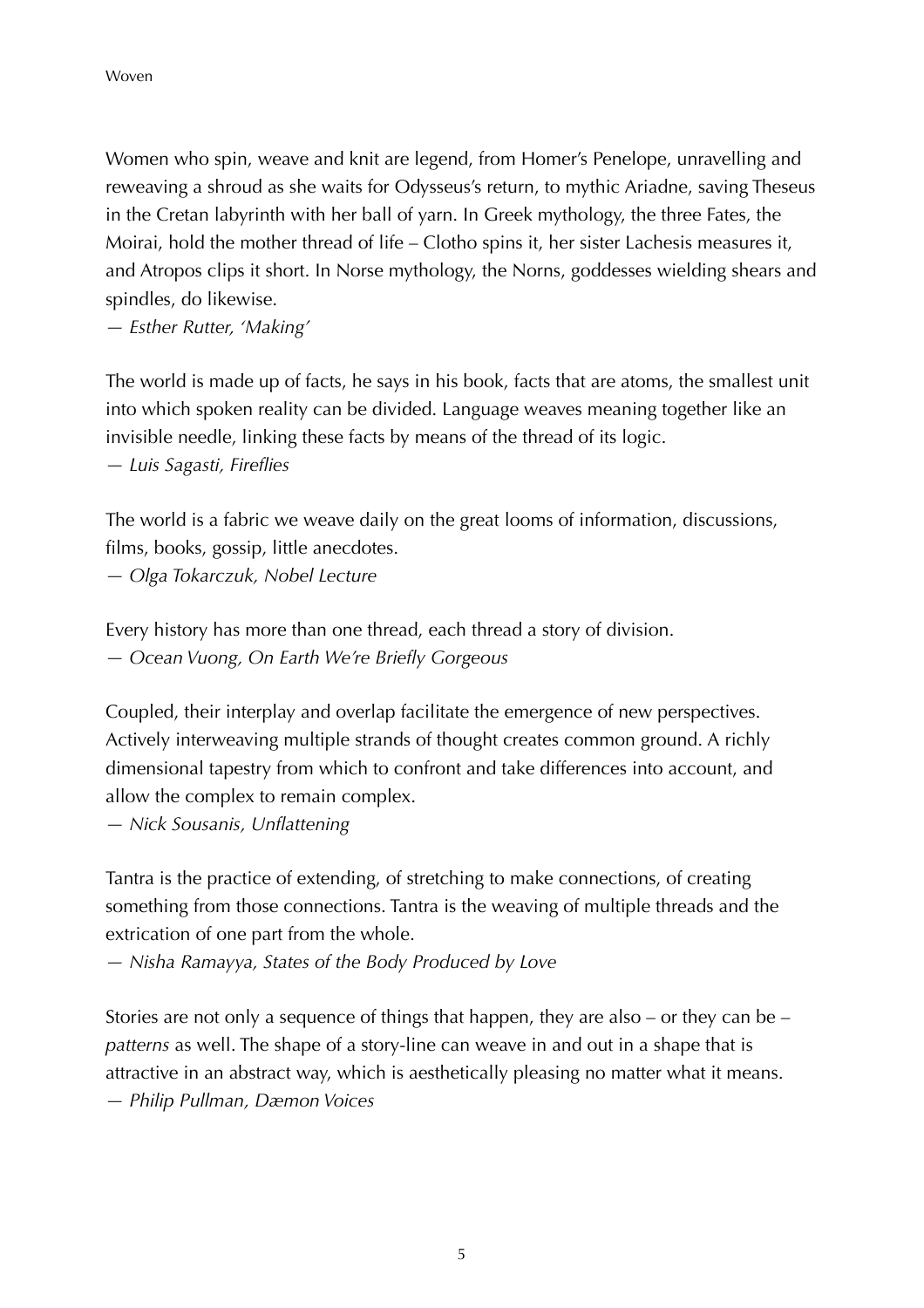Women who spin, weave and knit are legend, from Homer's Penelope, unravelling and reweaving a shroud as she waits for Odysseus's return, to mythic Ariadne, saving Theseus in the Cretan labyrinth with her ball of yarn. In Greek mythology, the three Fates, the Moirai, hold the mother thread of life – Clotho spins it, her sister Lachesis measures it, and Atropos clips it short. In Norse mythology, the Norns, goddesses wielding shears and spindles, do likewise.
*— Esther Rutter, 'Making'*

The world is made up of facts, he says in his book, facts that are atoms, the smallest unit into which spoken reality can be divided. Language weaves meaning together like an invisible needle, linking these facts by means of the thread of its logic.
*— Luis Sagasti, Fireflies*

The world is a fabric we weave daily on the great looms of information, discussions, films, books, gossip, little anecdotes.
*— Olga Tokarczuk, Nobel Lecture*

Every history has more than one thread, each thread a story of division.
*— Ocean Vuong, On Earth We're Briefly Gorgeous*

Coupled, their interplay and overlap facilitate the emergence of new perspectives. Actively interweaving multiple strands of thought creates common ground. A richly dimensional tapestry from which to confront and take differences into account, and allow the complex to remain complex.
*— Nick Sousanis, Unflattening*

Tantra is the practice of extending, of stretching to make connections, of creating something from those connections. Tantra is the weaving of multiple threads and the extrication of one part from the whole.
*— Nisha Ramayya, States of the Body Produced by Love*

Stories are not only a sequence of things that happen, they are also – or they can be – *patterns* as well. The shape of a story-line can weave in and out in a shape that is attractive in an abstract way, which is aesthetically pleasing no matter what it means.
*— Philip Pullman, Dæmon Voices*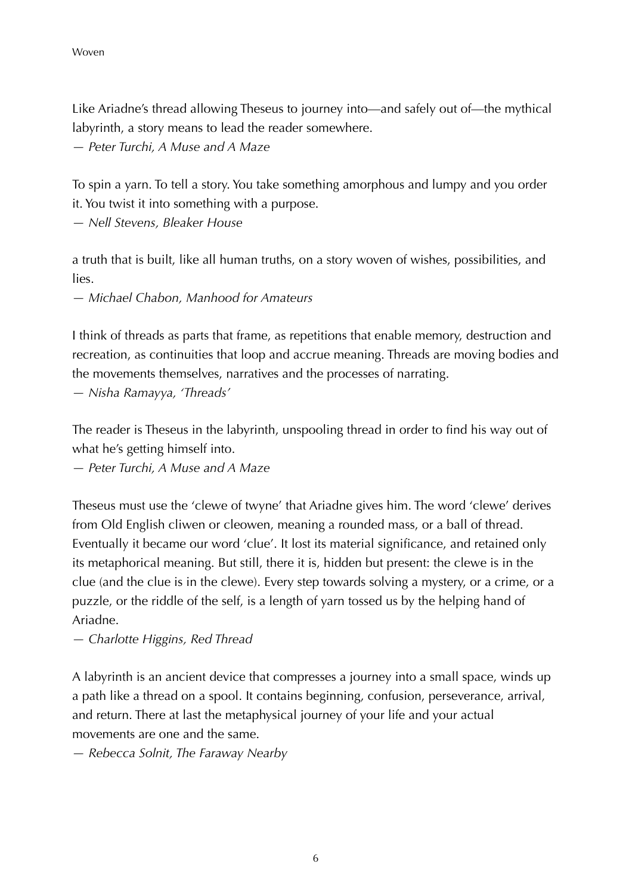Like Ariadne's thread allowing Theseus to journey into—and safely out of—the mythical labyrinth, a story means to lead the reader somewhere.
*— Peter Turchi, A Muse and A Maze*

To spin a yarn. To tell a story. You take something amorphous and lumpy and you order it. You twist it into something with a purpose.
*— Nell Stevens, Bleaker House*

a truth that is built, like all human truths, on a story woven of wishes, possibilities, and lies.
*— Michael Chabon, Manhood for Amateurs*

I think of threads as parts that frame, as repetitions that enable memory, destruction and recreation, as continuities that loop and accrue meaning. Threads are moving bodies and the movements themselves, narratives and the processes of narrating.
*— Nisha Ramayya, 'Threads'*

The reader is Theseus in the labyrinth, unspooling thread in order to find his way out of what he's getting himself into.
*— Peter Turchi, A Muse and A Maze*

Theseus must use the 'clewe of twyne' that Ariadne gives him. The word 'clewe' derives from Old English cliwen or cleowen, meaning a rounded mass, or a ball of thread. Eventually it became our word 'clue'. It lost its material significance, and retained only its metaphorical meaning. But still, there it is, hidden but present: the clewe is in the clue (and the clue is in the clewe). Every step towards solving a mystery, or a crime, or a puzzle, or the riddle of the self, is a length of yarn tossed us by the helping hand of Ariadne.
*— Charlotte Higgins, Red Thread*

A labyrinth is an ancient device that compresses a journey into a small space, winds up a path like a thread on a spool. It contains beginning, confusion, perseverance, arrival, and return. There at last the metaphysical journey of your life and your actual movements are one and the same.
*— Rebecca Solnit, The Faraway Nearby*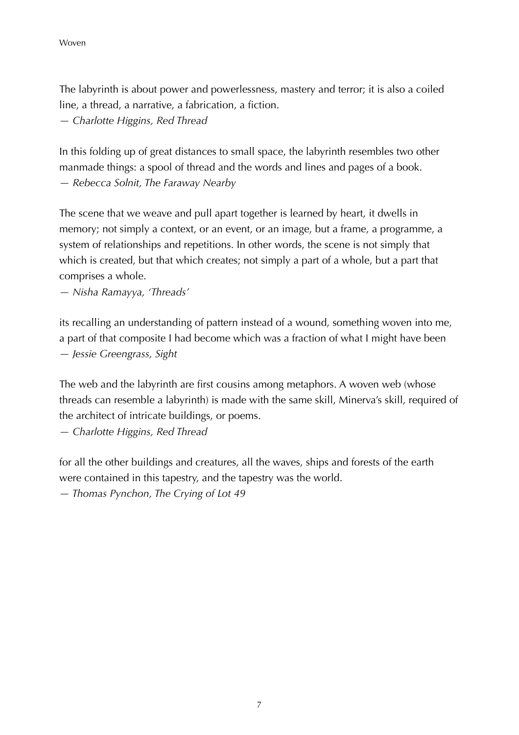The labyrinth is about power and powerlessness, mastery and terror; it is also a coiled line, a thread, a narrative, a fabrication, a fiction.
— *Charlotte Higgins, Red Thread*

In this folding up of great distances to small space, the labyrinth resembles two other manmade things: a spool of thread and the words and lines and pages of a book.
— *Rebecca Solnit, The Faraway Nearby*

The scene that we weave and pull apart together is learned by heart, it dwells in memory; not simply a context, or an event, or an image, but a frame, a programme, a system of relationships and repetitions. In other words, the scene is not simply that which is created, but that which creates; not simply a part of a whole, but a part that comprises a whole.
— *Nisha Ramayya, 'Threads'*

its recalling an understanding of pattern instead of a wound, something woven into me, a part of that composite I had become which was a fraction of what I might have been
— *Jessie Greengrass, Sight*

The web and the labyrinth are first cousins among metaphors. A woven web (whose threads can resemble a labyrinth) is made with the same skill, Minerva's skill, required of the architect of intricate buildings, or poems.
— *Charlotte Higgins, Red Thread*

for all the other buildings and creatures, all the waves, ships and forests of the earth were contained in this tapestry, and the tapestry was the world.
— *Thomas Pynchon, The Crying of Lot 49*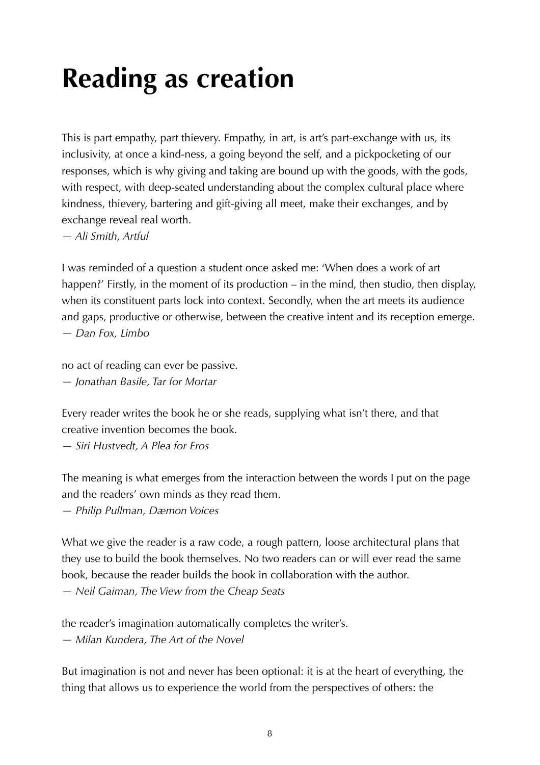# Reading as creation

This is part empathy, part thievery. Empathy, in art, is art's part-exchange with us, its inclusivity, at once a kind-ness, a going beyond the self, and a pickpocketing of our responses, which is why giving and taking are bound up with the goods, with the gods, with respect, with deep-seated understanding about the complex cultural place where kindness, thievery, bartering and gift-giving all meet, make their exchanges, and by exchange reveal real worth.
*— Ali Smith, Artful*

I was reminded of a question a student once asked me: 'When does a work of art happen?' Firstly, in the moment of its production – in the mind, then studio, then display, when its constituent parts lock into context. Secondly, when the art meets its audience and gaps, productive or otherwise, between the creative intent and its reception emerge.
*— Dan Fox, Limbo*

no act of reading can ever be passive.
*— Jonathan Basile, Tar for Mortar*

Every reader writes the book he or she reads, supplying what isn't there, and that creative invention becomes the book.
*— Siri Hustvedt, A Plea for Eros*

The meaning is what emerges from the interaction between the words I put on the page and the readers' own minds as they read them.
*— Philip Pullman, Dæmon Voices*

What we give the reader is a raw code, a rough pattern, loose architectural plans that they use to build the book themselves. No two readers can or will ever read the same book, because the reader builds the book in collaboration with the author.
*— Neil Gaiman, The View from the Cheap Seats*

the reader's imagination automatically completes the writer's.
*— Milan Kundera, The Art of the Novel*

But imagination is not and never has been optional: it is at the heart of everything, the thing that allows us to experience the world from the perspectives of others: the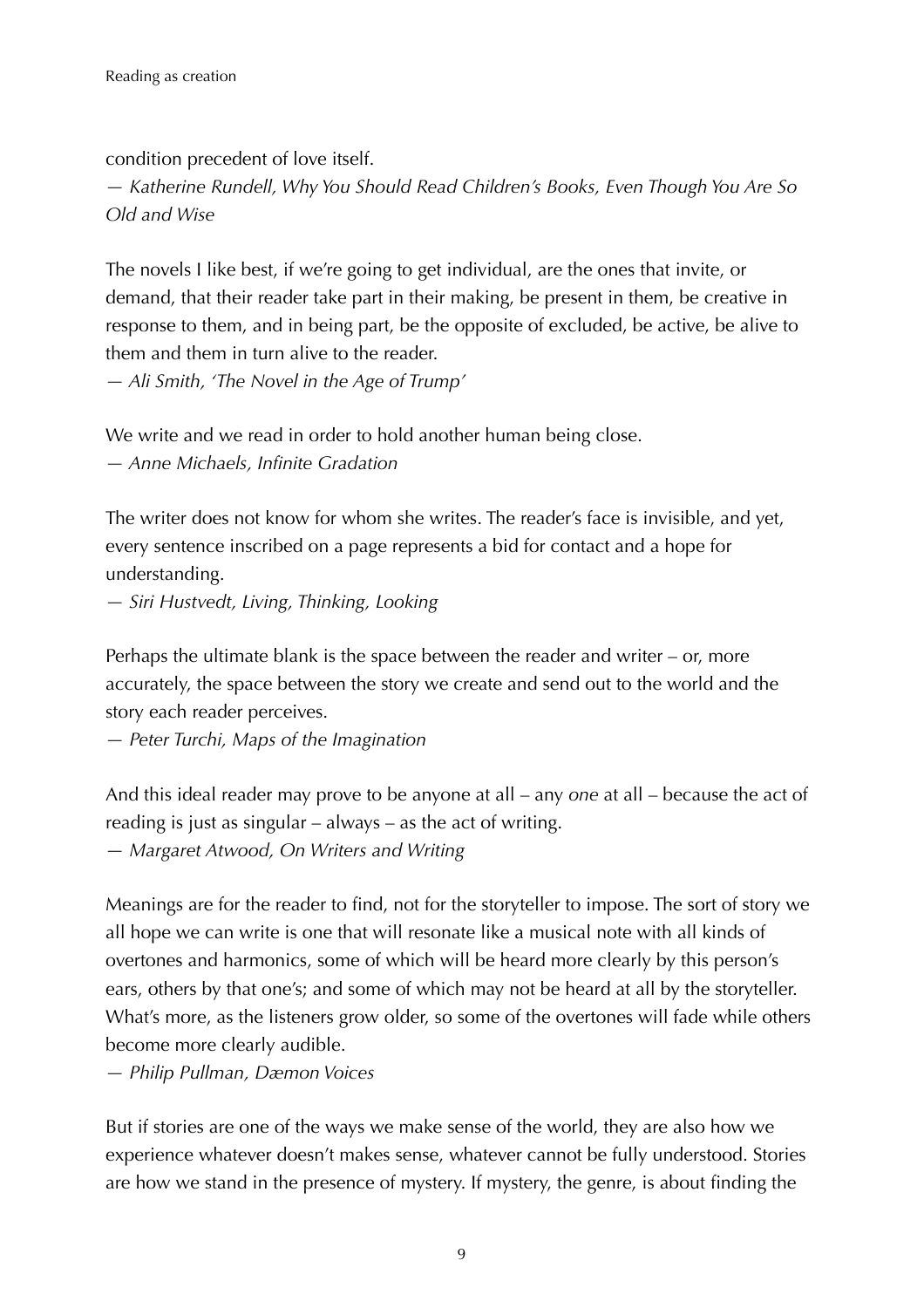condition precedent of love itself.

*— Katherine Rundell, Why You Should Read Children's Books, Even Though You Are So Old and Wise*

The novels I like best, if we're going to get individual, are the ones that invite, or demand, that their reader take part in their making, be present in them, be creative in response to them, and in being part, be the opposite of excluded, be active, be alive to them and them in turn alive to the reader.

*— Ali Smith, 'The Novel in the Age of Trump'*

We write and we read in order to hold another human being close.

*— Anne Michaels, Infinite Gradation*

The writer does not know for whom she writes. The reader's face is invisible, and yet, every sentence inscribed on a page represents a bid for contact and a hope for understanding.

*— Siri Hustvedt, Living, Thinking, Looking*

Perhaps the ultimate blank is the space between the reader and writer – or, more accurately, the space between the story we create and send out to the world and the story each reader perceives.

*— Peter Turchi, Maps of the Imagination*

And this ideal reader may prove to be anyone at all – any *one* at all – because the act of reading is just as singular – always – as the act of writing.

*— Margaret Atwood, On Writers and Writing*

Meanings are for the reader to find, not for the storyteller to impose. The sort of story we all hope we can write is one that will resonate like a musical note with all kinds of overtones and harmonics, some of which will be heard more clearly by this person's ears, others by that one's; and some of which may not be heard at all by the storyteller. What's more, as the listeners grow older, so some of the overtones will fade while others become more clearly audible.

*— Philip Pullman, Dæmon Voices*

But if stories are one of the ways we make sense of the world, they are also how we experience whatever doesn't makes sense, whatever cannot be fully understood. Stories are how we stand in the presence of mystery. If mystery, the genre, is about finding the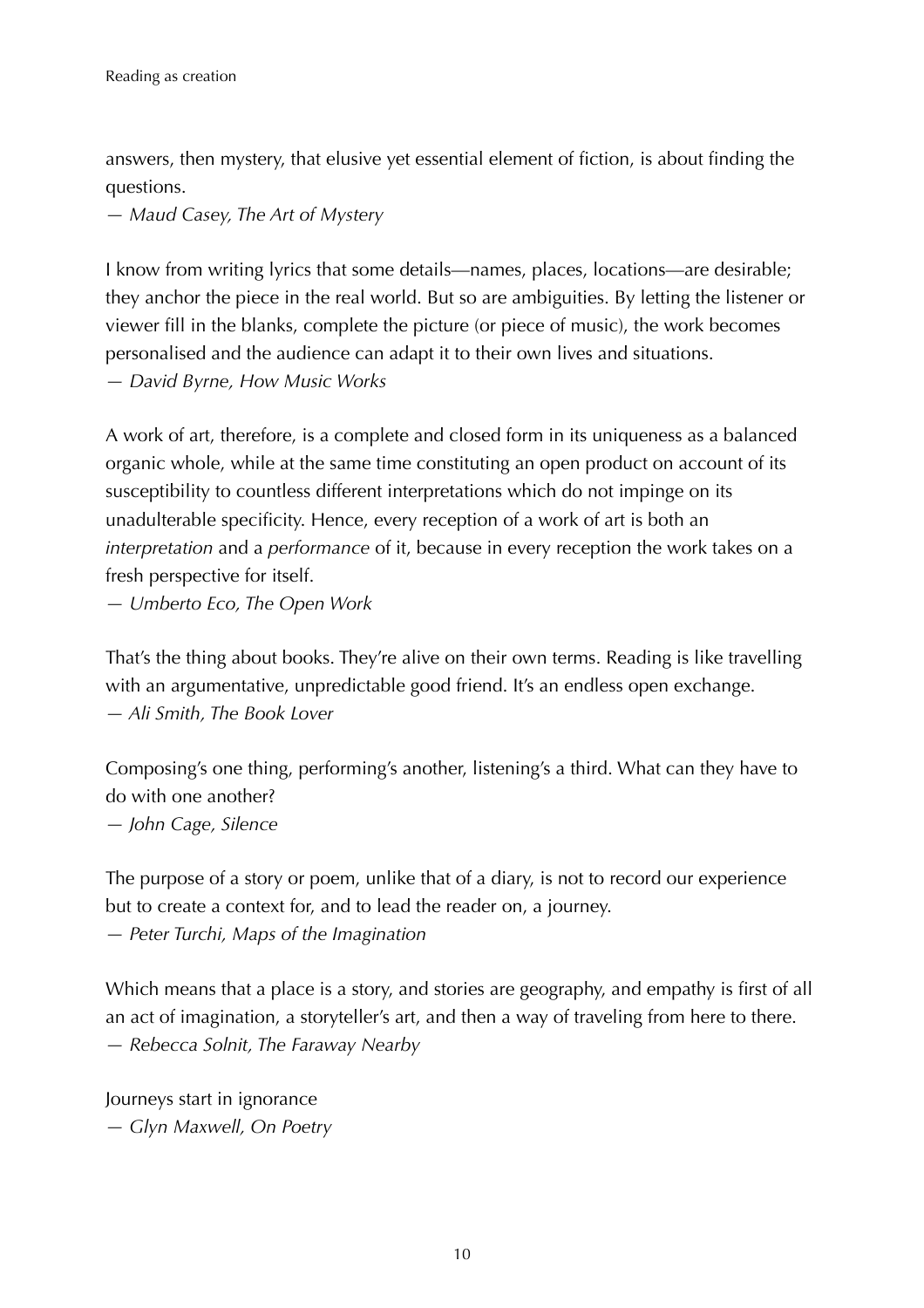answers, then mystery, that elusive yet essential element of fiction, is about finding the questions.
*— Maud Casey, The Art of Mystery*

I know from writing lyrics that some details—names, places, locations—are desirable; they anchor the piece in the real world. But so are ambiguities. By letting the listener or viewer fill in the blanks, complete the picture (or piece of music), the work becomes personalised and the audience can adapt it to their own lives and situations.
*— David Byrne, How Music Works*

A work of art, therefore, is a complete and closed form in its uniqueness as a balanced organic whole, while at the same time constituting an open product on account of its susceptibility to countless different interpretations which do not impinge on its unadulterable specificity. Hence, every reception of a work of art is both an *interpretation* and a *performance* of it, because in every reception the work takes on a fresh perspective for itself.
*— Umberto Eco, The Open Work*

That's the thing about books. They're alive on their own terms. Reading is like travelling with an argumentative, unpredictable good friend. It's an endless open exchange.
*— Ali Smith, The Book Lover*

Composing's one thing, performing's another, listening's a third. What can they have to do with one another?
*— John Cage, Silence*

The purpose of a story or poem, unlike that of a diary, is not to record our experience but to create a context for, and to lead the reader on, a journey.
*— Peter Turchi, Maps of the Imagination*

Which means that a place is a story, and stories are geography, and empathy is first of all an act of imagination, a storyteller's art, and then a way of traveling from here to there.
*— Rebecca Solnit, The Faraway Nearby*

Journeys start in ignorance
*— Glyn Maxwell, On Poetry*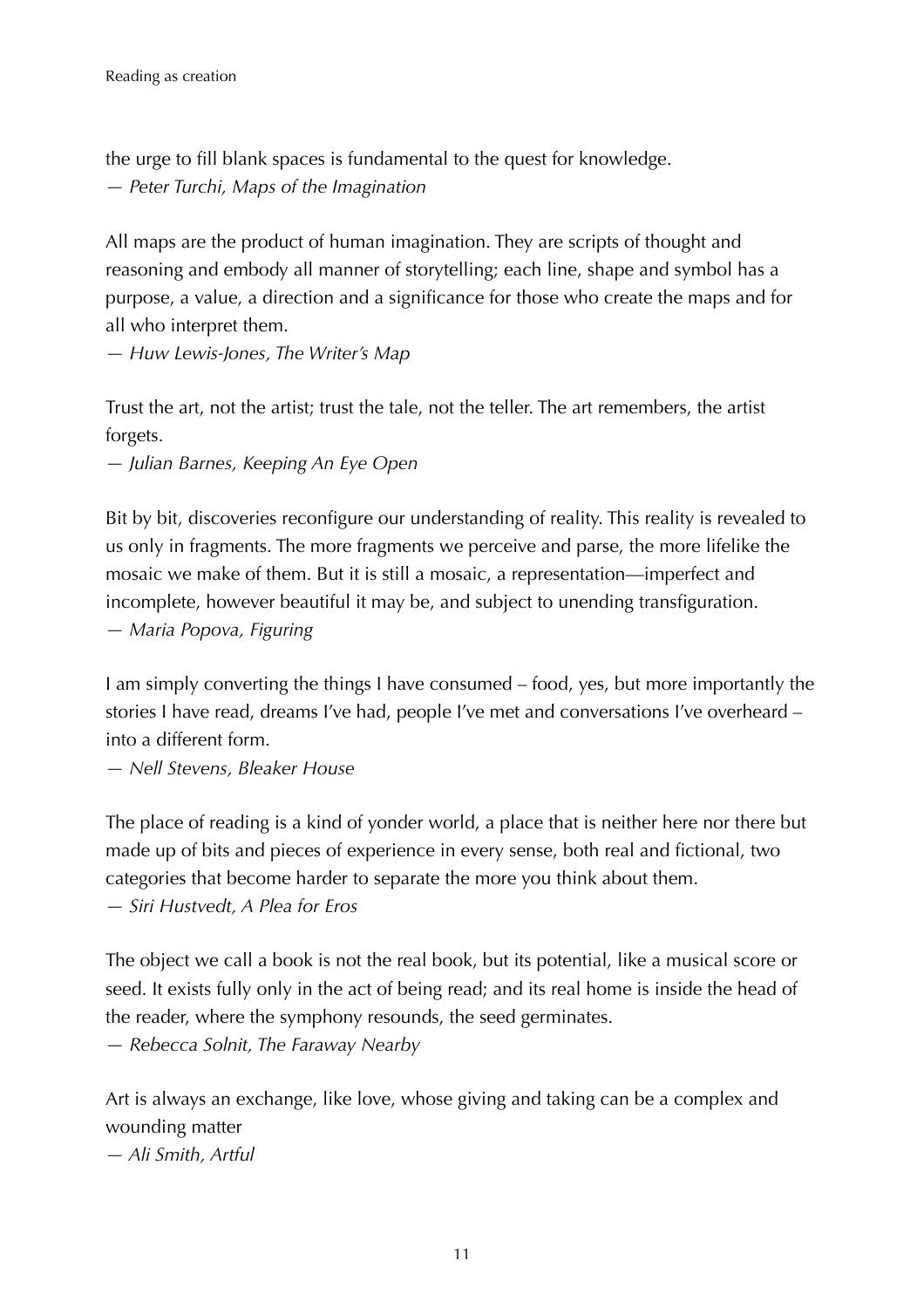the urge to fill blank spaces is fundamental to the quest for knowledge.
— *Peter Turchi, Maps of the Imagination*

All maps are the product of human imagination. They are scripts of thought and reasoning and embody all manner of storytelling; each line, shape and symbol has a purpose, a value, a direction and a significance for those who create the maps and for all who interpret them.
— *Huw Lewis-Jones, The Writer's Map*

Trust the art, not the artist; trust the tale, not the teller. The art remembers, the artist forgets.
— *Julian Barnes, Keeping An Eye Open*

Bit by bit, discoveries reconfigure our understanding of reality. This reality is revealed to us only in fragments. The more fragments we perceive and parse, the more lifelike the mosaic we make of them. But it is still a mosaic, a representation—imperfect and incomplete, however beautiful it may be, and subject to unending transfiguration.
— *Maria Popova, Figuring*

I am simply converting the things I have consumed – food, yes, but more importantly the stories I have read, dreams I've had, people I've met and conversations I've overheard – into a different form.
— *Nell Stevens, Bleaker House*

The place of reading is a kind of yonder world, a place that is neither here nor there but made up of bits and pieces of experience in every sense, both real and fictional, two categories that become harder to separate the more you think about them.
— *Siri Hustvedt, A Plea for Eros*

The object we call a book is not the real book, but its potential, like a musical score or seed. It exists fully only in the act of being read; and its real home is inside the head of the reader, where the symphony resounds, the seed germinates.
— *Rebecca Solnit, The Faraway Nearby*

Art is always an exchange, like love, whose giving and taking can be a complex and wounding matter
— *Ali Smith, Artful*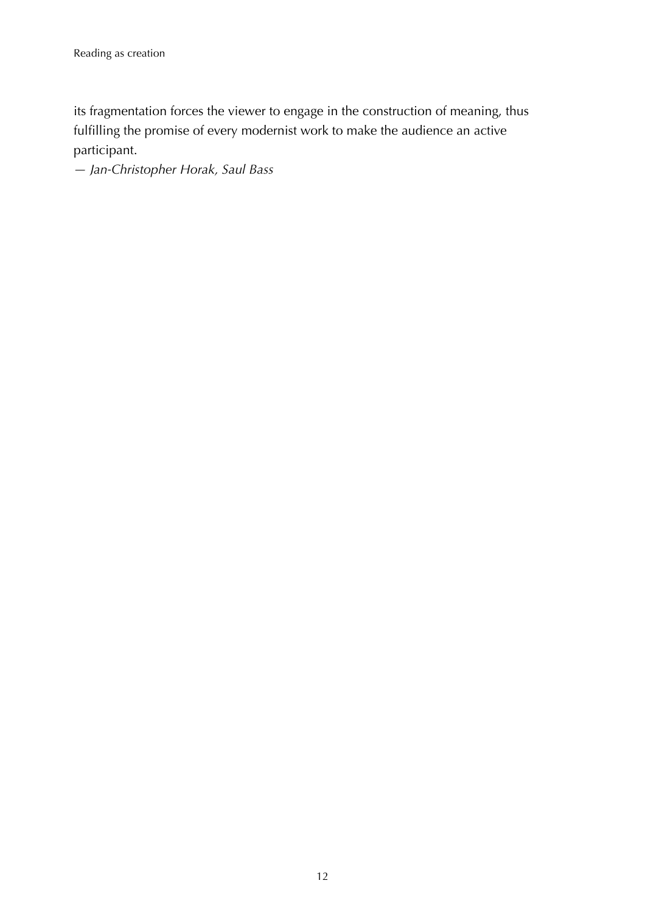its fragmentation forces the viewer to engage in the construction of meaning, thus fulfilling the promise of every modernist work to make the audience an active participant.
— *Jan-Christopher Horak, Saul Bass*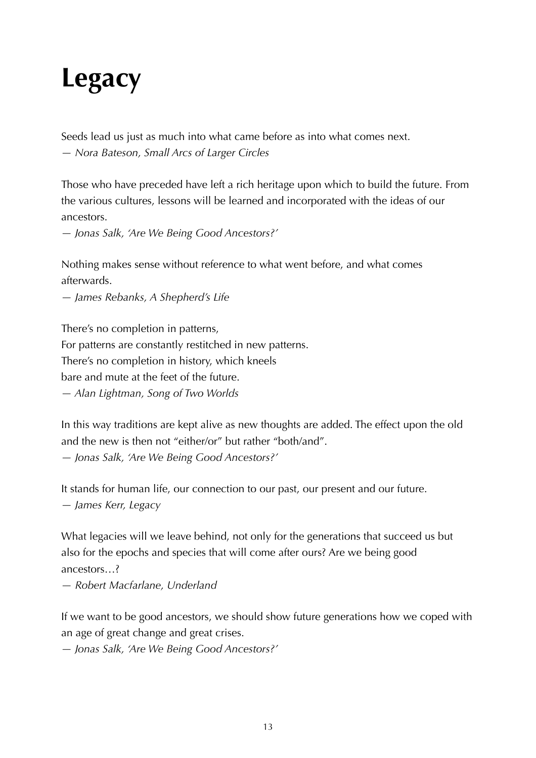# Legacy

Seeds lead us just as much into what came before as into what comes next.
*— Nora Bateson, Small Arcs of Larger Circles*

Those who have preceded have left a rich heritage upon which to build the future. From the various cultures, lessons will be learned and incorporated with the ideas of our ancestors.
*— Jonas Salk, 'Are We Being Good Ancestors?'*

Nothing makes sense without reference to what went before, and what comes afterwards.
*— James Rebanks, A Shepherd's Life*

There's no completion in patterns,
For patterns are constantly restitched in new patterns.
There's no completion in history, which kneels
bare and mute at the feet of the future.
*— Alan Lightman, Song of Two Worlds*

In this way traditions are kept alive as new thoughts are added. The effect upon the old and the new is then not "either/or" but rather "both/and".
*— Jonas Salk, 'Are We Being Good Ancestors?'*

It stands for human life, our connection to our past, our present and our future.
*— James Kerr, Legacy*

What legacies will we leave behind, not only for the generations that succeed us but also for the epochs and species that will come after ours? Are we being good ancestors…?
*— Robert Macfarlane, Underland*

If we want to be good ancestors, we should show future generations how we coped with an age of great change and great crises.
*— Jonas Salk, 'Are We Being Good Ancestors?'*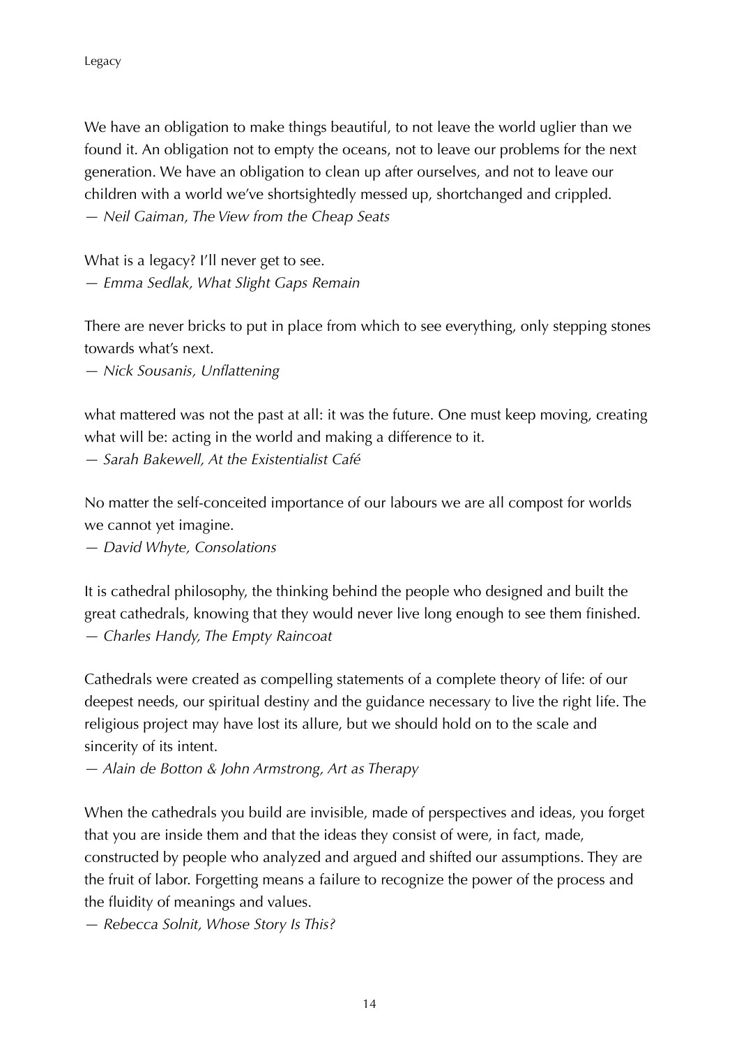We have an obligation to make things beautiful, to not leave the world uglier than we found it. An obligation not to empty the oceans, not to leave our problems for the next generation. We have an obligation to clean up after ourselves, and not to leave our children with a world we've shortsightedly messed up, shortchanged and crippled.
*— Neil Gaiman, The View from the Cheap Seats*

What is a legacy? I'll never get to see.
*— Emma Sedlak, What Slight Gaps Remain*

There are never bricks to put in place from which to see everything, only stepping stones towards what's next.
*— Nick Sousanis, Unflattening*

what mattered was not the past at all: it was the future. One must keep moving, creating what will be: acting in the world and making a difference to it.
*— Sarah Bakewell, At the Existentialist Café*

No matter the self-conceited importance of our labours we are all compost for worlds we cannot yet imagine.
*— David Whyte, Consolations*

It is cathedral philosophy, the thinking behind the people who designed and built the great cathedrals, knowing that they would never live long enough to see them finished.
*— Charles Handy, The Empty Raincoat*

Cathedrals were created as compelling statements of a complete theory of life: of our deepest needs, our spiritual destiny and the guidance necessary to live the right life. The religious project may have lost its allure, but we should hold on to the scale and sincerity of its intent.
*— Alain de Botton & John Armstrong, Art as Therapy*

When the cathedrals you build are invisible, made of perspectives and ideas, you forget that you are inside them and that the ideas they consist of were, in fact, made, constructed by people who analyzed and argued and shifted our assumptions. They are the fruit of labor. Forgetting means a failure to recognize the power of the process and the fluidity of meanings and values.
*— Rebecca Solnit, Whose Story Is This?*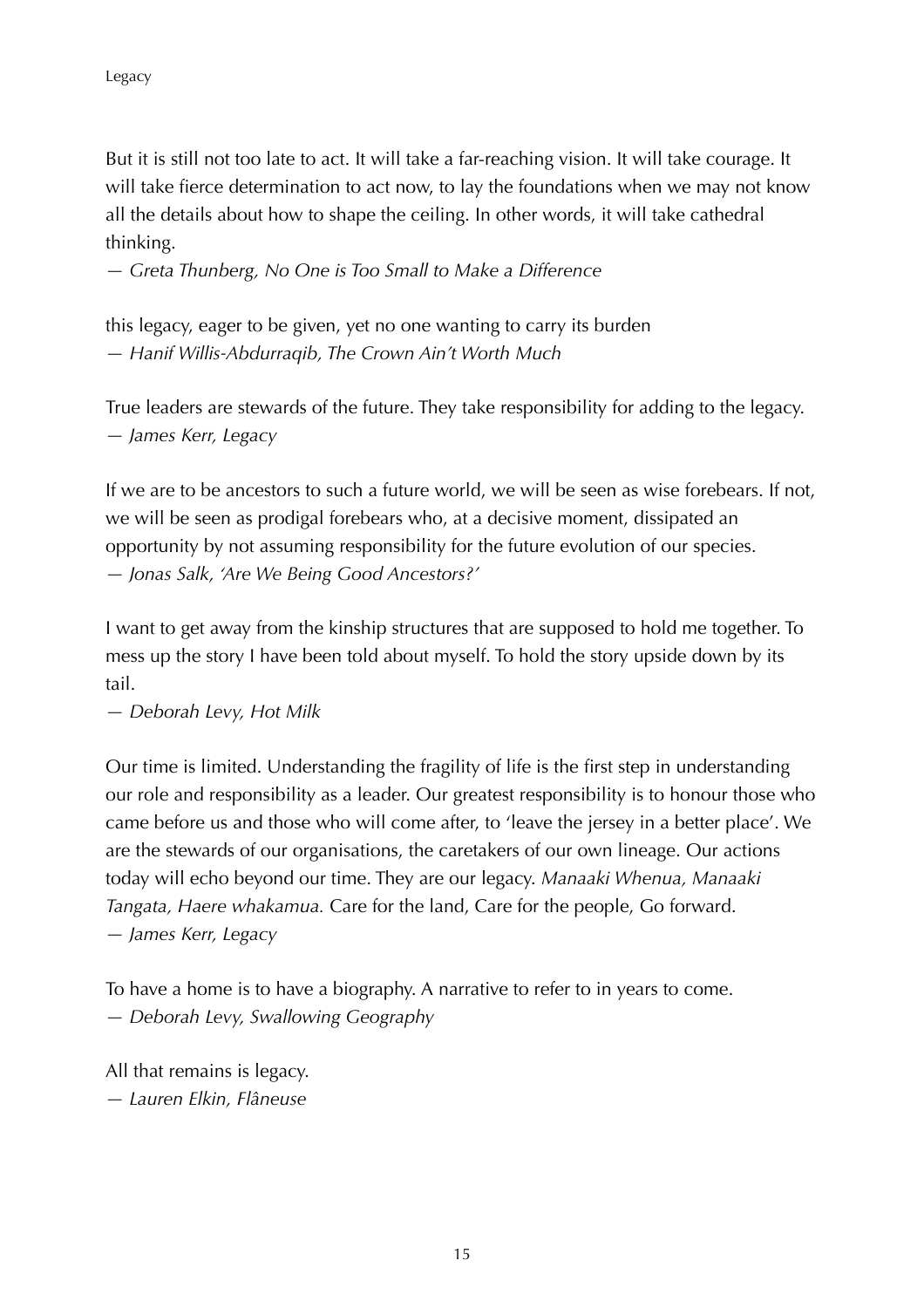But it is still not too late to act. It will take a far-reaching vision. It will take courage. It will take fierce determination to act now, to lay the foundations when we may not know all the details about how to shape the ceiling. In other words, it will take cathedral thinking.
— *Greta Thunberg, No One is Too Small to Make a Difference*

this legacy, eager to be given, yet no one wanting to carry its burden
— *Hanif Willis-Abdurraqib, The Crown Ain't Worth Much*

True leaders are stewards of the future. They take responsibility for adding to the legacy.
— *James Kerr, Legacy*

If we are to be ancestors to such a future world, we will be seen as wise forebears. If not, we will be seen as prodigal forebears who, at a decisive moment, dissipated an opportunity by not assuming responsibility for the future evolution of our species.
— *Jonas Salk, 'Are We Being Good Ancestors?'*

I want to get away from the kinship structures that are supposed to hold me together. To mess up the story I have been told about myself. To hold the story upside down by its tail.
— *Deborah Levy, Hot Milk*

Our time is limited. Understanding the fragility of life is the first step in understanding our role and responsibility as a leader. Our greatest responsibility is to honour those who came before us and those who will come after, to 'leave the jersey in a better place'. We are the stewards of our organisations, the caretakers of our own lineage. Our actions today will echo beyond our time. They are our legacy. *Manaaki Whenua, Manaaki Tangata, Haere whakamua.* Care for the land, Care for the people, Go forward.
— *James Kerr, Legacy*

To have a home is to have a biography. A narrative to refer to in years to come.
— *Deborah Levy, Swallowing Geography*

All that remains is legacy.
— *Lauren Elkin, Flâneuse*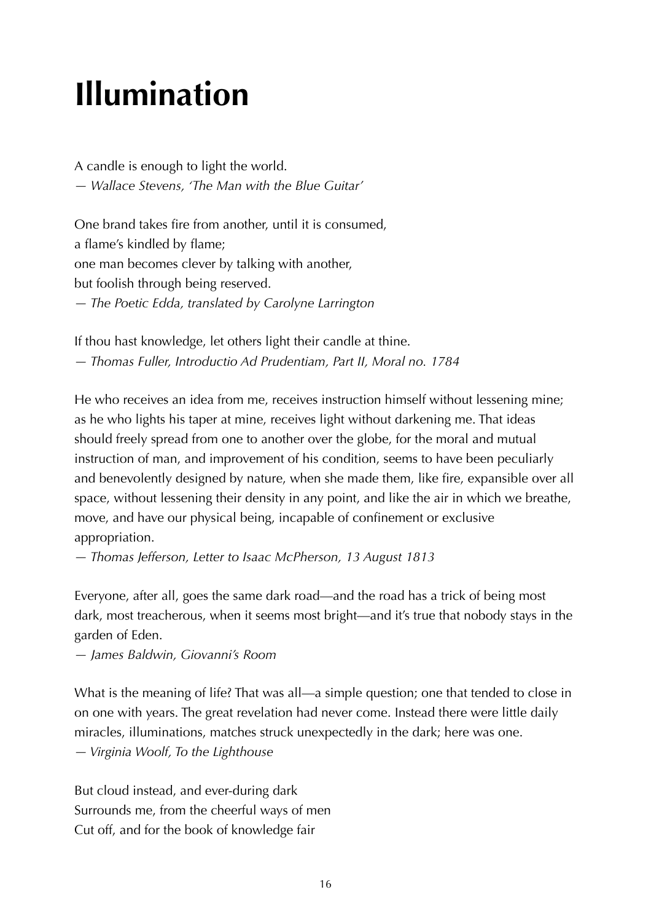# Illumination

A candle is enough to light the world.
*— Wallace Stevens, 'The Man with the Blue Guitar'*

One brand takes fire from another, until it is consumed,
a flame's kindled by flame;
one man becomes clever by talking with another,
but foolish through being reserved.
*— The Poetic Edda, translated by Carolyne Larrington*

If thou hast knowledge, let others light their candle at thine.
*— Thomas Fuller, Introductio Ad Prudentiam, Part II, Moral no. 1784*

He who receives an idea from me, receives instruction himself without lessening mine; as he who lights his taper at mine, receives light without darkening me. That ideas should freely spread from one to another over the globe, for the moral and mutual instruction of man, and improvement of his condition, seems to have been peculiarly and benevolently designed by nature, when she made them, like fire, expansible over all space, without lessening their density in any point, and like the air in which we breathe, move, and have our physical being, incapable of confinement or exclusive appropriation.
*— Thomas Jefferson, Letter to Isaac McPherson, 13 August 1813*

Everyone, after all, goes the same dark road—and the road has a trick of being most dark, most treacherous, when it seems most bright—and it's true that nobody stays in the garden of Eden.
*— James Baldwin, Giovanni's Room*

What is the meaning of life? That was all—a simple question; one that tended to close in on one with years. The great revelation had never come. Instead there were little daily miracles, illuminations, matches struck unexpectedly in the dark; here was one.
*— Virginia Woolf, To the Lighthouse*

But cloud instead, and ever-during dark
Surrounds me, from the cheerful ways of men
Cut off, and for the book of knowledge fair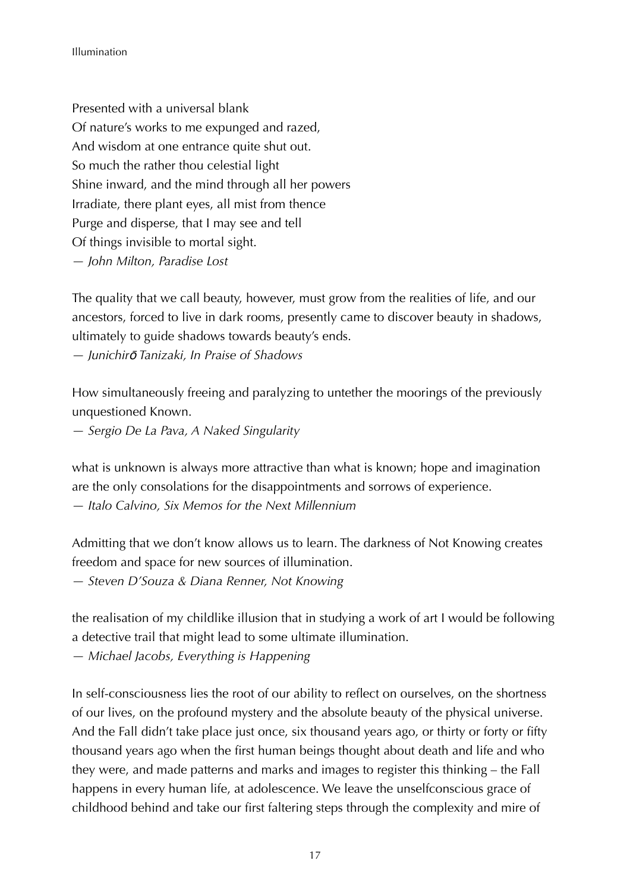Presented with a universal blank  
Of nature's works to me expunged and razed,  
And wisdom at one entrance quite shut out.  
So much the rather thou celestial light  
Shine inward, and the mind through all her powers  
Irradiate, there plant eyes, all mist from thence  
Purge and disperse, that I may see and tell  
Of things invisible to mortal sight.  
— *John Milton, Paradise Lost*

The quality that we call beauty, however, must grow from the realities of life, and our ancestors, forced to live in dark rooms, presently came to discover beauty in shadows, ultimately to guide shadows towards beauty's ends.  
— *Junichirō Tanizaki, In Praise of Shadows*

How simultaneously freeing and paralyzing to untether the moorings of the previously unquestioned Known.  
— *Sergio De La Pava, A Naked Singularity*

what is unknown is always more attractive than what is known; hope and imagination are the only consolations for the disappointments and sorrows of experience.  
— *Italo Calvino, Six Memos for the Next Millennium*

Admitting that we don't know allows us to learn. The darkness of Not Knowing creates freedom and space for new sources of illumination.  
— *Steven D'Souza & Diana Renner, Not Knowing*

the realisation of my childlike illusion that in studying a work of art I would be following a detective trail that might lead to some ultimate illumination.  
— *Michael Jacobs, Everything is Happening*

In self-consciousness lies the root of our ability to reflect on ourselves, on the shortness of our lives, on the profound mystery and the absolute beauty of the physical universe. And the Fall didn't take place just once, six thousand years ago, or thirty or forty or fifty thousand years ago when the first human beings thought about death and life and who they were, and made patterns and marks and images to register this thinking – the Fall happens in every human life, at adolescence. We leave the unselfconscious grace of childhood behind and take our first faltering steps through the complexity and mire of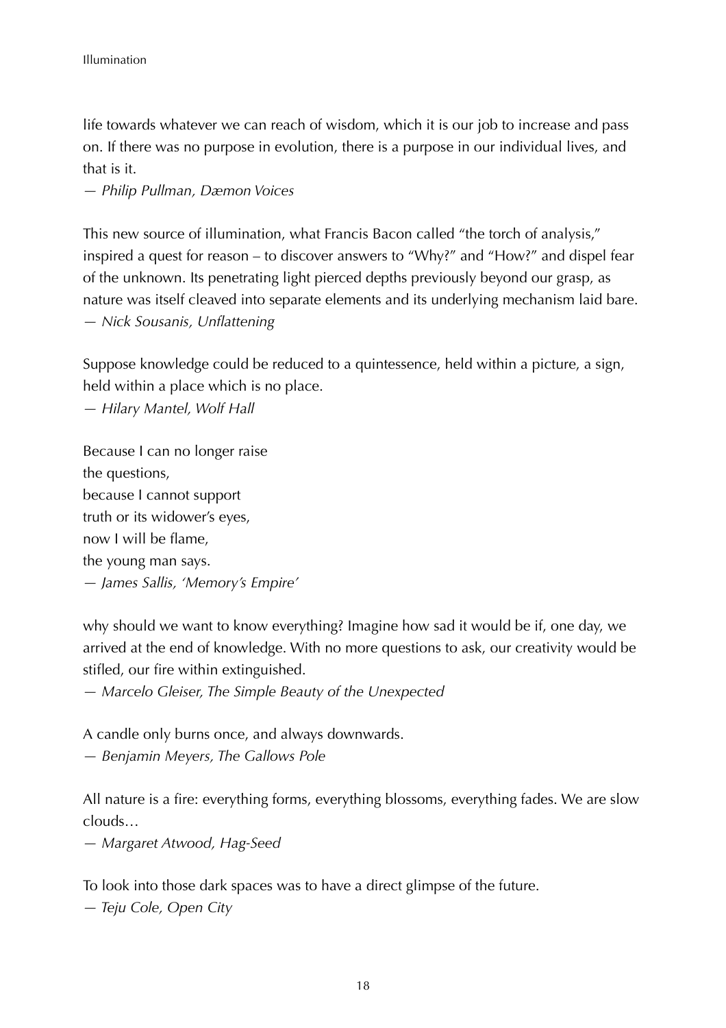life towards whatever we can reach of wisdom, which it is our job to increase and pass on. If there was no purpose in evolution, there is a purpose in our individual lives, and that is it.
*— Philip Pullman, Dæmon Voices*

This new source of illumination, what Francis Bacon called "the torch of analysis," inspired a quest for reason – to discover answers to "Why?" and "How?" and dispel fear of the unknown. Its penetrating light pierced depths previously beyond our grasp, as nature was itself cleaved into separate elements and its underlying mechanism laid bare.
*— Nick Sousanis, Unflattening*

Suppose knowledge could be reduced to a quintessence, held within a picture, a sign, held within a place which is no place.
*— Hilary Mantel, Wolf Hall*

Because I can no longer raise
the questions,
because I cannot support
truth or its widower's eyes,
now I will be flame,
the young man says.
*— James Sallis, 'Memory's Empire'*

why should we want to know everything? Imagine how sad it would be if, one day, we arrived at the end of knowledge. With no more questions to ask, our creativity would be stifled, our fire within extinguished.
*— Marcelo Gleiser, The Simple Beauty of the Unexpected*

A candle only burns once, and always downwards.
*— Benjamin Meyers, The Gallows Pole*

All nature is a fire: everything forms, everything blossoms, everything fades. We are slow clouds…
*— Margaret Atwood, Hag-Seed*

To look into those dark spaces was to have a direct glimpse of the future.
*— Teju Cole, Open City*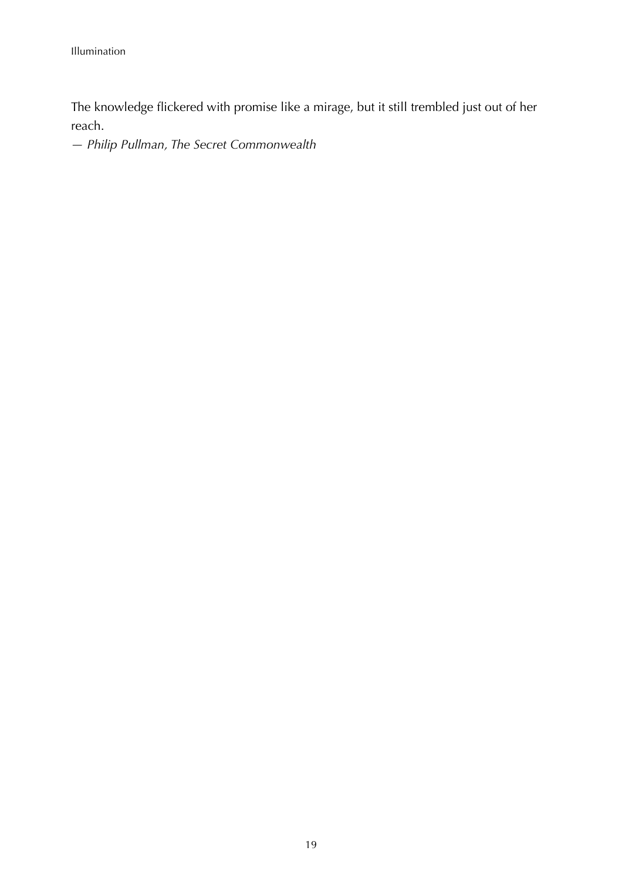The knowledge flickered with promise like a mirage, but it still trembled just out of her reach.

— *Philip Pullman, The Secret Commonwealth*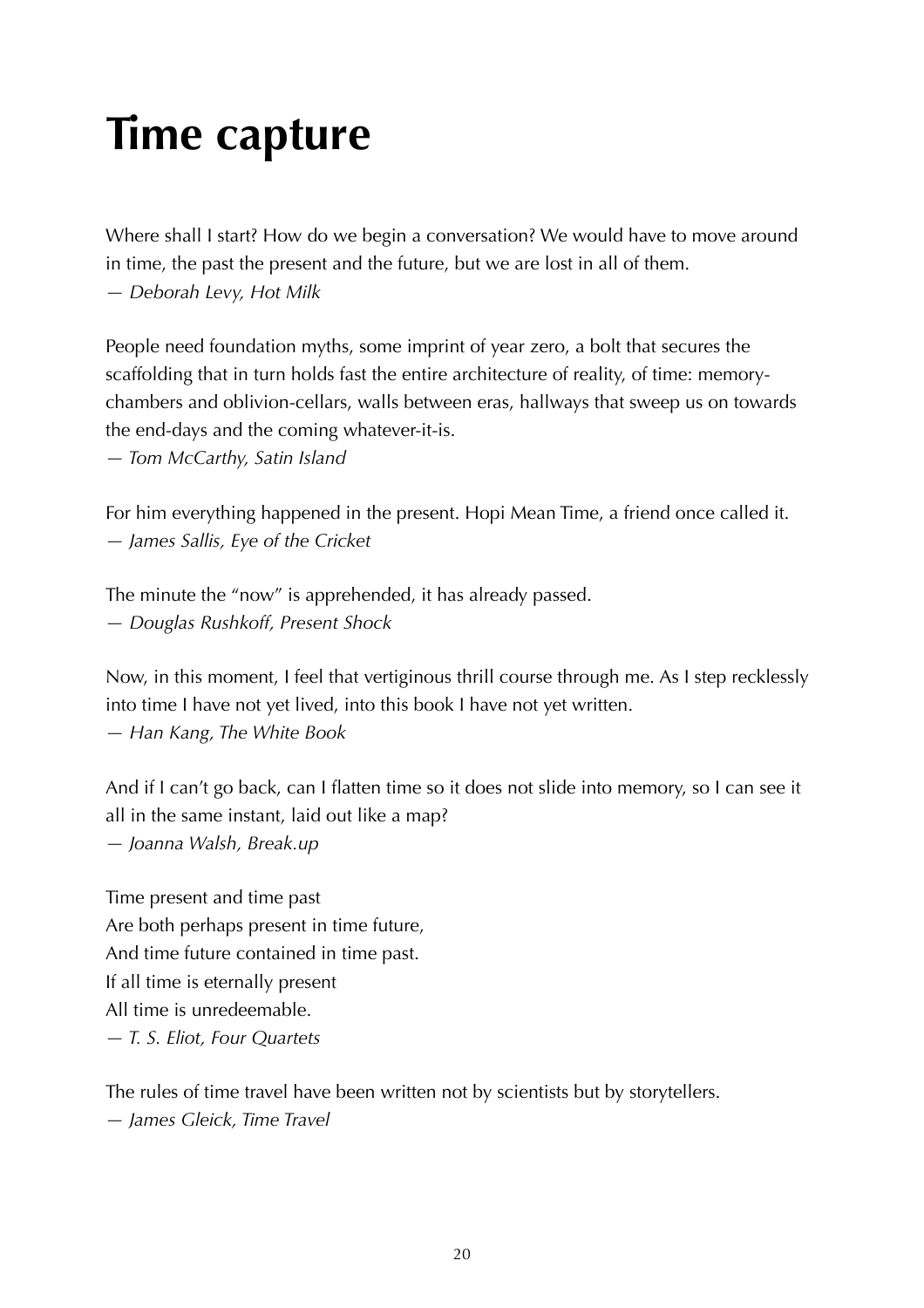# Time capture

Where shall I start? How do we begin a conversation? We would have to move around in time, the past the present and the future, but we are lost in all of them.
*— Deborah Levy, Hot Milk*

People need foundation myths, some imprint of year zero, a bolt that secures the scaffolding that in turn holds fast the entire architecture of reality, of time: memory-chambers and oblivion-cellars, walls between eras, hallways that sweep us on towards the end-days and the coming whatever-it-is.
*— Tom McCarthy, Satin Island*

For him everything happened in the present. Hopi Mean Time, a friend once called it.
*— James Sallis, Eye of the Cricket*

The minute the "now" is apprehended, it has already passed.
*— Douglas Rushkoff, Present Shock*

Now, in this moment, I feel that vertiginous thrill course through me. As I step recklessly into time I have not yet lived, into this book I have not yet written.
*— Han Kang, The White Book*

And if I can't go back, can I flatten time so it does not slide into memory, so I can see it all in the same instant, laid out like a map?
*— Joanna Walsh, Break.up*

Time present and time past
Are both perhaps present in time future,
And time future contained in time past.
If all time is eternally present
All time is unredeemable.
*— T. S. Eliot, Four Quartets*

The rules of time travel have been written not by scientists but by storytellers.
*— James Gleick, Time Travel*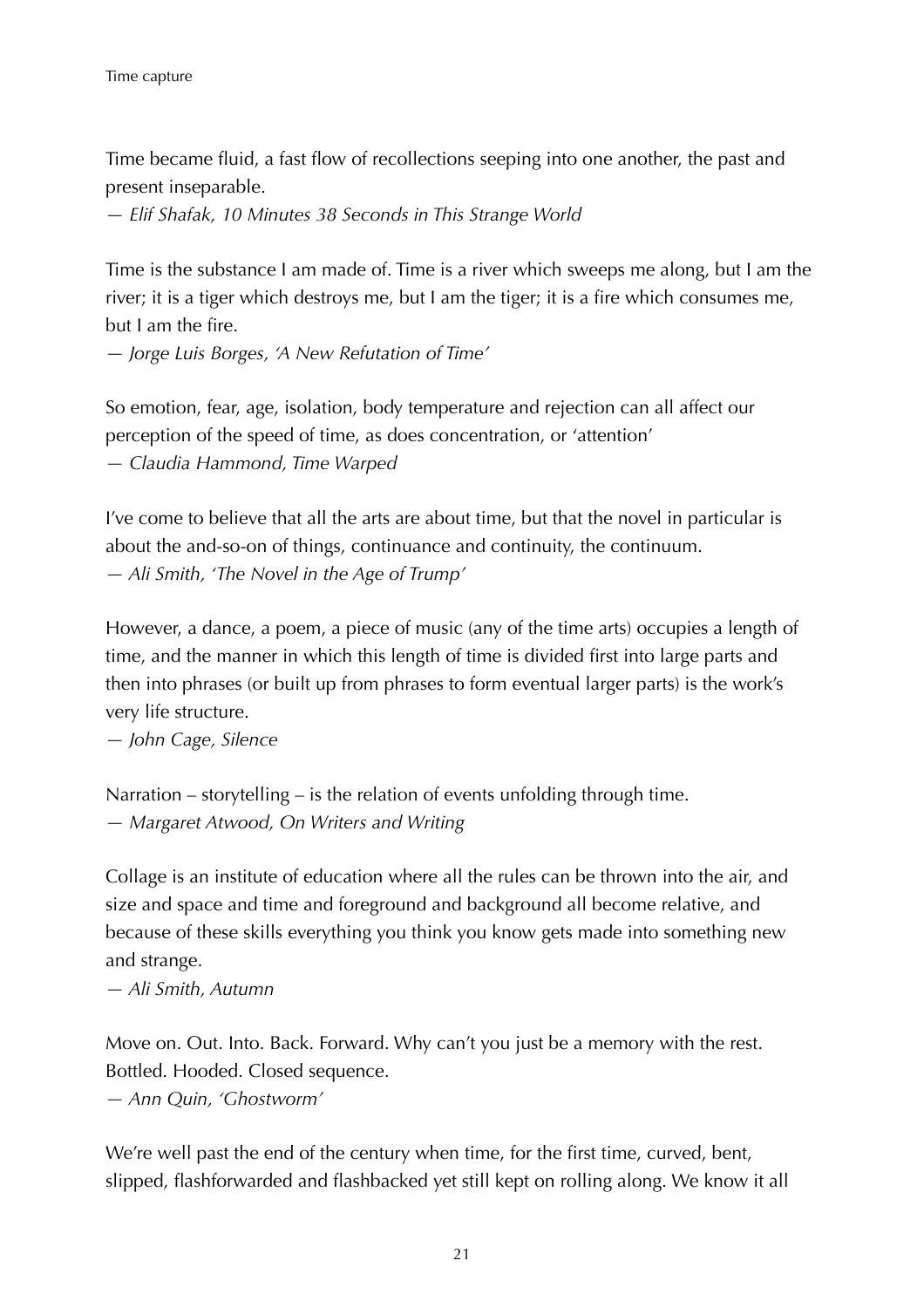Time became fluid, a fast flow of recollections seeping into one another, the past and present inseparable.
— *Elif Shafak, 10 Minutes 38 Seconds in This Strange World*

Time is the substance I am made of. Time is a river which sweeps me along, but I am the river; it is a tiger which destroys me, but I am the tiger; it is a fire which consumes me, but I am the fire.
— *Jorge Luis Borges, 'A New Refutation of Time'*

So emotion, fear, age, isolation, body temperature and rejection can all affect our perception of the speed of time, as does concentration, or 'attention'
— *Claudia Hammond, Time Warped*

I've come to believe that all the arts are about time, but that the novel in particular is about the and-so-on of things, continuance and continuity, the continuum.
— *Ali Smith, 'The Novel in the Age of Trump'*

However, a dance, a poem, a piece of music (any of the time arts) occupies a length of time, and the manner in which this length of time is divided first into large parts and then into phrases (or built up from phrases to form eventual larger parts) is the work's very life structure.
— *John Cage, Silence*

Narration – storytelling – is the relation of events unfolding through time.
— *Margaret Atwood, On Writers and Writing*

Collage is an institute of education where all the rules can be thrown into the air, and size and space and time and foreground and background all become relative, and because of these skills everything you think you know gets made into something new and strange.
— *Ali Smith, Autumn*

Move on. Out. Into. Back. Forward. Why can't you just be a memory with the rest. Bottled. Hooded. Closed sequence.
— *Ann Quin, 'Ghostworm'*

We're well past the end of the century when time, for the first time, curved, bent, slipped, flashforwarded and flashbacked yet still kept on rolling along. We know it all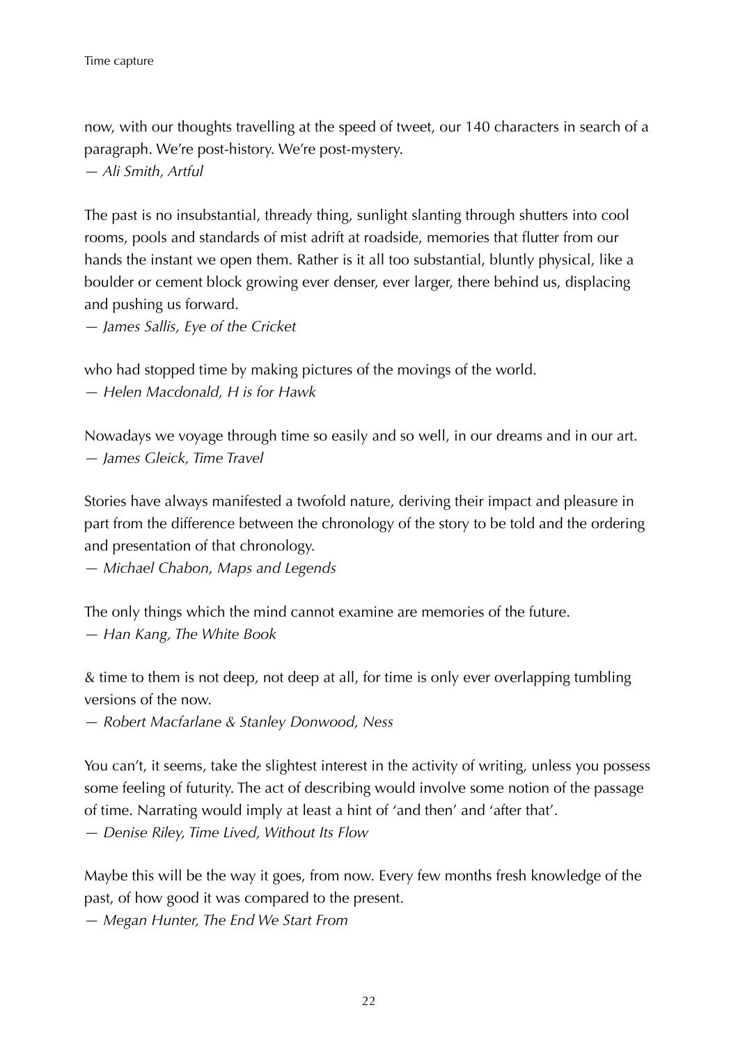now, with our thoughts travelling at the speed of tweet, our 140 characters in search of a paragraph. We're post-history. We're post-mystery.
— *Ali Smith, Artful*

The past is no insubstantial, thready thing, sunlight slanting through shutters into cool rooms, pools and standards of mist adrift at roadside, memories that flutter from our hands the instant we open them. Rather is it all too substantial, bluntly physical, like a boulder or cement block growing ever denser, ever larger, there behind us, displacing and pushing us forward.
— *James Sallis, Eye of the Cricket*

who had stopped time by making pictures of the movings of the world.
— *Helen Macdonald, H is for Hawk*

Nowadays we voyage through time so easily and so well, in our dreams and in our art.
— *James Gleick, Time Travel*

Stories have always manifested a twofold nature, deriving their impact and pleasure in part from the difference between the chronology of the story to be told and the ordering and presentation of that chronology.
— *Michael Chabon, Maps and Legends*

The only things which the mind cannot examine are memories of the future.
— *Han Kang, The White Book*

& time to them is not deep, not deep at all, for time is only ever overlapping tumbling versions of the now.
— *Robert Macfarlane & Stanley Donwood, Ness*

You can't, it seems, take the slightest interest in the activity of writing, unless you possess some feeling of futurity. The act of describing would involve some notion of the passage of time. Narrating would imply at least a hint of 'and then' and 'after that'.
— *Denise Riley, Time Lived, Without Its Flow*

Maybe this will be the way it goes, from now. Every few months fresh knowledge of the past, of how good it was compared to the present.
— *Megan Hunter, The End We Start From*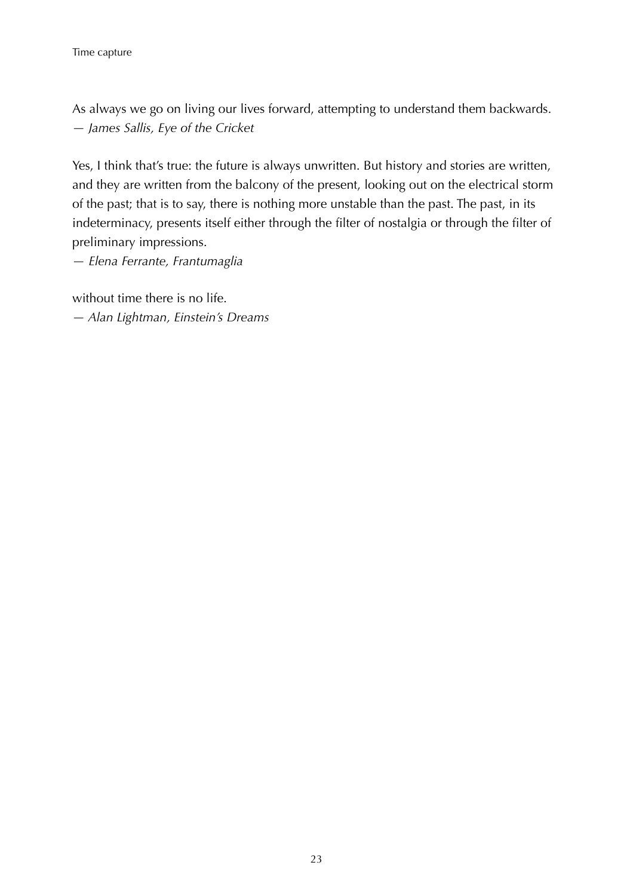As always we go on living our lives forward, attempting to understand them backwards.
— *James Sallis, Eye of the Cricket*

Yes, I think that's true: the future is always unwritten. But history and stories are written, and they are written from the balcony of the present, looking out on the electrical storm of the past; that is to say, there is nothing more unstable than the past. The past, in its indeterminacy, presents itself either through the filter of nostalgia or through the filter of preliminary impressions.
— *Elena Ferrante, Frantumaglia*

without time there is no life.
— *Alan Lightman, Einstein's Dreams*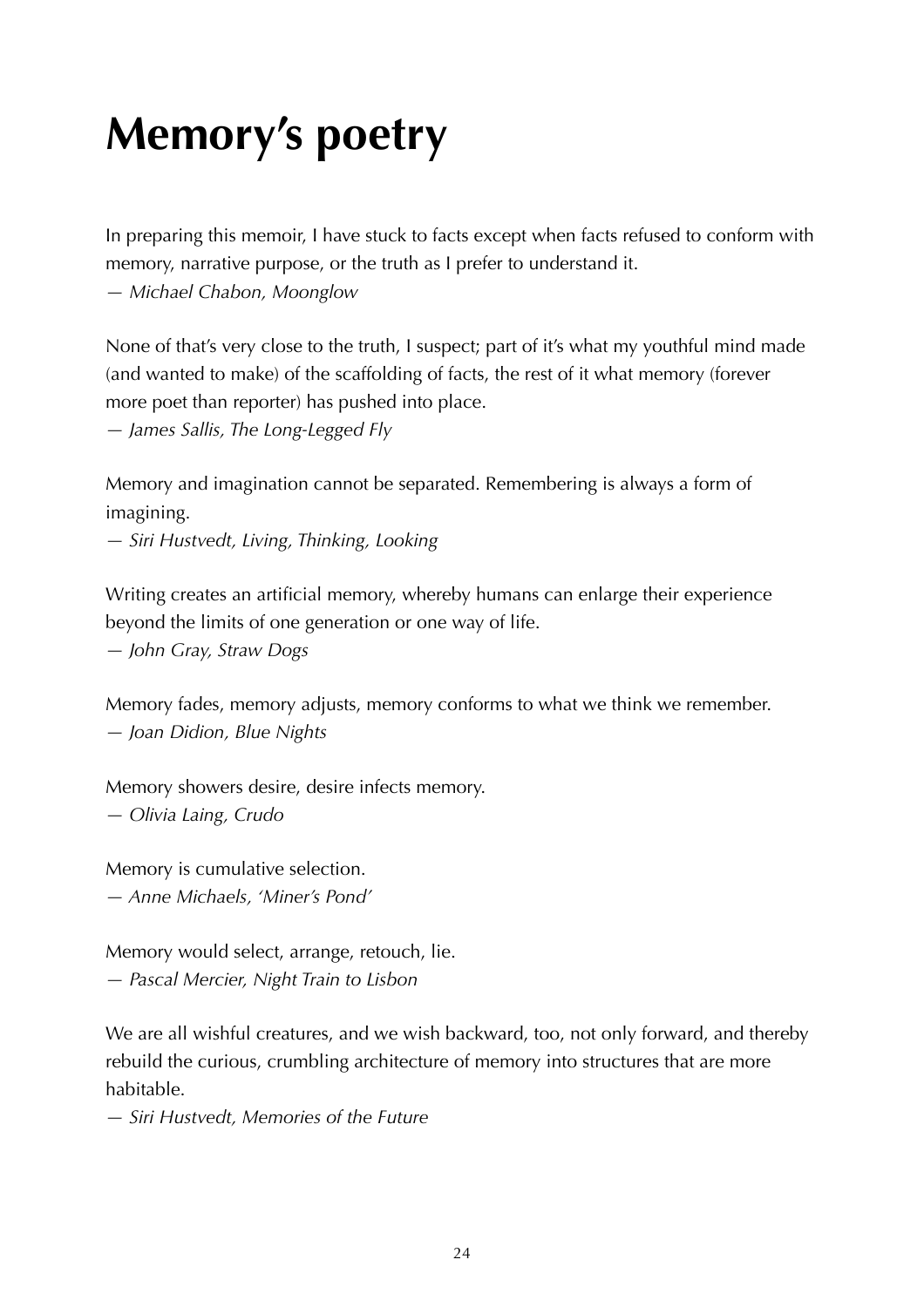# Memory's poetry

In preparing this memoir, I have stuck to facts except when facts refused to conform with memory, narrative purpose, or the truth as I prefer to understand it.
*— Michael Chabon, Moonglow*

None of that's very close to the truth, I suspect; part of it's what my youthful mind made (and wanted to make) of the scaffolding of facts, the rest of it what memory (forever more poet than reporter) has pushed into place.
*— James Sallis, The Long-Legged Fly*

Memory and imagination cannot be separated. Remembering is always a form of imagining.
*— Siri Hustvedt, Living, Thinking, Looking*

Writing creates an artificial memory, whereby humans can enlarge their experience beyond the limits of one generation or one way of life.
*— John Gray, Straw Dogs*

Memory fades, memory adjusts, memory conforms to what we think we remember.
*— Joan Didion, Blue Nights*

Memory showers desire, desire infects memory.
*— Olivia Laing, Crudo*

Memory is cumulative selection.
*— Anne Michaels, 'Miner's Pond'*

Memory would select, arrange, retouch, lie.
*— Pascal Mercier, Night Train to Lisbon*

We are all wishful creatures, and we wish backward, too, not only forward, and thereby rebuild the curious, crumbling architecture of memory into structures that are more habitable.
*— Siri Hustvedt, Memories of the Future*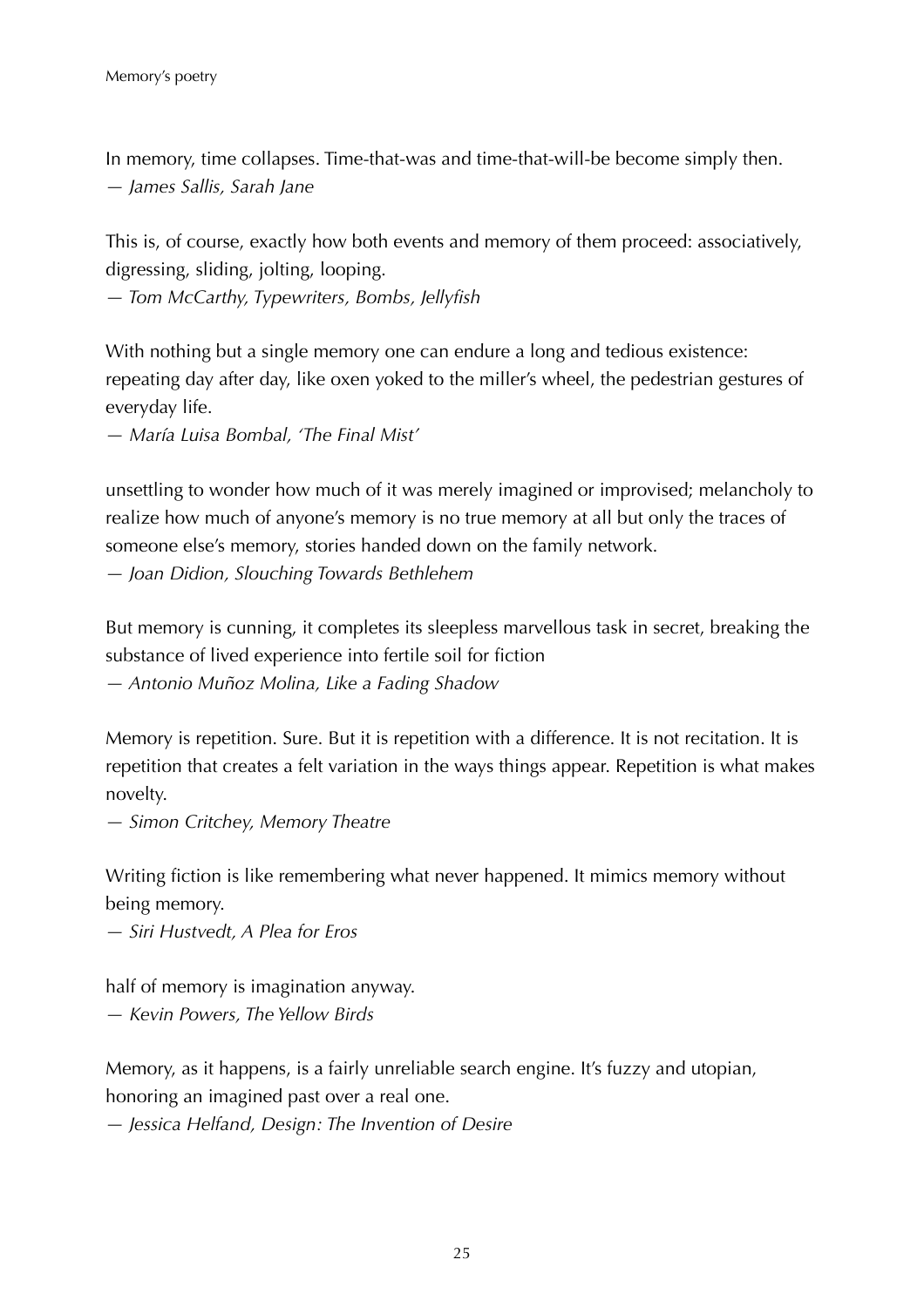In memory, time collapses. Time-that-was and time-that-will-be become simply then.
— *James Sallis, Sarah Jane*

This is, of course, exactly how both events and memory of them proceed: associatively, digressing, sliding, jolting, looping.
— *Tom McCarthy, Typewriters, Bombs, Jellyfish*

With nothing but a single memory one can endure a long and tedious existence: repeating day after day, like oxen yoked to the miller's wheel, the pedestrian gestures of everyday life.
— *María Luisa Bombal, 'The Final Mist'*

unsettling to wonder how much of it was merely imagined or improvised; melancholy to realize how much of anyone's memory is no true memory at all but only the traces of someone else's memory, stories handed down on the family network.
— *Joan Didion, Slouching Towards Bethlehem*

But memory is cunning, it completes its sleepless marvellous task in secret, breaking the substance of lived experience into fertile soil for fiction
— *Antonio Muñoz Molina, Like a Fading Shadow*

Memory is repetition. Sure. But it is repetition with a difference. It is not recitation. It is repetition that creates a felt variation in the ways things appear. Repetition is what makes novelty.
— *Simon Critchey, Memory Theatre*

Writing fiction is like remembering what never happened. It mimics memory without being memory.
— *Siri Hustvedt, A Plea for Eros*

half of memory is imagination anyway.
— *Kevin Powers, The Yellow Birds*

Memory, as it happens, is a fairly unreliable search engine. It's fuzzy and utopian, honoring an imagined past over a real one.
— *Jessica Helfand, Design: The Invention of Desire*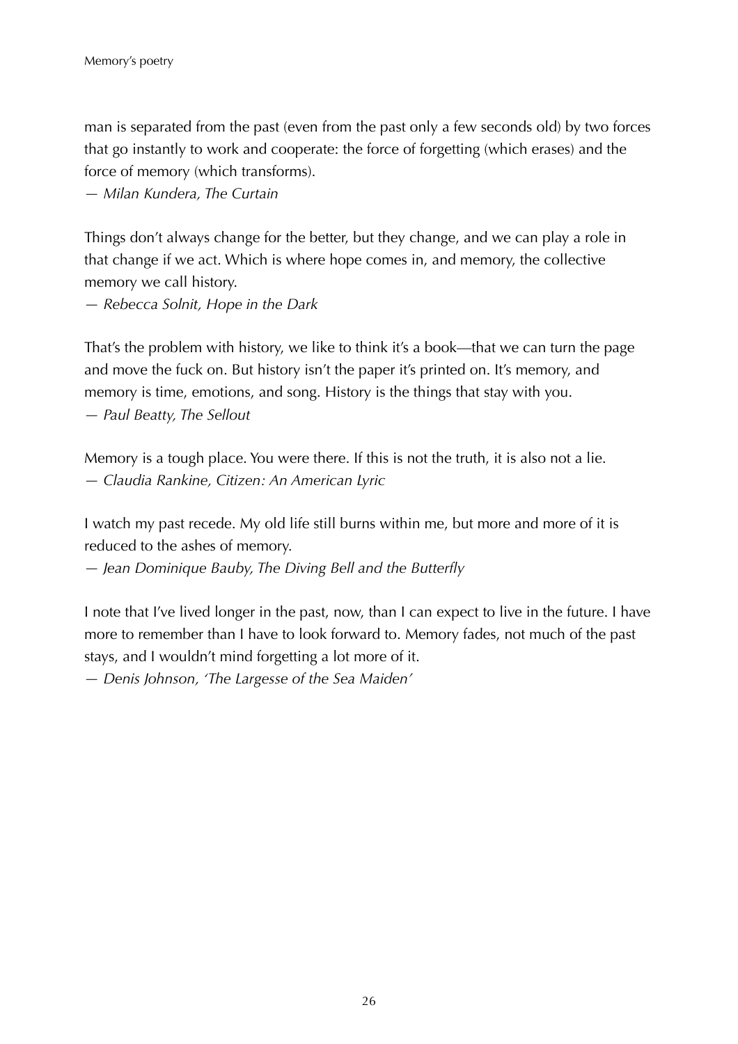man is separated from the past (even from the past only a few seconds old) by two forces that go instantly to work and cooperate: the force of forgetting (which erases) and the force of memory (which transforms).

*— Milan Kundera, The Curtain*

Things don't always change for the better, but they change, and we can play a role in that change if we act. Which is where hope comes in, and memory, the collective memory we call history.

*— Rebecca Solnit, Hope in the Dark*

That's the problem with history, we like to think it's a book—that we can turn the page and move the fuck on. But history isn't the paper it's printed on. It's memory, and memory is time, emotions, and song. History is the things that stay with you.

*— Paul Beatty, The Sellout*

Memory is a tough place. You were there. If this is not the truth, it is also not a lie.

*— Claudia Rankine, Citizen: An American Lyric*

I watch my past recede. My old life still burns within me, but more and more of it is reduced to the ashes of memory.

*— Jean Dominique Bauby, The Diving Bell and the Butterfly*

I note that I've lived longer in the past, now, than I can expect to live in the future. I have more to remember than I have to look forward to. Memory fades, not much of the past stays, and I wouldn't mind forgetting a lot more of it.

*— Denis Johnson, 'The Largesse of the Sea Maiden'*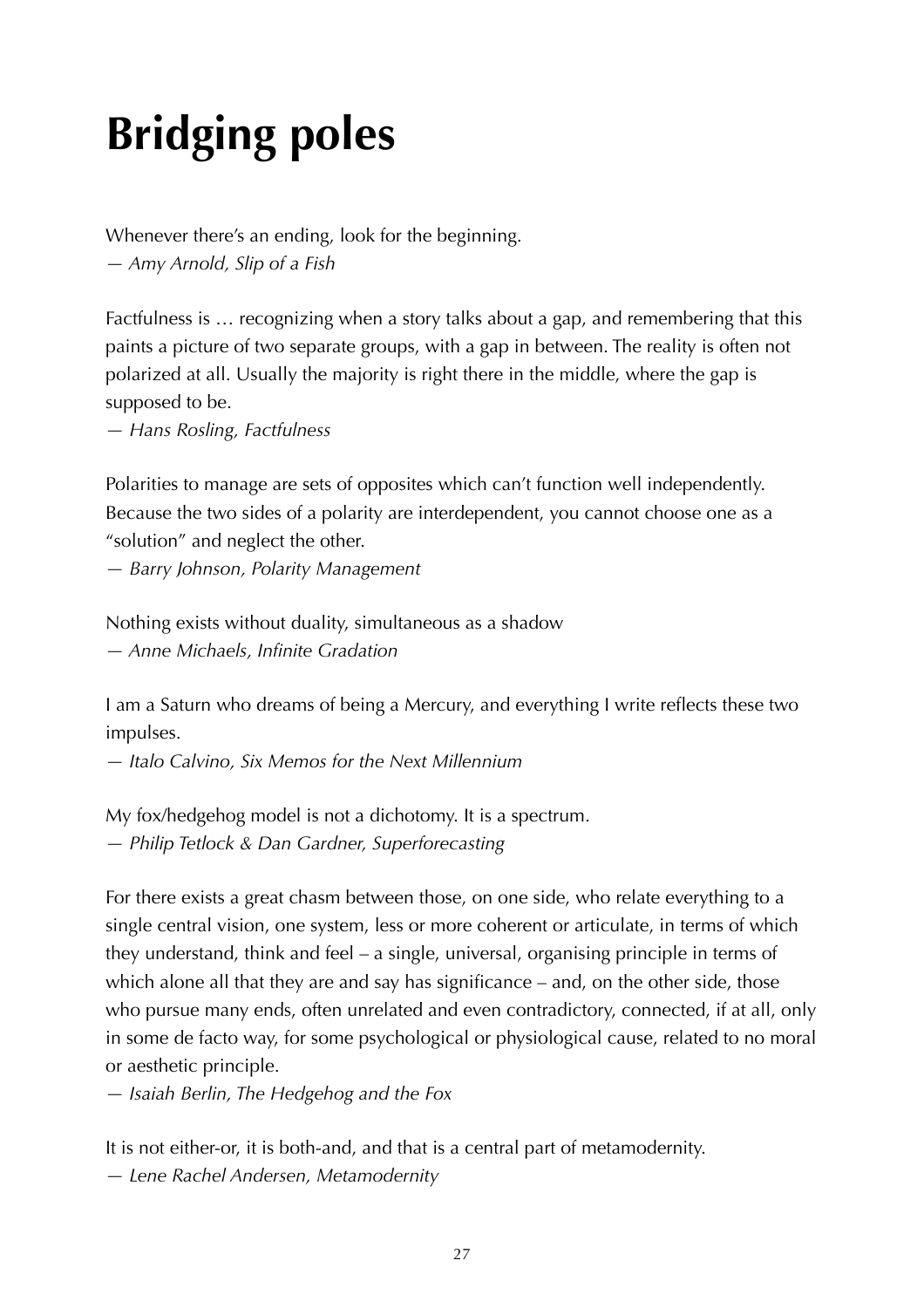# Bridging poles

Whenever there's an ending, look for the beginning.
*— Amy Arnold, Slip of a Fish*

Factfulness is … recognizing when a story talks about a gap, and remembering that this paints a picture of two separate groups, with a gap in between. The reality is often not polarized at all. Usually the majority is right there in the middle, where the gap is supposed to be.
*— Hans Rosling, Factfulness*

Polarities to manage are sets of opposites which can't function well independently. Because the two sides of a polarity are interdependent, you cannot choose one as a "solution" and neglect the other.
*— Barry Johnson, Polarity Management*

Nothing exists without duality, simultaneous as a shadow
*— Anne Michaels, Infinite Gradation*

I am a Saturn who dreams of being a Mercury, and everything I write reflects these two impulses.
*— Italo Calvino, Six Memos for the Next Millennium*

My fox/hedgehog model is not a dichotomy. It is a spectrum.
*— Philip Tetlock & Dan Gardner, Superforecasting*

For there exists a great chasm between those, on one side, who relate everything to a single central vision, one system, less or more coherent or articulate, in terms of which they understand, think and feel – a single, universal, organising principle in terms of which alone all that they are and say has significance – and, on the other side, those who pursue many ends, often unrelated and even contradictory, connected, if at all, only in some de facto way, for some psychological or physiological cause, related to no moral or aesthetic principle.
*— Isaiah Berlin, The Hedgehog and the Fox*

It is not either-or, it is both-and, and that is a central part of metamodernity.
*— Lene Rachel Andersen, Metamodernity*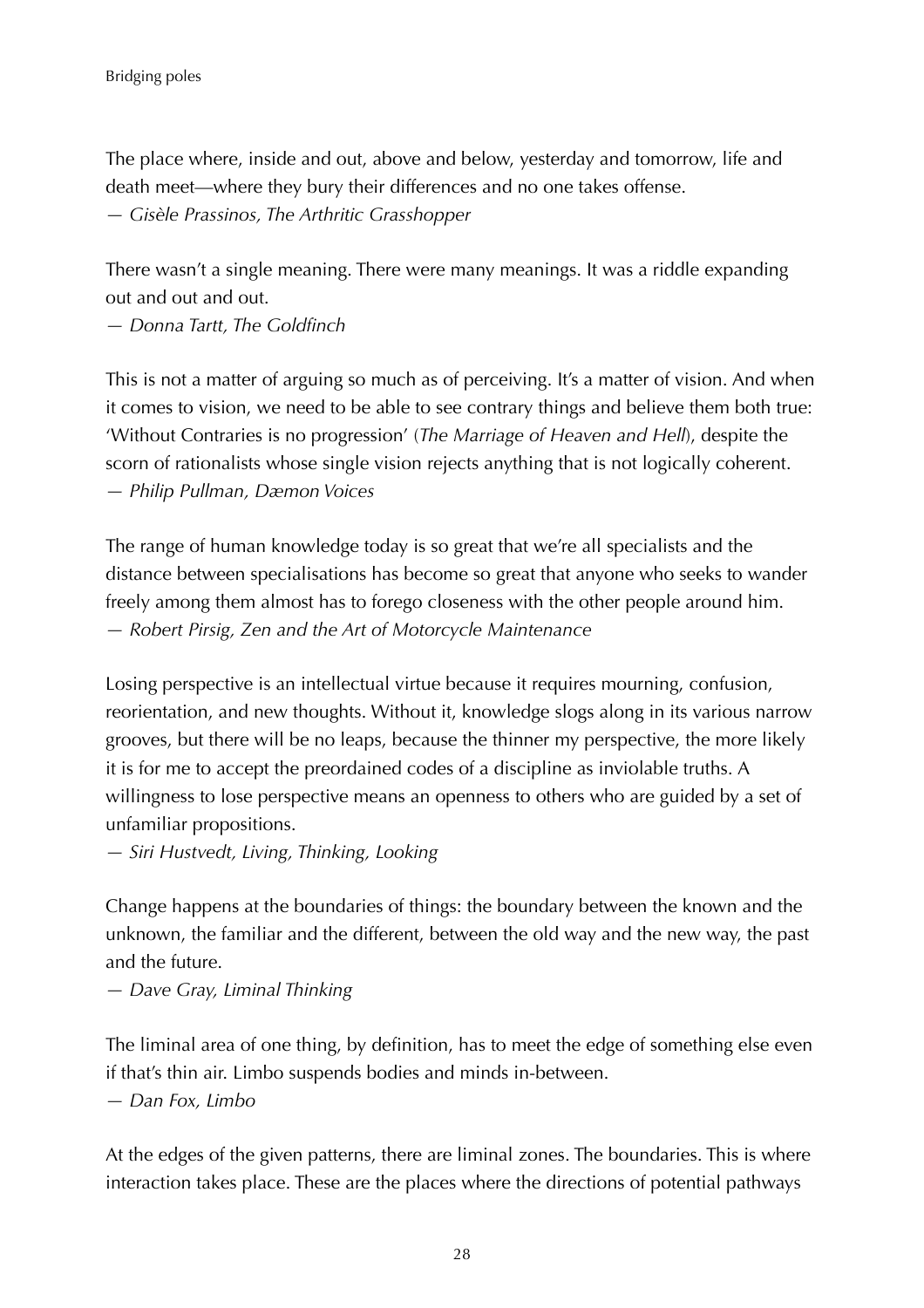The place where, inside and out, above and below, yesterday and tomorrow, life and death meet—where they bury their differences and no one takes offense.
— *Gisèle Prassinos, The Arthritic Grasshopper*

There wasn't a single meaning. There were many meanings. It was a riddle expanding out and out and out.
— *Donna Tartt, The Goldfinch*

This is not a matter of arguing so much as of perceiving. It's a matter of vision. And when it comes to vision, we need to be able to see contrary things and believe them both true: 'Without Contraries is no progression' (*The Marriage of Heaven and Hell*), despite the scorn of rationalists whose single vision rejects anything that is not logically coherent.
— *Philip Pullman, Dæmon Voices*

The range of human knowledge today is so great that we're all specialists and the distance between specialisations has become so great that anyone who seeks to wander freely among them almost has to forego closeness with the other people around him.
— *Robert Pirsig, Zen and the Art of Motorcycle Maintenance*

Losing perspective is an intellectual virtue because it requires mourning, confusion, reorientation, and new thoughts. Without it, knowledge slogs along in its various narrow grooves, but there will be no leaps, because the thinner my perspective, the more likely it is for me to accept the preordained codes of a discipline as inviolable truths. A willingness to lose perspective means an openness to others who are guided by a set of unfamiliar propositions.
— *Siri Hustvedt, Living, Thinking, Looking*

Change happens at the boundaries of things: the boundary between the known and the unknown, the familiar and the different, between the old way and the new way, the past and the future.
— *Dave Gray, Liminal Thinking*

The liminal area of one thing, by definition, has to meet the edge of something else even if that's thin air. Limbo suspends bodies and minds in-between.
— *Dan Fox, Limbo*

At the edges of the given patterns, there are liminal zones. The boundaries. This is where interaction takes place. These are the places where the directions of potential pathways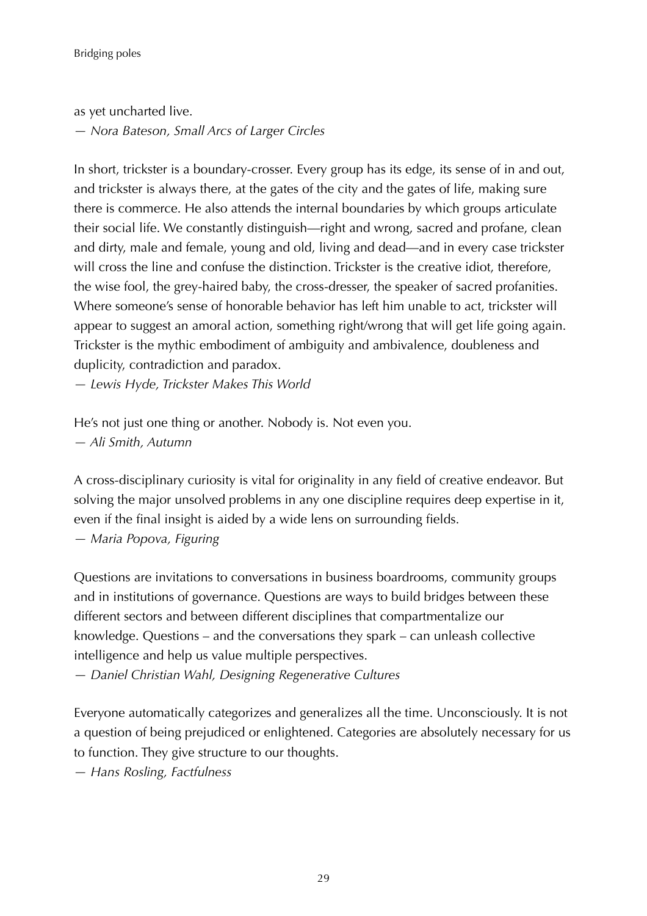as yet uncharted live.
— *Nora Bateson, Small Arcs of Larger Circles*

In short, trickster is a boundary-crosser. Every group has its edge, its sense of in and out, and trickster is always there, at the gates of the city and the gates of life, making sure there is commerce. He also attends the internal boundaries by which groups articulate their social life. We constantly distinguish—right and wrong, sacred and profane, clean and dirty, male and female, young and old, living and dead—and in every case trickster will cross the line and confuse the distinction. Trickster is the creative idiot, therefore, the wise fool, the grey-haired baby, the cross-dresser, the speaker of sacred profanities. Where someone's sense of honorable behavior has left him unable to act, trickster will appear to suggest an amoral action, something right/wrong that will get life going again. Trickster is the mythic embodiment of ambiguity and ambivalence, doubleness and duplicity, contradiction and paradox.
— *Lewis Hyde, Trickster Makes This World*

He's not just one thing or another. Nobody is. Not even you.
— *Ali Smith, Autumn*

A cross-disciplinary curiosity is vital for originality in any field of creative endeavor. But solving the major unsolved problems in any one discipline requires deep expertise in it, even if the final insight is aided by a wide lens on surrounding fields.
— *Maria Popova, Figuring*

Questions are invitations to conversations in business boardrooms, community groups and in institutions of governance. Questions are ways to build bridges between these different sectors and between different disciplines that compartmentalize our knowledge. Questions – and the conversations they spark – can unleash collective intelligence and help us value multiple perspectives.
— *Daniel Christian Wahl, Designing Regenerative Cultures*

Everyone automatically categorizes and generalizes all the time. Unconsciously. It is not a question of being prejudiced or enlightened. Categories are absolutely necessary for us to function. They give structure to our thoughts.
— *Hans Rosling, Factfulness*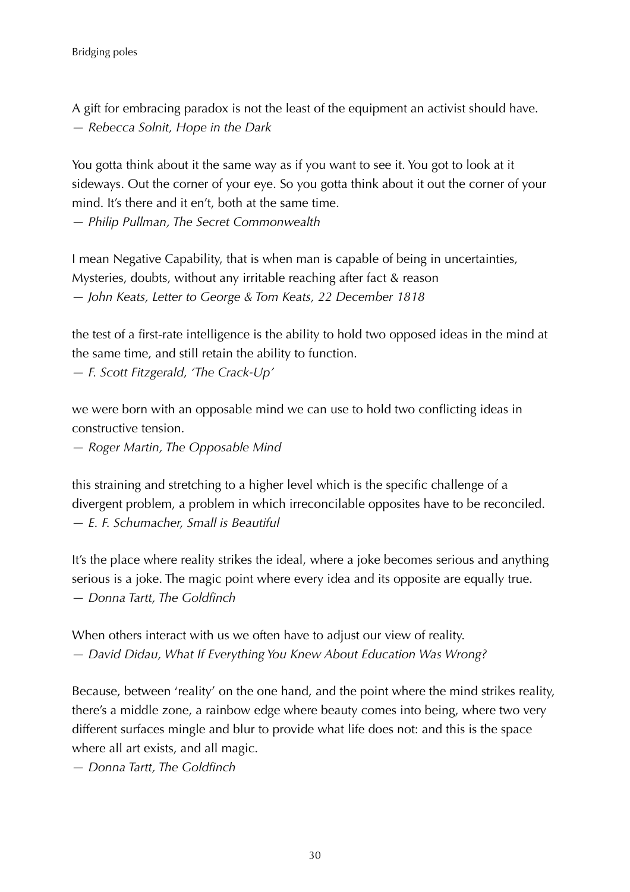A gift for embracing paradox is not the least of the equipment an activist should have.
— *Rebecca Solnit, Hope in the Dark*

You gotta think about it the same way as if you want to see it. You got to look at it sideways. Out the corner of your eye. So you gotta think about it out the corner of your mind. It's there and it en't, both at the same time.
— *Philip Pullman, The Secret Commonwealth*

I mean Negative Capability, that is when man is capable of being in uncertainties, Mysteries, doubts, without any irritable reaching after fact & reason
— *John Keats, Letter to George & Tom Keats, 22 December 1818*

the test of a first-rate intelligence is the ability to hold two opposed ideas in the mind at the same time, and still retain the ability to function.
— *F. Scott Fitzgerald, 'The Crack-Up'*

we were born with an opposable mind we can use to hold two conflicting ideas in constructive tension.
— *Roger Martin, The Opposable Mind*

this straining and stretching to a higher level which is the specific challenge of a divergent problem, a problem in which irreconcilable opposites have to be reconciled.
— *E. F. Schumacher, Small is Beautiful*

It's the place where reality strikes the ideal, where a joke becomes serious and anything serious is a joke. The magic point where every idea and its opposite are equally true.
— *Donna Tartt, The Goldfinch*

When others interact with us we often have to adjust our view of reality.
— *David Didau, What If Everything You Knew About Education Was Wrong?*

Because, between 'reality' on the one hand, and the point where the mind strikes reality, there's a middle zone, a rainbow edge where beauty comes into being, where two very different surfaces mingle and blur to provide what life does not: and this is the space where all art exists, and all magic.
— *Donna Tartt, The Goldfinch*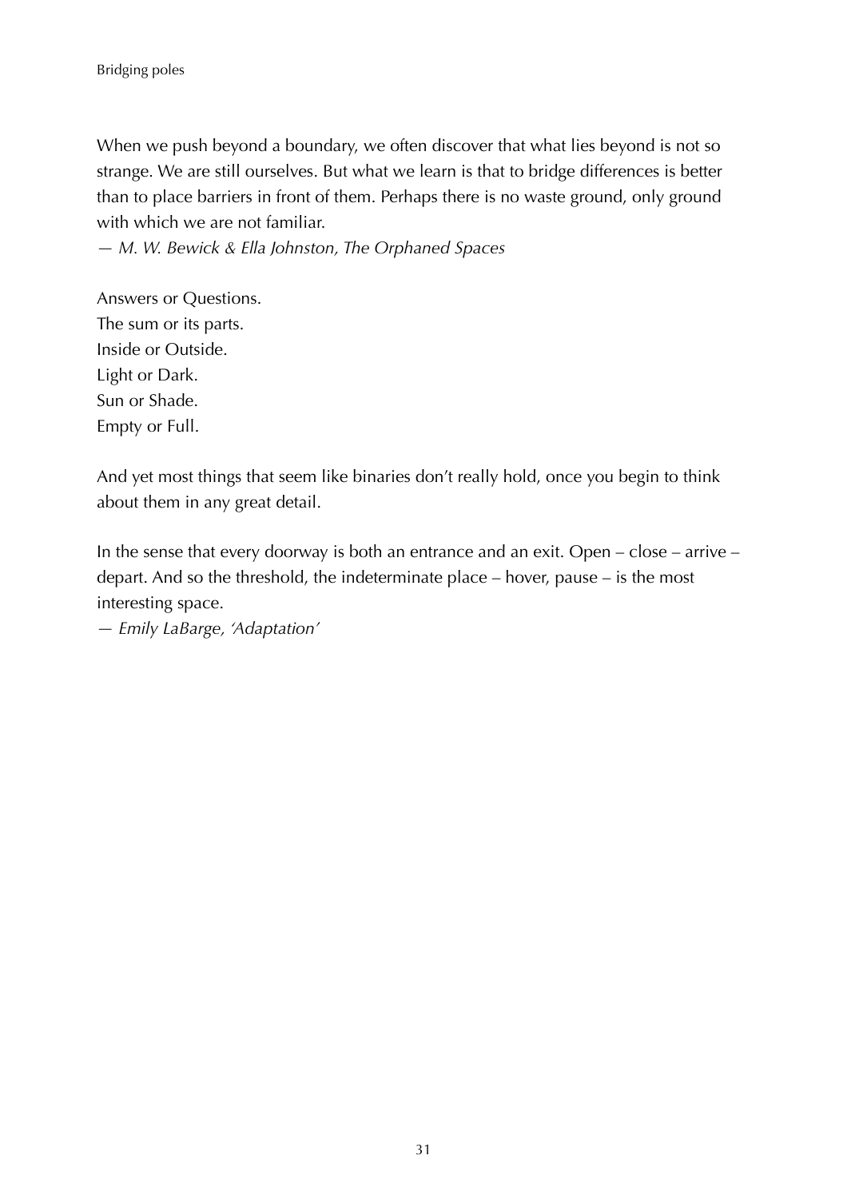When we push beyond a boundary, we often discover that what lies beyond is not so strange. We are still ourselves. But what we learn is that to bridge differences is better than to place barriers in front of them. Perhaps there is no waste ground, only ground with which we are not familiar.
*— M. W. Bewick & Ella Johnston, The Orphaned Spaces*

Answers or Questions.
The sum or its parts.
Inside or Outside.
Light or Dark.
Sun or Shade.
Empty or Full.

And yet most things that seem like binaries don't really hold, once you begin to think about them in any great detail.

In the sense that every doorway is both an entrance and an exit. Open – close – arrive – depart. And so the threshold, the indeterminate place – hover, pause – is the most interesting space.
*— Emily LaBarge, 'Adaptation'*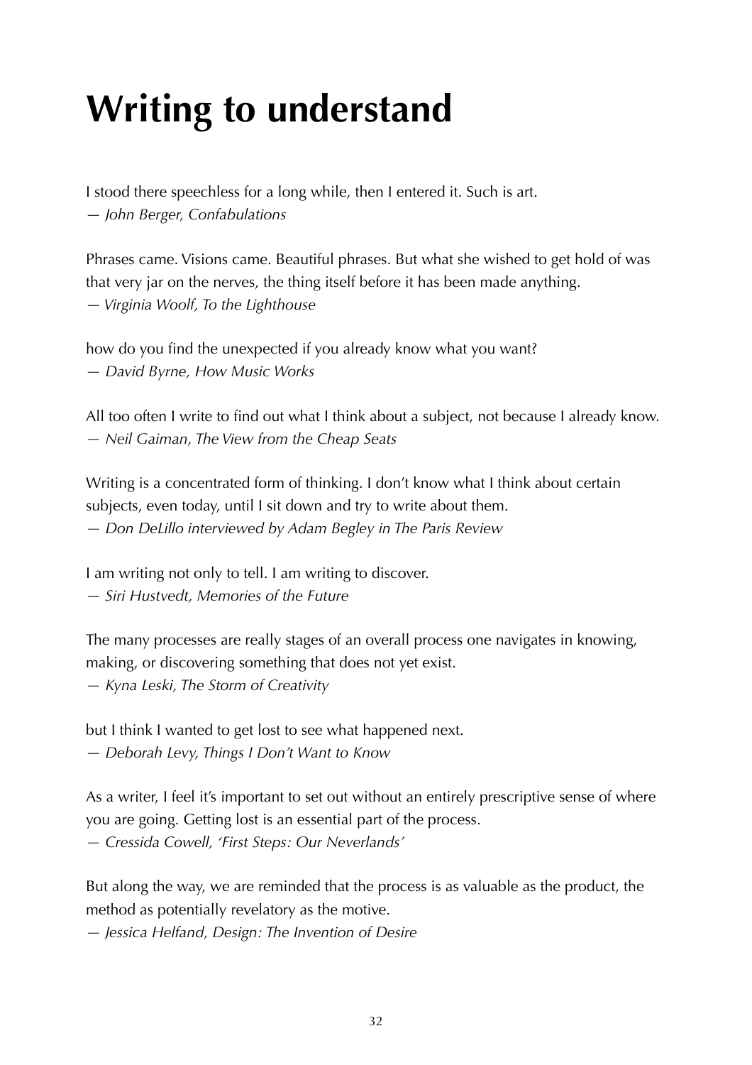# Writing to understand

I stood there speechless for a long while, then I entered it. Such is art.
*— John Berger, Confabulations*

Phrases came. Visions came. Beautiful phrases. But what she wished to get hold of was that very jar on the nerves, the thing itself before it has been made anything.
*— Virginia Woolf, To the Lighthouse*

how do you find the unexpected if you already know what you want?
*— David Byrne, How Music Works*

All too often I write to find out what I think about a subject, not because I already know.
*— Neil Gaiman, The View from the Cheap Seats*

Writing is a concentrated form of thinking. I don't know what I think about certain subjects, even today, until I sit down and try to write about them.
*— Don DeLillo interviewed by Adam Begley in The Paris Review*

I am writing not only to tell. I am writing to discover.
*— Siri Hustvedt, Memories of the Future*

The many processes are really stages of an overall process one navigates in knowing, making, or discovering something that does not yet exist.
*— Kyna Leski, The Storm of Creativity*

but I think I wanted to get lost to see what happened next.
*— Deborah Levy, Things I Don't Want to Know*

As a writer, I feel it's important to set out without an entirely prescriptive sense of where you are going. Getting lost is an essential part of the process.
*— Cressida Cowell, 'First Steps: Our Neverlands'*

But along the way, we are reminded that the process is as valuable as the product, the method as potentially revelatory as the motive.
*— Jessica Helfand, Design: The Invention of Desire*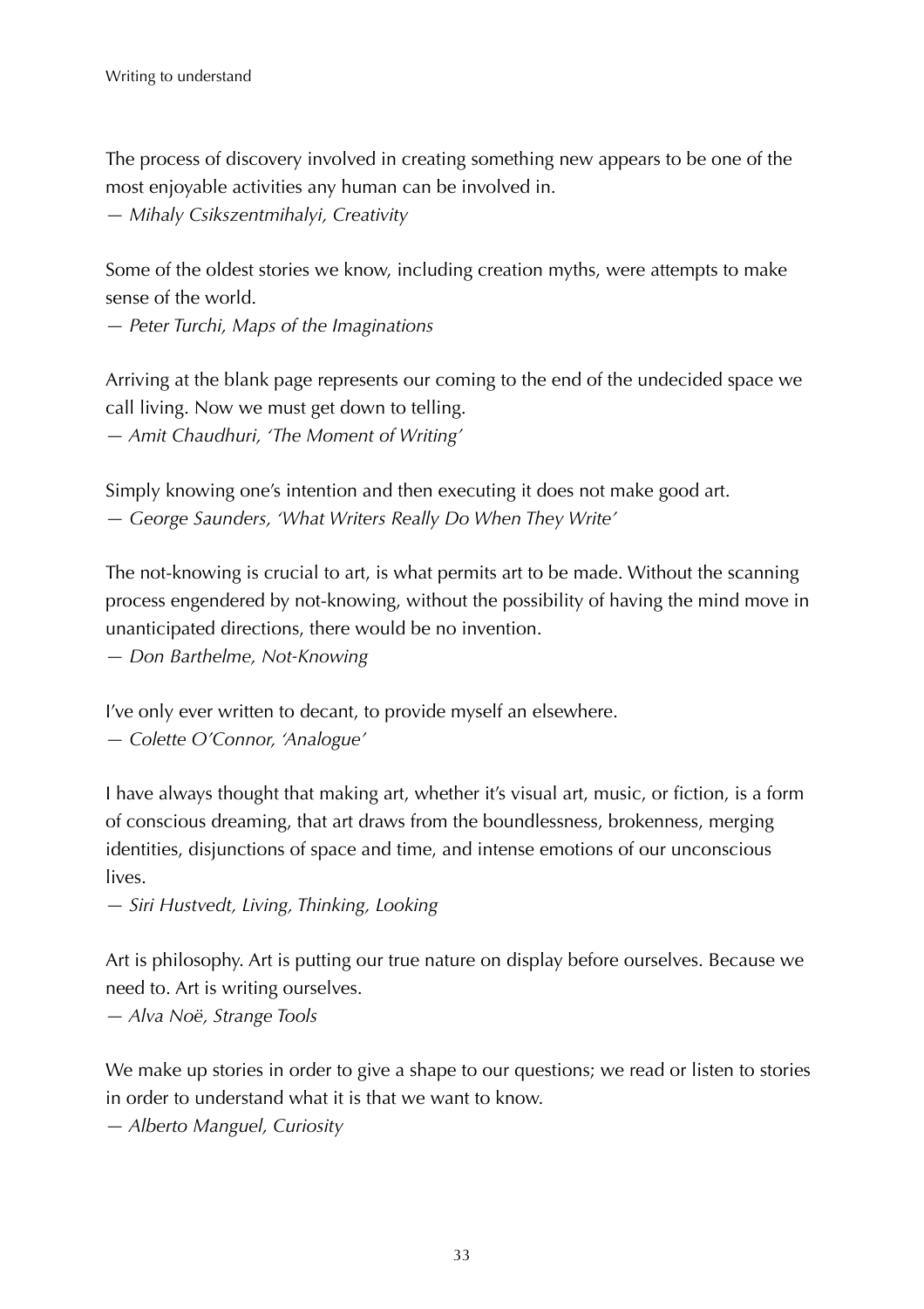The process of discovery involved in creating something new appears to be one of the most enjoyable activities any human can be involved in.
*— Mihaly Csikszentmihalyi, Creativity*

Some of the oldest stories we know, including creation myths, were attempts to make sense of the world.
*— Peter Turchi, Maps of the Imaginations*

Arriving at the blank page represents our coming to the end of the undecided space we call living. Now we must get down to telling.
*— Amit Chaudhuri, 'The Moment of Writing'*

Simply knowing one's intention and then executing it does not make good art.
*— George Saunders, 'What Writers Really Do When They Write'*

The not-knowing is crucial to art, is what permits art to be made. Without the scanning process engendered by not-knowing, without the possibility of having the mind move in unanticipated directions, there would be no invention.
*— Don Barthelme, Not-Knowing*

I've only ever written to decant, to provide myself an elsewhere.
*— Colette O'Connor, 'Analogue'*

I have always thought that making art, whether it's visual art, music, or fiction, is a form of conscious dreaming, that art draws from the boundlessness, brokenness, merging identities, disjunctions of space and time, and intense emotions of our unconscious lives.
*— Siri Hustvedt, Living, Thinking, Looking*

Art is philosophy. Art is putting our true nature on display before ourselves. Because we need to. Art is writing ourselves.
*— Alva Noë, Strange Tools*

We make up stories in order to give a shape to our questions; we read or listen to stories in order to understand what it is that we want to know.
*— Alberto Manguel, Curiosity*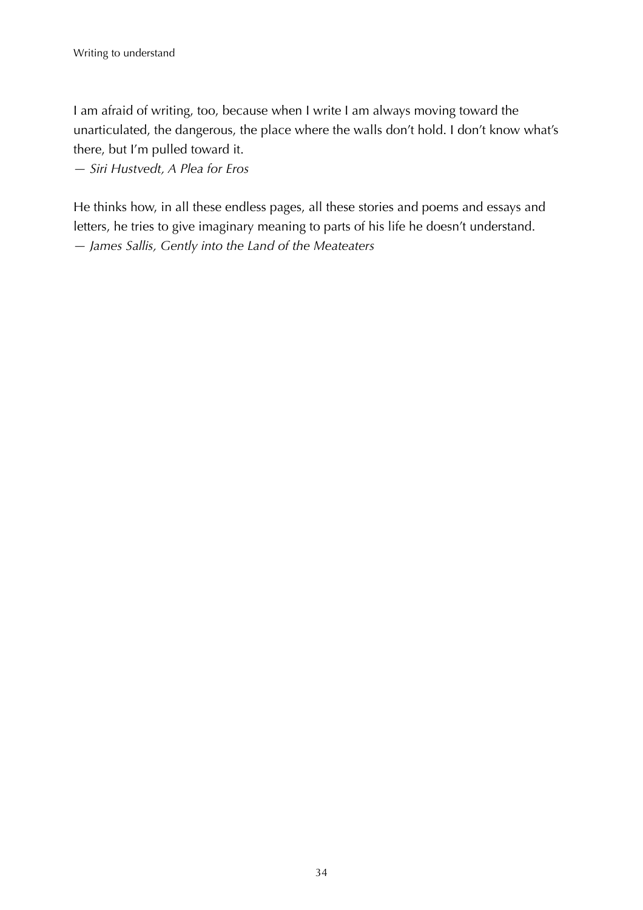I am afraid of writing, too, because when I write I am always moving toward the unarticulated, the dangerous, the place where the walls don't hold. I don't know what's there, but I'm pulled toward it.
*— Siri Hustvedt, A Plea for Eros*

He thinks how, in all these endless pages, all these stories and poems and essays and letters, he tries to give imaginary meaning to parts of his life he doesn't understand.
*— James Sallis, Gently into the Land of the Meateaters*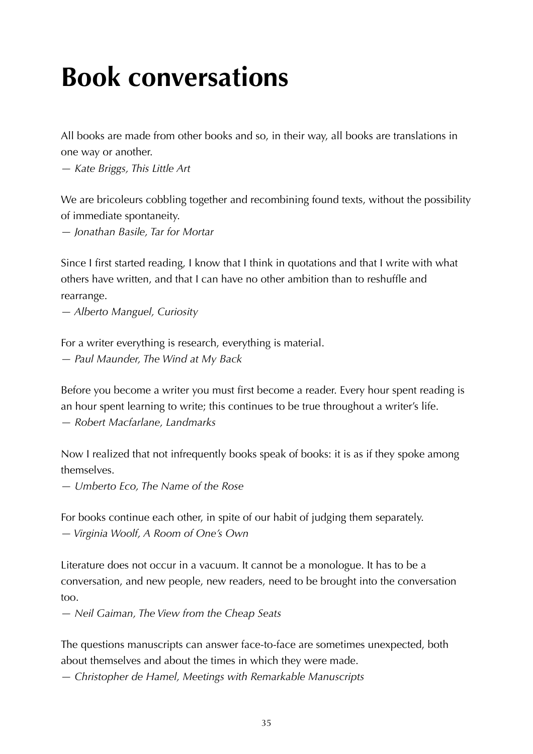# Book conversations

All books are made from other books and so, in their way, all books are translations in one way or another.
— *Kate Briggs, This Little Art*

We are bricoleurs cobbling together and recombining found texts, without the possibility of immediate spontaneity.
— *Jonathan Basile, Tar for Mortar*

Since I first started reading, I know that I think in quotations and that I write with what others have written, and that I can have no other ambition than to reshuffle and rearrange.
— *Alberto Manguel, Curiosity*

For a writer everything is research, everything is material.
— *Paul Maunder, The Wind at My Back*

Before you become a writer you must first become a reader. Every hour spent reading is an hour spent learning to write; this continues to be true throughout a writer's life.
— *Robert Macfarlane, Landmarks*

Now I realized that not infrequently books speak of books: it is as if they spoke among themselves.
— *Umberto Eco, The Name of the Rose*

For books continue each other, in spite of our habit of judging them separately.
— *Virginia Woolf, A Room of One's Own*

Literature does not occur in a vacuum. It cannot be a monologue. It has to be a conversation, and new people, new readers, need to be brought into the conversation too.
— *Neil Gaiman, The View from the Cheap Seats*

The questions manuscripts can answer face-to-face are sometimes unexpected, both about themselves and about the times in which they were made.
— *Christopher de Hamel, Meetings with Remarkable Manuscripts*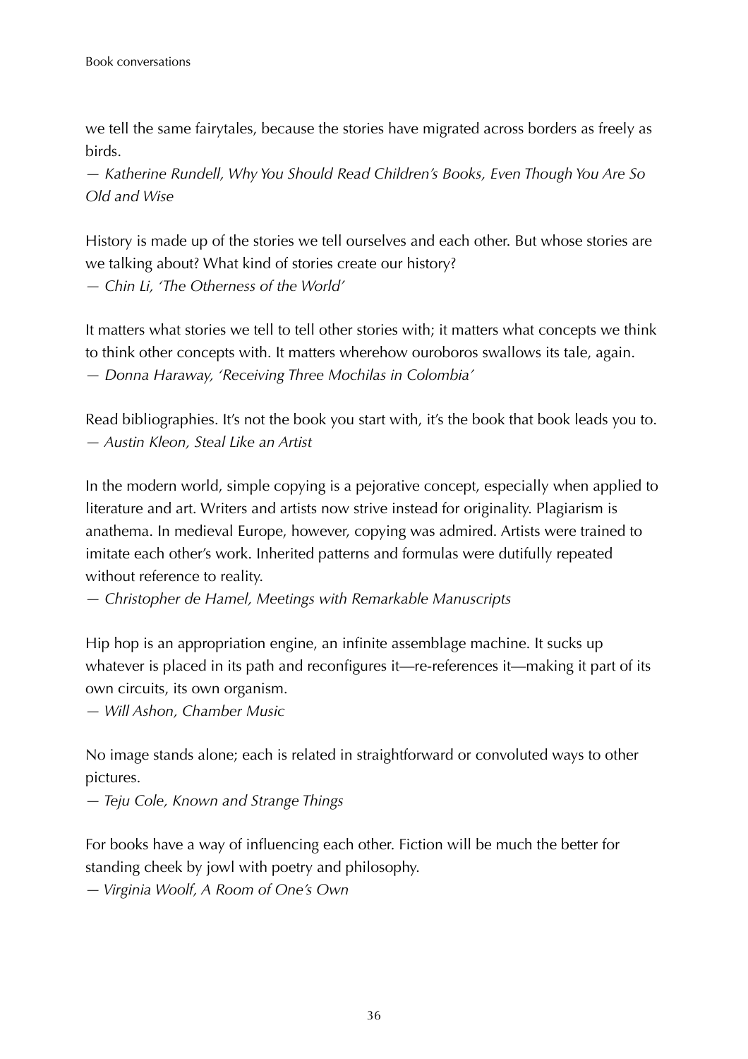we tell the same fairytales, because the stories have migrated across borders as freely as birds.
*— Katherine Rundell, Why You Should Read Children's Books, Even Though You Are So Old and Wise*

History is made up of the stories we tell ourselves and each other. But whose stories are we talking about? What kind of stories create our history?
*— Chin Li, 'The Otherness of the World'*

It matters what stories we tell to tell other stories with; it matters what concepts we think to think other concepts with. It matters wherehow ouroboros swallows its tale, again.
*— Donna Haraway, 'Receiving Three Mochilas in Colombia'*

Read bibliographies. It's not the book you start with, it's the book that book leads you to.
*— Austin Kleon, Steal Like an Artist*

In the modern world, simple copying is a pejorative concept, especially when applied to literature and art. Writers and artists now strive instead for originality. Plagiarism is anathema. In medieval Europe, however, copying was admired. Artists were trained to imitate each other's work. Inherited patterns and formulas were dutifully repeated without reference to reality.
*— Christopher de Hamel, Meetings with Remarkable Manuscripts*

Hip hop is an appropriation engine, an infinite assemblage machine. It sucks up whatever is placed in its path and reconfigures it—re-references it—making it part of its own circuits, its own organism.
*— Will Ashon, Chamber Music*

No image stands alone; each is related in straightforward or convoluted ways to other pictures.
*— Teju Cole, Known and Strange Things*

For books have a way of influencing each other. Fiction will be much the better for standing cheek by jowl with poetry and philosophy.
*— Virginia Woolf, A Room of One's Own*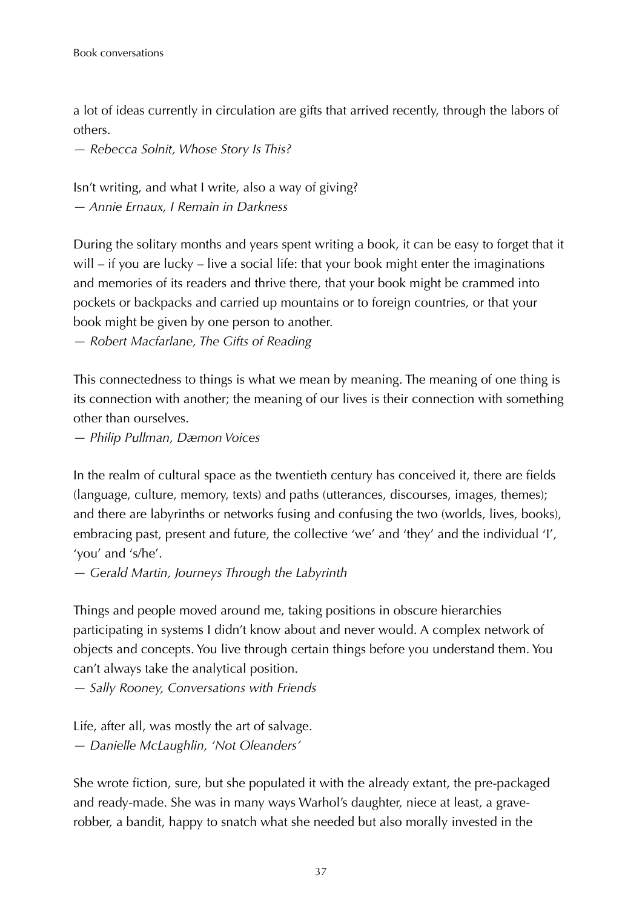a lot of ideas currently in circulation are gifts that arrived recently, through the labors of others.

*— Rebecca Solnit, Whose Story Is This?*

Isn't writing, and what I write, also a way of giving?

*— Annie Ernaux, I Remain in Darkness*

During the solitary months and years spent writing a book, it can be easy to forget that it will – if you are lucky – live a social life: that your book might enter the imaginations and memories of its readers and thrive there, that your book might be crammed into pockets or backpacks and carried up mountains or to foreign countries, or that your book might be given by one person to another.

*— Robert Macfarlane, The Gifts of Reading*

This connectedness to things is what we mean by meaning. The meaning of one thing is its connection with another; the meaning of our lives is their connection with something other than ourselves.

*— Philip Pullman, Dæmon Voices*

In the realm of cultural space as the twentieth century has conceived it, there are fields (language, culture, memory, texts) and paths (utterances, discourses, images, themes); and there are labyrinths or networks fusing and confusing the two (worlds, lives, books), embracing past, present and future, the collective 'we' and 'they' and the individual 'I', 'you' and 's/he'.

*— Gerald Martin, Journeys Through the Labyrinth*

Things and people moved around me, taking positions in obscure hierarchies participating in systems I didn't know about and never would. A complex network of objects and concepts. You live through certain things before you understand them. You can't always take the analytical position.

*— Sally Rooney, Conversations with Friends*

Life, after all, was mostly the art of salvage.

*— Danielle McLaughlin, 'Not Oleanders'*

She wrote fiction, sure, but she populated it with the already extant, the pre-packaged and ready-made. She was in many ways Warhol's daughter, niece at least, a grave-robber, a bandit, happy to snatch what she needed but also morally invested in the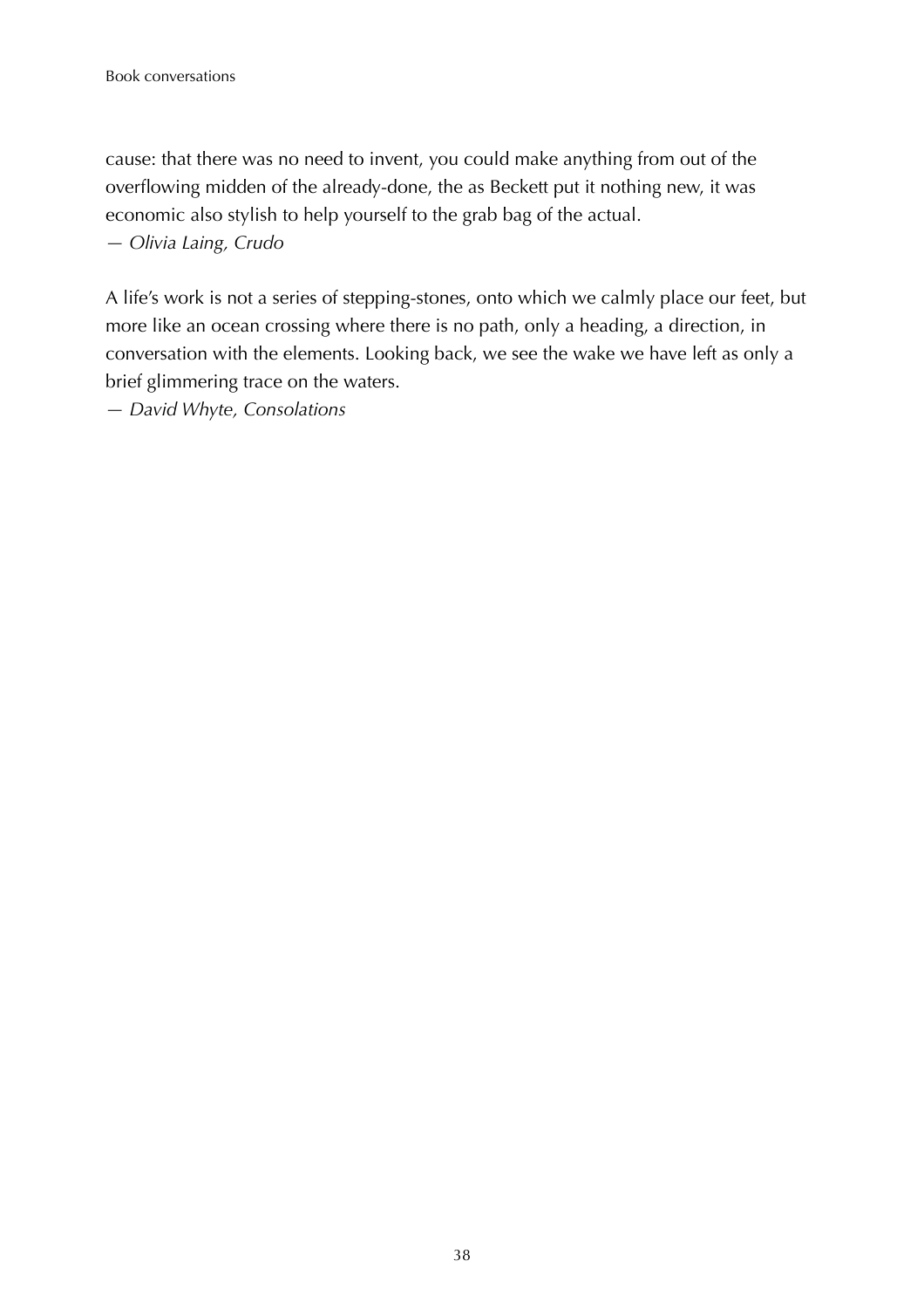cause: that there was no need to invent, you could make anything from out of the overflowing midden of the already-done, the as Beckett put it nothing new, it was economic also stylish to help yourself to the grab bag of the actual.
*— Olivia Laing, Crudo*

A life's work is not a series of stepping-stones, onto which we calmly place our feet, but more like an ocean crossing where there is no path, only a heading, a direction, in conversation with the elements. Looking back, we see the wake we have left as only a brief glimmering trace on the waters.
*— David Whyte, Consolations*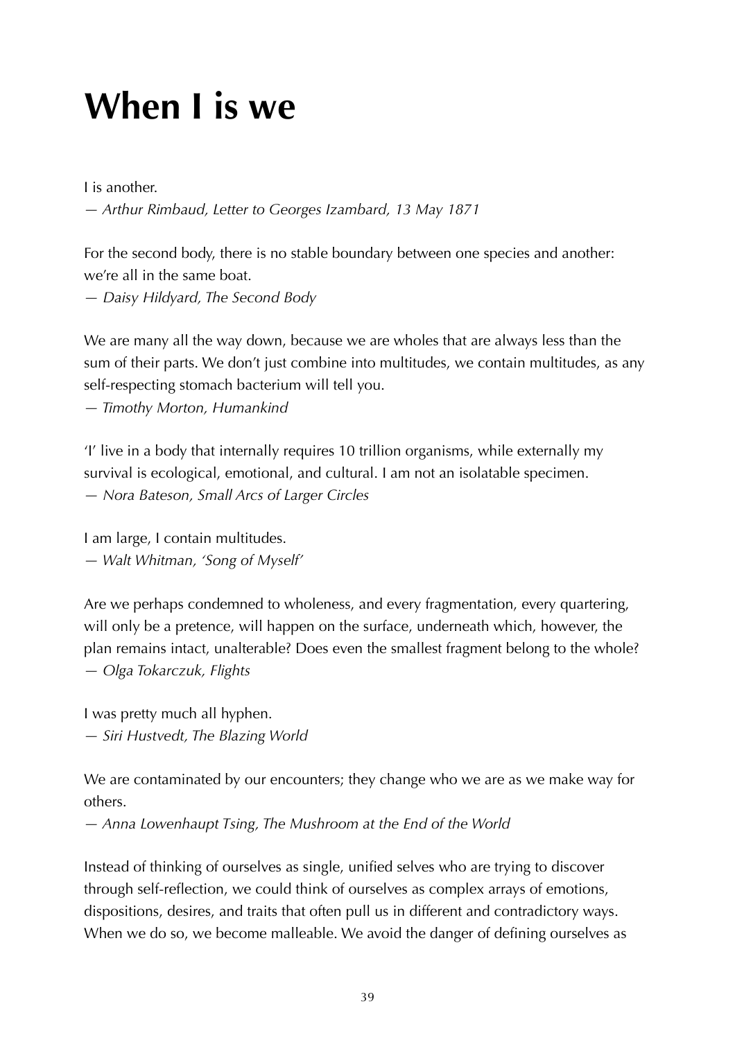# When I is we

I is another.
*— Arthur Rimbaud, Letter to Georges Izambard, 13 May 1871*

For the second body, there is no stable boundary between one species and another: we're all in the same boat.
*— Daisy Hildyard, The Second Body*

We are many all the way down, because we are wholes that are always less than the sum of their parts. We don't just combine into multitudes, we contain multitudes, as any self-respecting stomach bacterium will tell you.
*— Timothy Morton, Humankind*

'I' live in a body that internally requires 10 trillion organisms, while externally my survival is ecological, emotional, and cultural. I am not an isolatable specimen.
*— Nora Bateson, Small Arcs of Larger Circles*

I am large, I contain multitudes.
*— Walt Whitman, 'Song of Myself'*

Are we perhaps condemned to wholeness, and every fragmentation, every quartering, will only be a pretence, will happen on the surface, underneath which, however, the plan remains intact, unalterable? Does even the smallest fragment belong to the whole?
*— Olga Tokarczuk, Flights*

I was pretty much all hyphen.
*— Siri Hustvedt, The Blazing World*

We are contaminated by our encounters; they change who we are as we make way for others.
*— Anna Lowenhaupt Tsing, The Mushroom at the End of the World*

Instead of thinking of ourselves as single, unified selves who are trying to discover through self-reflection, we could think of ourselves as complex arrays of emotions, dispositions, desires, and traits that often pull us in different and contradictory ways. When we do so, we become malleable. We avoid the danger of defining ourselves as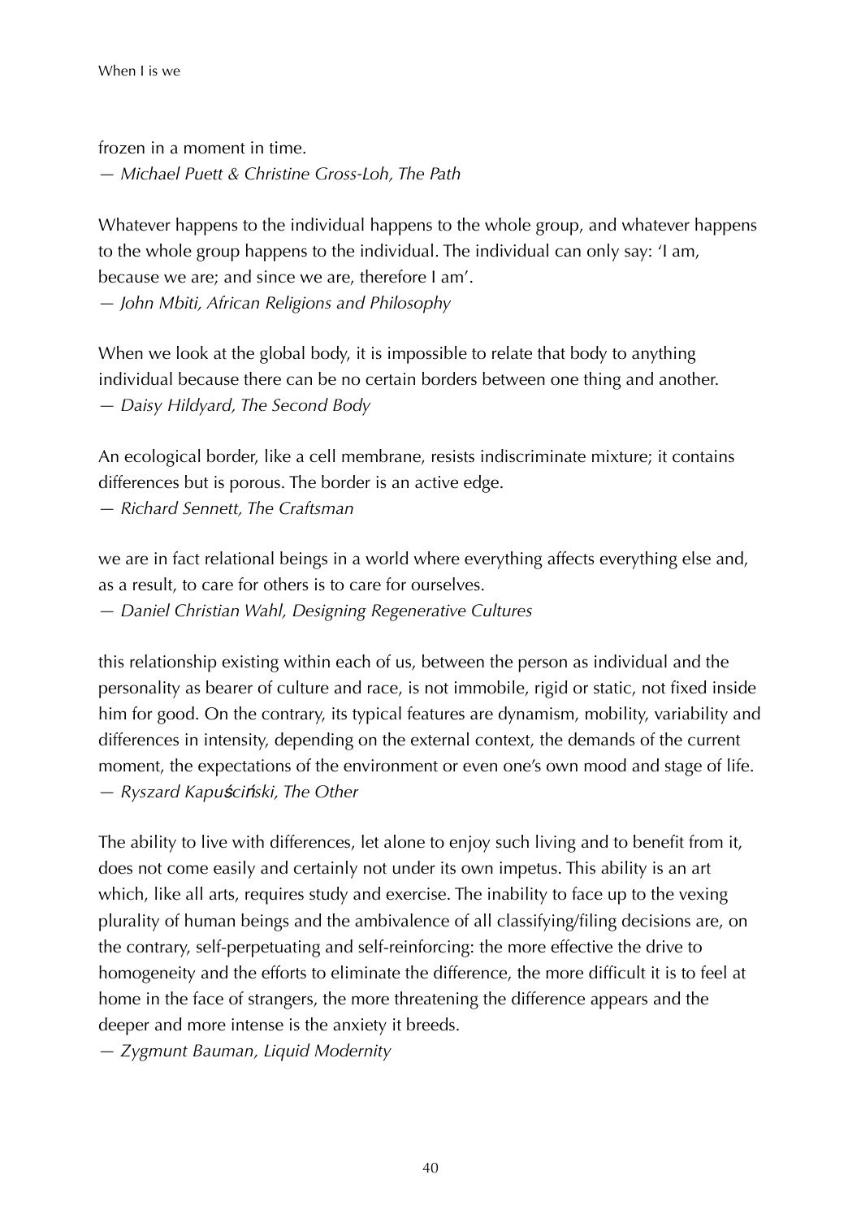frozen in a moment in time.
*— Michael Puett & Christine Gross-Loh, The Path*

Whatever happens to the individual happens to the whole group, and whatever happens to the whole group happens to the individual. The individual can only say: 'I am, because we are; and since we are, therefore I am'.
*— John Mbiti, African Religions and Philosophy*

When we look at the global body, it is impossible to relate that body to anything individual because there can be no certain borders between one thing and another.
*— Daisy Hildyard, The Second Body*

An ecological border, like a cell membrane, resists indiscriminate mixture; it contains differences but is porous. The border is an active edge.
*— Richard Sennett, The Craftsman*

we are in fact relational beings in a world where everything affects everything else and, as a result, to care for others is to care for ourselves.
*— Daniel Christian Wahl, Designing Regenerative Cultures*

this relationship existing within each of us, between the person as individual and the personality as bearer of culture and race, is not immobile, rigid or static, not fixed inside him for good. On the contrary, its typical features are dynamism, mobility, variability and differences in intensity, depending on the external context, the demands of the current moment, the expectations of the environment or even one's own mood and stage of life.
*— Ryszard Kapuściński, The Other*

The ability to live with differences, let alone to enjoy such living and to benefit from it, does not come easily and certainly not under its own impetus. This ability is an art which, like all arts, requires study and exercise. The inability to face up to the vexing plurality of human beings and the ambivalence of all classifying/filing decisions are, on the contrary, self-perpetuating and self-reinforcing: the more effective the drive to homogeneity and the efforts to eliminate the difference, the more difficult it is to feel at home in the face of strangers, the more threatening the difference appears and the deeper and more intense is the anxiety it breeds.
*— Zygmunt Bauman, Liquid Modernity*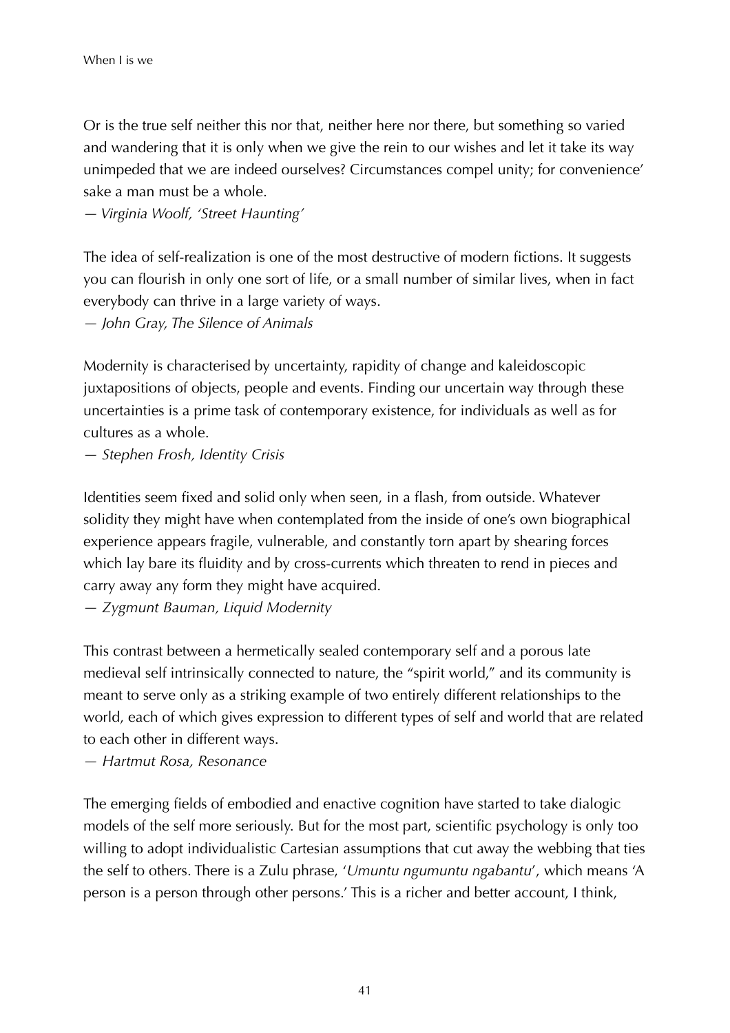Or is the true self neither this nor that, neither here nor there, but something so varied and wandering that it is only when we give the rein to our wishes and let it take its way unimpeded that we are indeed ourselves? Circumstances compel unity; for convenience' sake a man must be a whole.

*— Virginia Woolf, 'Street Haunting'*

The idea of self-realization is one of the most destructive of modern fictions. It suggests you can flourish in only one sort of life, or a small number of similar lives, when in fact everybody can thrive in a large variety of ways.

*— John Gray, The Silence of Animals*

Modernity is characterised by uncertainty, rapidity of change and kaleidoscopic juxtapositions of objects, people and events. Finding our uncertain way through these uncertainties is a prime task of contemporary existence, for individuals as well as for cultures as a whole.

*— Stephen Frosh, Identity Crisis*

Identities seem fixed and solid only when seen, in a flash, from outside. Whatever solidity they might have when contemplated from the inside of one's own biographical experience appears fragile, vulnerable, and constantly torn apart by shearing forces which lay bare its fluidity and by cross-currents which threaten to rend in pieces and carry away any form they might have acquired.

*— Zygmunt Bauman, Liquid Modernity*

This contrast between a hermetically sealed contemporary self and a porous late medieval self intrinsically connected to nature, the "spirit world," and its community is meant to serve only as a striking example of two entirely different relationships to the world, each of which gives expression to different types of self and world that are related to each other in different ways.

*— Hartmut Rosa, Resonance*

The emerging fields of embodied and enactive cognition have started to take dialogic models of the self more seriously. But for the most part, scientific psychology is only too willing to adopt individualistic Cartesian assumptions that cut away the webbing that ties the self to others. There is a Zulu phrase, '*Umuntu ngumuntu ngabantu*', which means 'A person is a person through other persons.' This is a richer and better account, I think,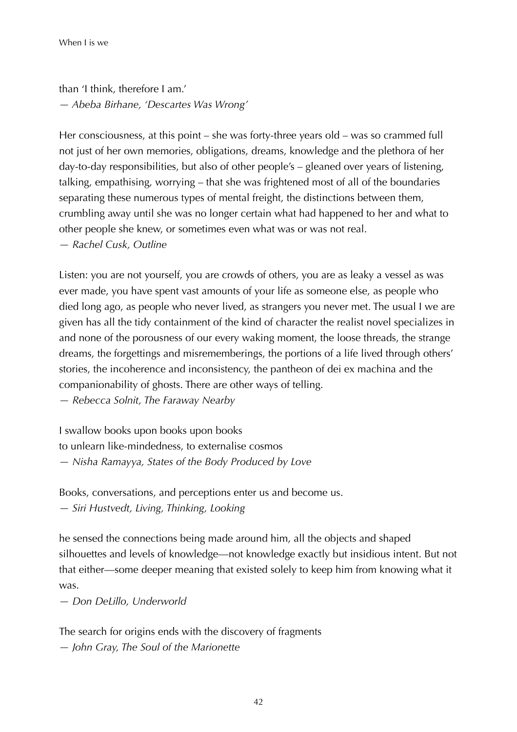than 'I think, therefore I am.'
— *Abeba Birhane, 'Descartes Was Wrong'*

Her consciousness, at this point – she was forty-three years old – was so crammed full not just of her own memories, obligations, dreams, knowledge and the plethora of her day-to-day responsibilities, but also of other people's – gleaned over years of listening, talking, empathising, worrying – that she was frightened most of all of the boundaries separating these numerous types of mental freight, the distinctions between them, crumbling away until she was no longer certain what had happened to her and what to other people she knew, or sometimes even what was or was not real.
— *Rachel Cusk, Outline*

Listen: you are not yourself, you are crowds of others, you are as leaky a vessel as was ever made, you have spent vast amounts of your life as someone else, as people who died long ago, as people who never lived, as strangers you never met. The usual I we are given has all the tidy containment of the kind of character the realist novel specializes in and none of the porousness of our every waking moment, the loose threads, the strange dreams, the forgettings and misrememberings, the portions of a life lived through others' stories, the incoherence and inconsistency, the pantheon of dei ex machina and the companionability of ghosts. There are other ways of telling.
— *Rebecca Solnit, The Faraway Nearby*

I swallow books upon books upon books
to unlearn like-mindedness, to externalise cosmos
— *Nisha Ramayya, States of the Body Produced by Love*

Books, conversations, and perceptions enter us and become us.
— *Siri Hustvedt, Living, Thinking, Looking*

he sensed the connections being made around him, all the objects and shaped silhouettes and levels of knowledge—not knowledge exactly but insidious intent. But not that either—some deeper meaning that existed solely to keep him from knowing what it was.
— *Don DeLillo, Underworld*

The search for origins ends with the discovery of fragments
— *John Gray, The Soul of the Marionette*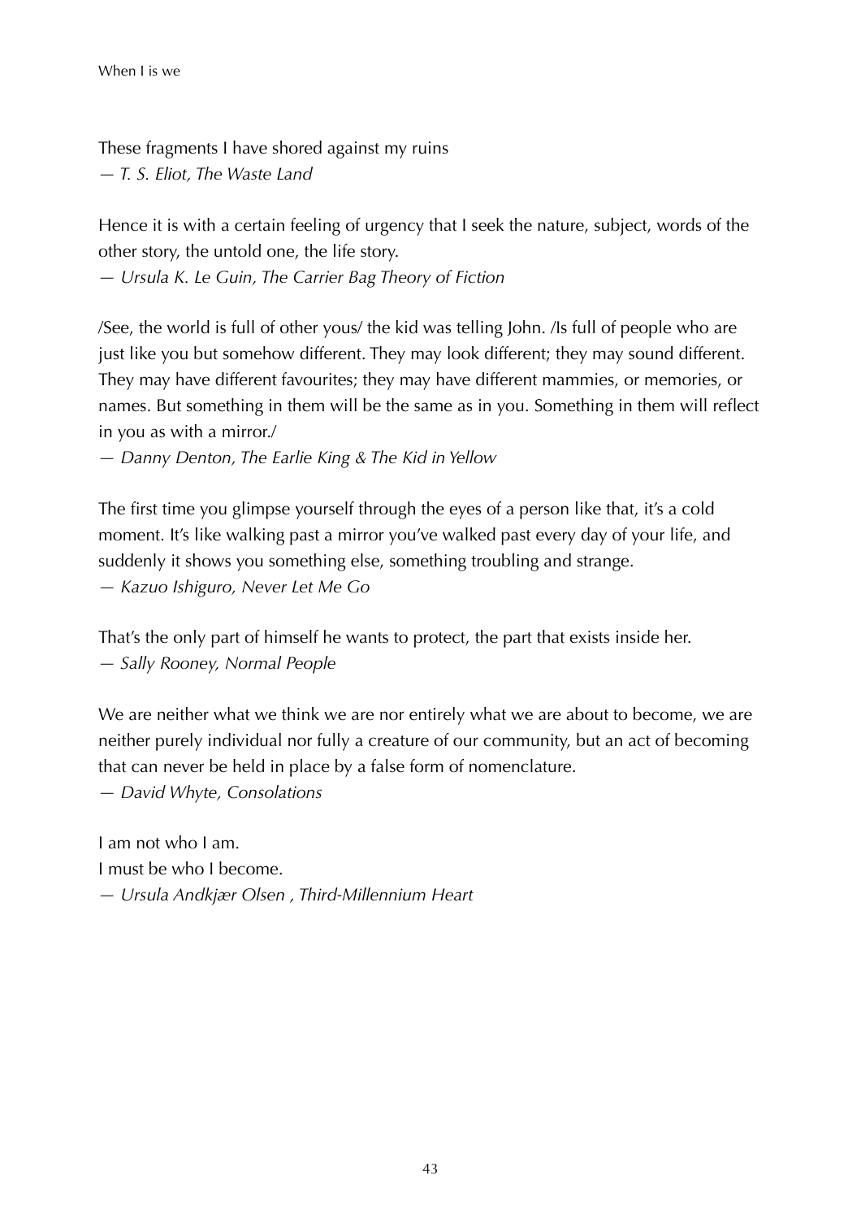These fragments I have shored against my ruins
*— T. S. Eliot, The Waste Land*

Hence it is with a certain feeling of urgency that I seek the nature, subject, words of the other story, the untold one, the life story.
*— Ursula K. Le Guin, The Carrier Bag Theory of Fiction*

/See, the world is full of other yous/ the kid was telling John. /Is full of people who are just like you but somehow different. They may look different; they may sound different. They may have different favourites; they may have different mammies, or memories, or names. But something in them will be the same as in you. Something in them will reflect in you as with a mirror./
*— Danny Denton, The Earlie King & The Kid in Yellow*

The first time you glimpse yourself through the eyes of a person like that, it's a cold moment. It's like walking past a mirror you've walked past every day of your life, and suddenly it shows you something else, something troubling and strange.
*— Kazuo Ishiguro, Never Let Me Go*

That's the only part of himself he wants to protect, the part that exists inside her.
*— Sally Rooney, Normal People*

We are neither what we think we are nor entirely what we are about to become, we are neither purely individual nor fully a creature of our community, but an act of becoming that can never be held in place by a false form of nomenclature.
*— David Whyte, Consolations*

I am not who I am.
I must be who I become.
*— Ursula Andkjær Olsen , Third-Millennium Heart*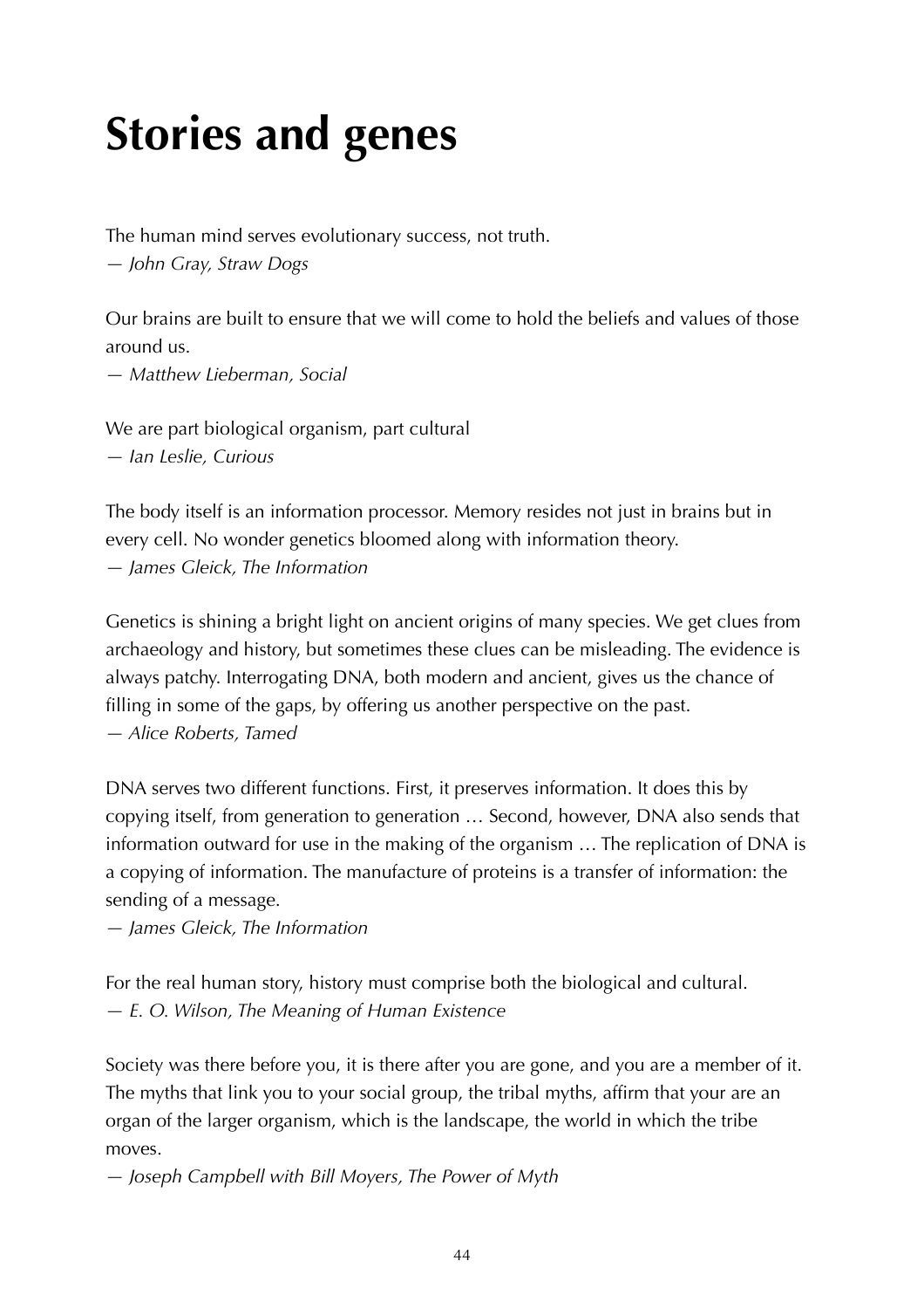# Stories and genes

The human mind serves evolutionary success, not truth.
*— John Gray, Straw Dogs*

Our brains are built to ensure that we will come to hold the beliefs and values of those around us.
*— Matthew Lieberman, Social*

We are part biological organism, part cultural
*— Ian Leslie, Curious*

The body itself is an information processor. Memory resides not just in brains but in every cell. No wonder genetics bloomed along with information theory.
*— James Gleick, The Information*

Genetics is shining a bright light on ancient origins of many species. We get clues from archaeology and history, but sometimes these clues can be misleading. The evidence is always patchy. Interrogating DNA, both modern and ancient, gives us the chance of filling in some of the gaps, by offering us another perspective on the past.
*— Alice Roberts, Tamed*

DNA serves two different functions. First, it preserves information. It does this by copying itself, from generation to generation … Second, however, DNA also sends that information outward for use in the making of the organism … The replication of DNA is a copying of information. The manufacture of proteins is a transfer of information: the sending of a message.
*— James Gleick, The Information*

For the real human story, history must comprise both the biological and cultural.
*— E. O. Wilson, The Meaning of Human Existence*

Society was there before you, it is there after you are gone, and you are a member of it. The myths that link you to your social group, the tribal myths, affirm that your are an organ of the larger organism, which is the landscape, the world in which the tribe moves.
*— Joseph Campbell with Bill Moyers, The Power of Myth*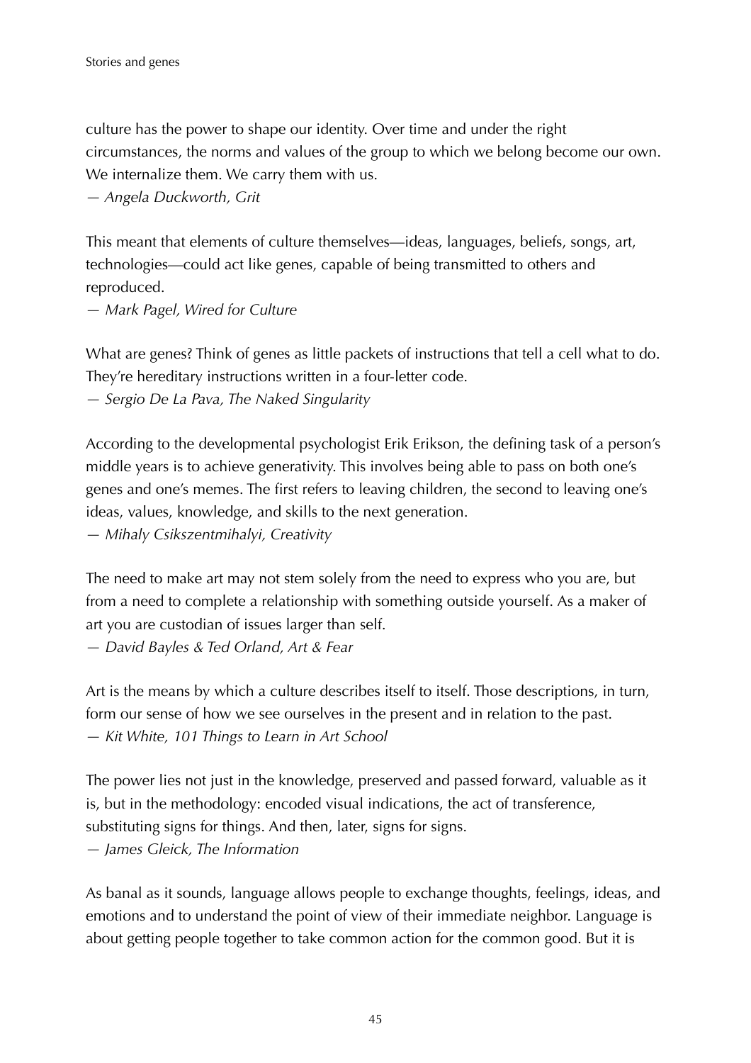culture has the power to shape our identity. Over time and under the right circumstances, the norms and values of the group to which we belong become our own. We internalize them. We carry them with us.
*— Angela Duckworth, Grit*

This meant that elements of culture themselves—ideas, languages, beliefs, songs, art, technologies—could act like genes, capable of being transmitted to others and reproduced.
*— Mark Pagel, Wired for Culture*

What are genes? Think of genes as little packets of instructions that tell a cell what to do. They're hereditary instructions written in a four-letter code.
*— Sergio De La Pava, The Naked Singularity*

According to the developmental psychologist Erik Erikson, the defining task of a person's middle years is to achieve generativity. This involves being able to pass on both one's genes and one's memes. The first refers to leaving children, the second to leaving one's ideas, values, knowledge, and skills to the next generation.
*— Mihaly Csikszentmihalyi, Creativity*

The need to make art may not stem solely from the need to express who you are, but from a need to complete a relationship with something outside yourself. As a maker of art you are custodian of issues larger than self.
*— David Bayles & Ted Orland, Art & Fear*

Art is the means by which a culture describes itself to itself. Those descriptions, in turn, form our sense of how we see ourselves in the present and in relation to the past.
*— Kit White, 101 Things to Learn in Art School*

The power lies not just in the knowledge, preserved and passed forward, valuable as it is, but in the methodology: encoded visual indications, the act of transference, substituting signs for things. And then, later, signs for signs.
*— James Gleick, The Information*

As banal as it sounds, language allows people to exchange thoughts, feelings, ideas, and emotions and to understand the point of view of their immediate neighbor. Language is about getting people together to take common action for the common good. But it is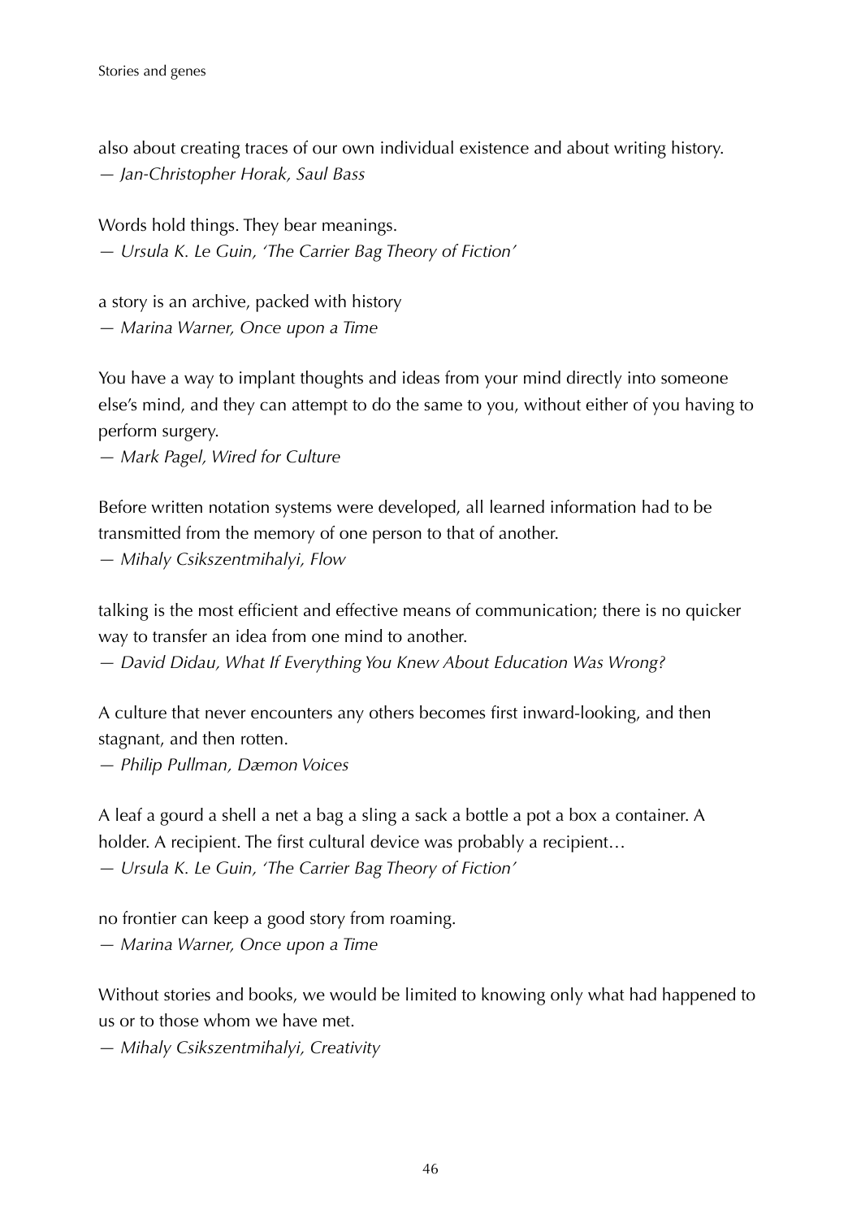also about creating traces of our own individual existence and about writing history.
— *Jan-Christopher Horak, Saul Bass*

Words hold things. They bear meanings.
— *Ursula K. Le Guin, 'The Carrier Bag Theory of Fiction'*

a story is an archive, packed with history
— *Marina Warner, Once upon a Time*

You have a way to implant thoughts and ideas from your mind directly into someone else's mind, and they can attempt to do the same to you, without either of you having to perform surgery.
— *Mark Pagel, Wired for Culture*

Before written notation systems were developed, all learned information had to be transmitted from the memory of one person to that of another.
— *Mihaly Csikszentmihalyi, Flow*

talking is the most efficient and effective means of communication; there is no quicker way to transfer an idea from one mind to another.
— *David Didau, What If Everything You Knew About Education Was Wrong?*

A culture that never encounters any others becomes first inward-looking, and then stagnant, and then rotten.
— *Philip Pullman, Dæmon Voices*

A leaf a gourd a shell a net a bag a sling a sack a bottle a pot a box a container. A holder. A recipient. The first cultural device was probably a recipient…
— *Ursula K. Le Guin, 'The Carrier Bag Theory of Fiction'*

no frontier can keep a good story from roaming.
— *Marina Warner, Once upon a Time*

Without stories and books, we would be limited to knowing only what had happened to us or to those whom we have met.
— *Mihaly Csikszentmihalyi, Creativity*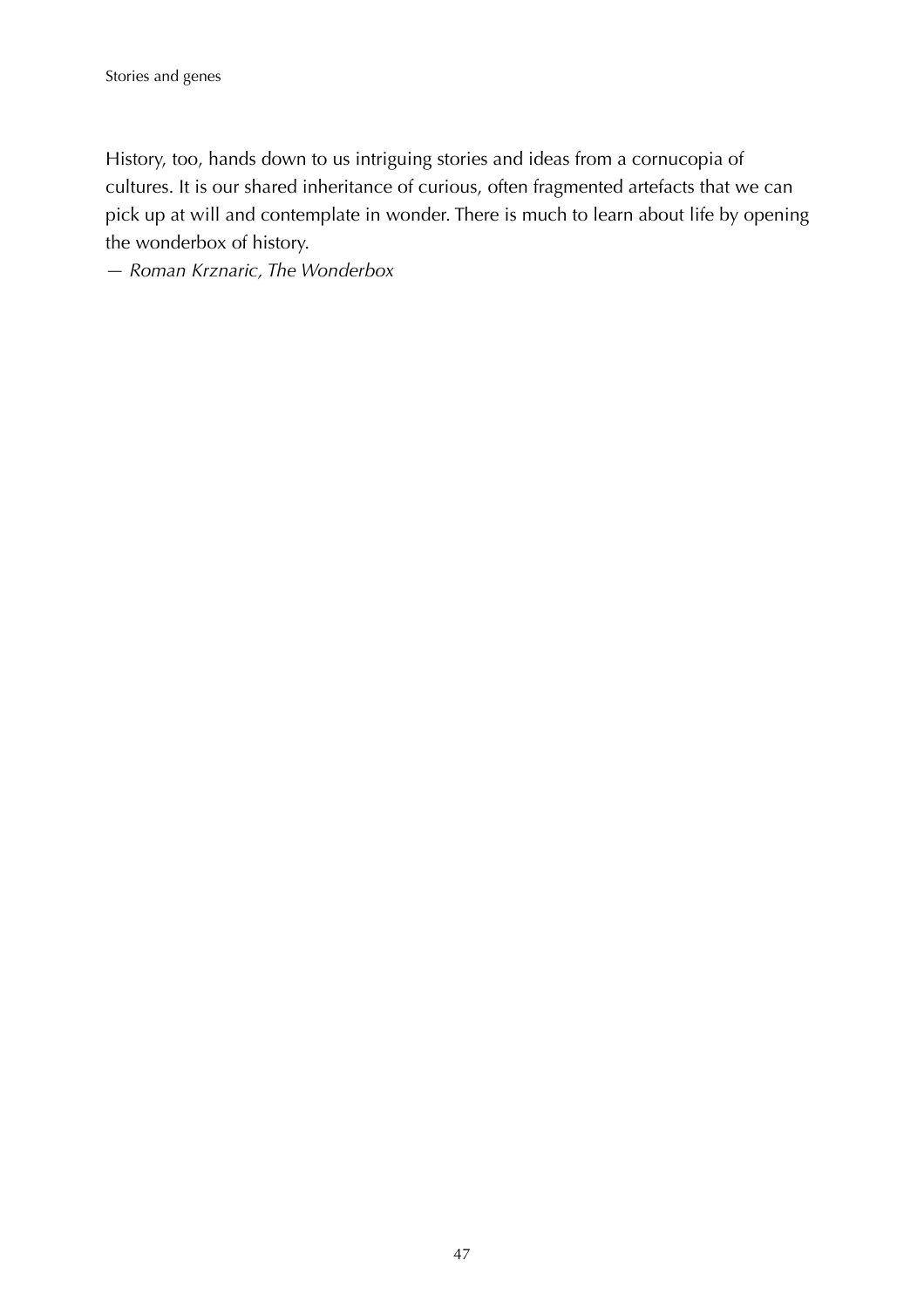History, too, hands down to us intriguing stories and ideas from a cornucopia of cultures. It is our shared inheritance of curious, often fragmented artefacts that we can pick up at will and contemplate in wonder. There is much to learn about life by opening the wonderbox of history.
*— Roman Krznaric, The Wonderbox*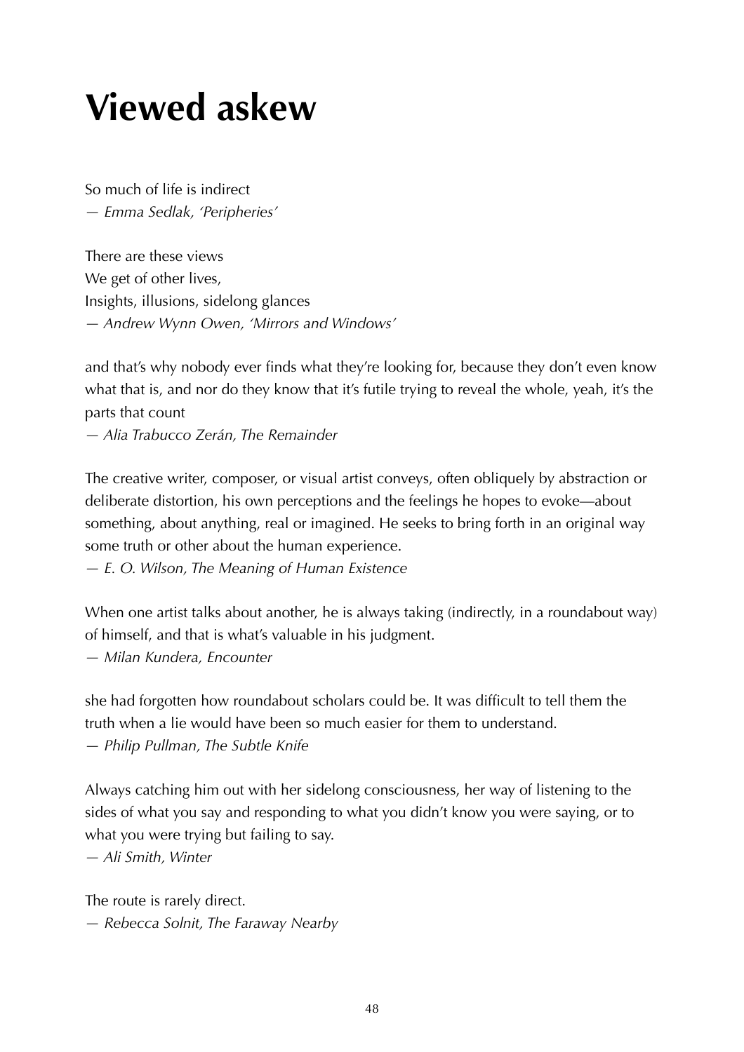# Viewed askew

So much of life is indirect
*— Emma Sedlak, 'Peripheries'*

There are these views
We get of other lives,
Insights, illusions, sidelong glances
*— Andrew Wynn Owen, 'Mirrors and Windows'*

and that's why nobody ever finds what they're looking for, because they don't even know what that is, and nor do they know that it's futile trying to reveal the whole, yeah, it's the parts that count
*— Alia Trabucco Zerán, The Remainder*

The creative writer, composer, or visual artist conveys, often obliquely by abstraction or deliberate distortion, his own perceptions and the feelings he hopes to evoke—about something, about anything, real or imagined. He seeks to bring forth in an original way some truth or other about the human experience.
*— E. O. Wilson, The Meaning of Human Existence*

When one artist talks about another, he is always taking (indirectly, in a roundabout way) of himself, and that is what's valuable in his judgment.
*— Milan Kundera, Encounter*

she had forgotten how roundabout scholars could be. It was difficult to tell them the truth when a lie would have been so much easier for them to understand.
*— Philip Pullman, The Subtle Knife*

Always catching him out with her sidelong consciousness, her way of listening to the sides of what you say and responding to what you didn't know you were saying, or to what you were trying but failing to say.
*— Ali Smith, Winter*

The route is rarely direct.
*— Rebecca Solnit, The Faraway Nearby*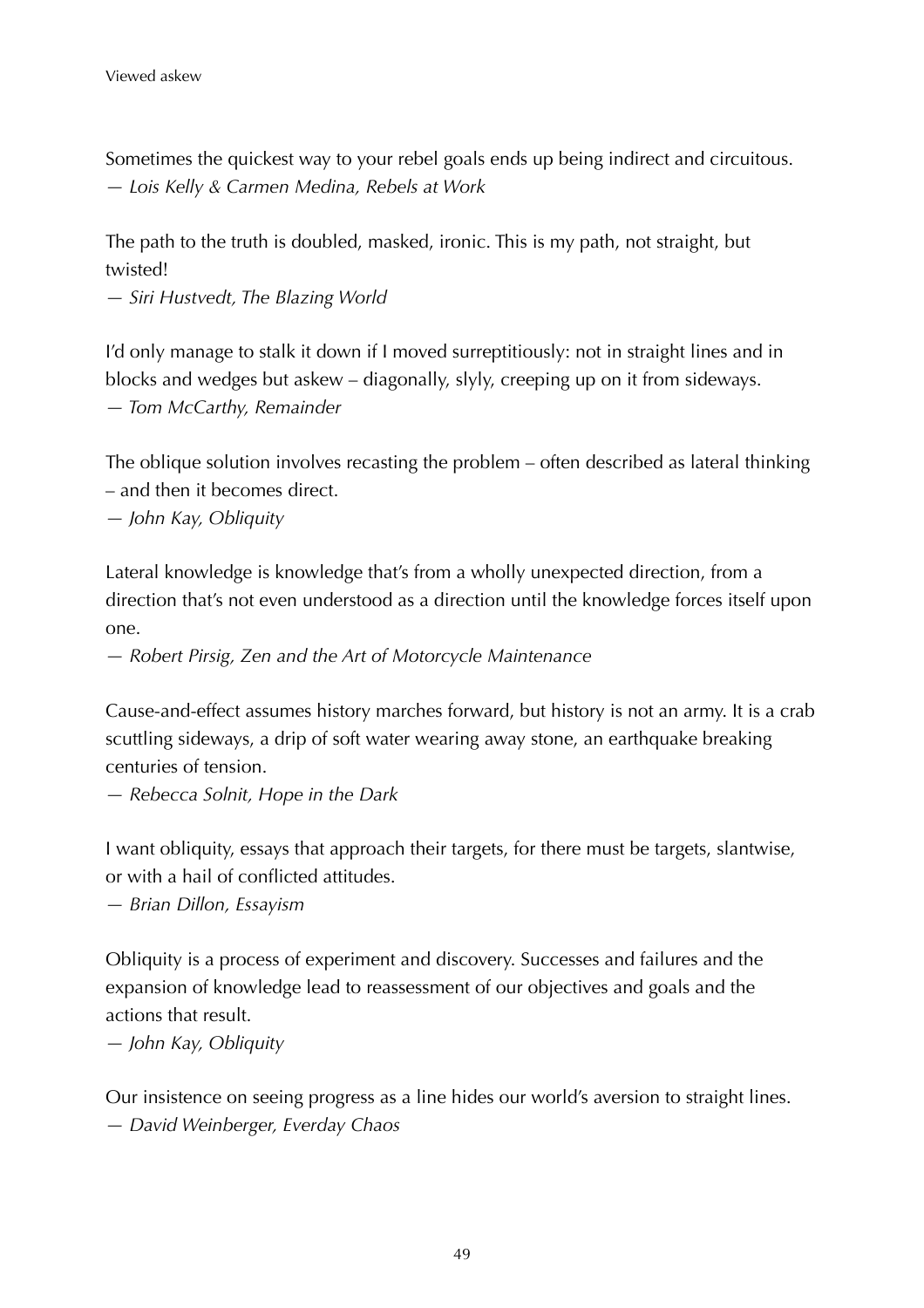Sometimes the quickest way to your rebel goals ends up being indirect and circuitous.
— *Lois Kelly & Carmen Medina, Rebels at Work*

The path to the truth is doubled, masked, ironic. This is my path, not straight, but twisted!
— *Siri Hustvedt, The Blazing World*

I'd only manage to stalk it down if I moved surreptitiously: not in straight lines and in blocks and wedges but askew – diagonally, slyly, creeping up on it from sideways.
— *Tom McCarthy, Remainder*

The oblique solution involves recasting the problem – often described as lateral thinking – and then it becomes direct.
— *John Kay, Obliquity*

Lateral knowledge is knowledge that's from a wholly unexpected direction, from a direction that's not even understood as a direction until the knowledge forces itself upon one.
— *Robert Pirsig, Zen and the Art of Motorcycle Maintenance*

Cause-and-effect assumes history marches forward, but history is not an army. It is a crab scuttling sideways, a drip of soft water wearing away stone, an earthquake breaking centuries of tension.
— *Rebecca Solnit, Hope in the Dark*

I want obliquity, essays that approach their targets, for there must be targets, slantwise, or with a hail of conflicted attitudes.
— *Brian Dillon, Essayism*

Obliquity is a process of experiment and discovery. Successes and failures and the expansion of knowledge lead to reassessment of our objectives and goals and the actions that result.
— *John Kay, Obliquity*

Our insistence on seeing progress as a line hides our world's aversion to straight lines.
— *David Weinberger, Everday Chaos*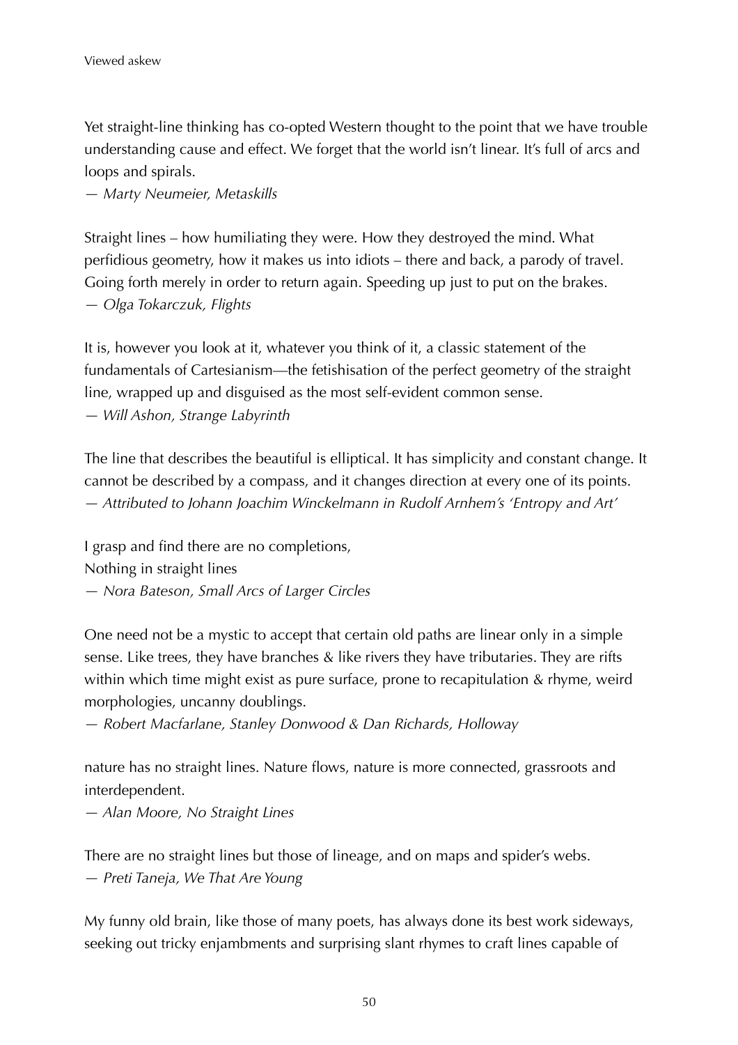Yet straight-line thinking has co-opted Western thought to the point that we have trouble understanding cause and effect. We forget that the world isn't linear. It's full of arcs and loops and spirals.
— *Marty Neumeier, Metaskills*

Straight lines – how humiliating they were. How they destroyed the mind. What perfidious geometry, how it makes us into idiots – there and back, a parody of travel. Going forth merely in order to return again. Speeding up just to put on the brakes.
— *Olga Tokarczuk, Flights*

It is, however you look at it, whatever you think of it, a classic statement of the fundamentals of Cartesianism—the fetishisation of the perfect geometry of the straight line, wrapped up and disguised as the most self-evident common sense.
— *Will Ashon, Strange Labyrinth*

The line that describes the beautiful is elliptical. It has simplicity and constant change. It cannot be described by a compass, and it changes direction at every one of its points.
— *Attributed to Johann Joachim Winckelmann in Rudolf Arnhem's 'Entropy and Art'*

I grasp and find there are no completions,
Nothing in straight lines
— *Nora Bateson, Small Arcs of Larger Circles*

One need not be a mystic to accept that certain old paths are linear only in a simple sense. Like trees, they have branches & like rivers they have tributaries. They are rifts within which time might exist as pure surface, prone to recapitulation & rhyme, weird morphologies, uncanny doublings.
— *Robert Macfarlane, Stanley Donwood & Dan Richards, Holloway*

nature has no straight lines. Nature flows, nature is more connected, grassroots and interdependent.
— *Alan Moore, No Straight Lines*

There are no straight lines but those of lineage, and on maps and spider's webs.
— *Preti Taneja, We That Are Young*

My funny old brain, like those of many poets, has always done its best work sideways, seeking out tricky enjambments and surprising slant rhymes to craft lines capable of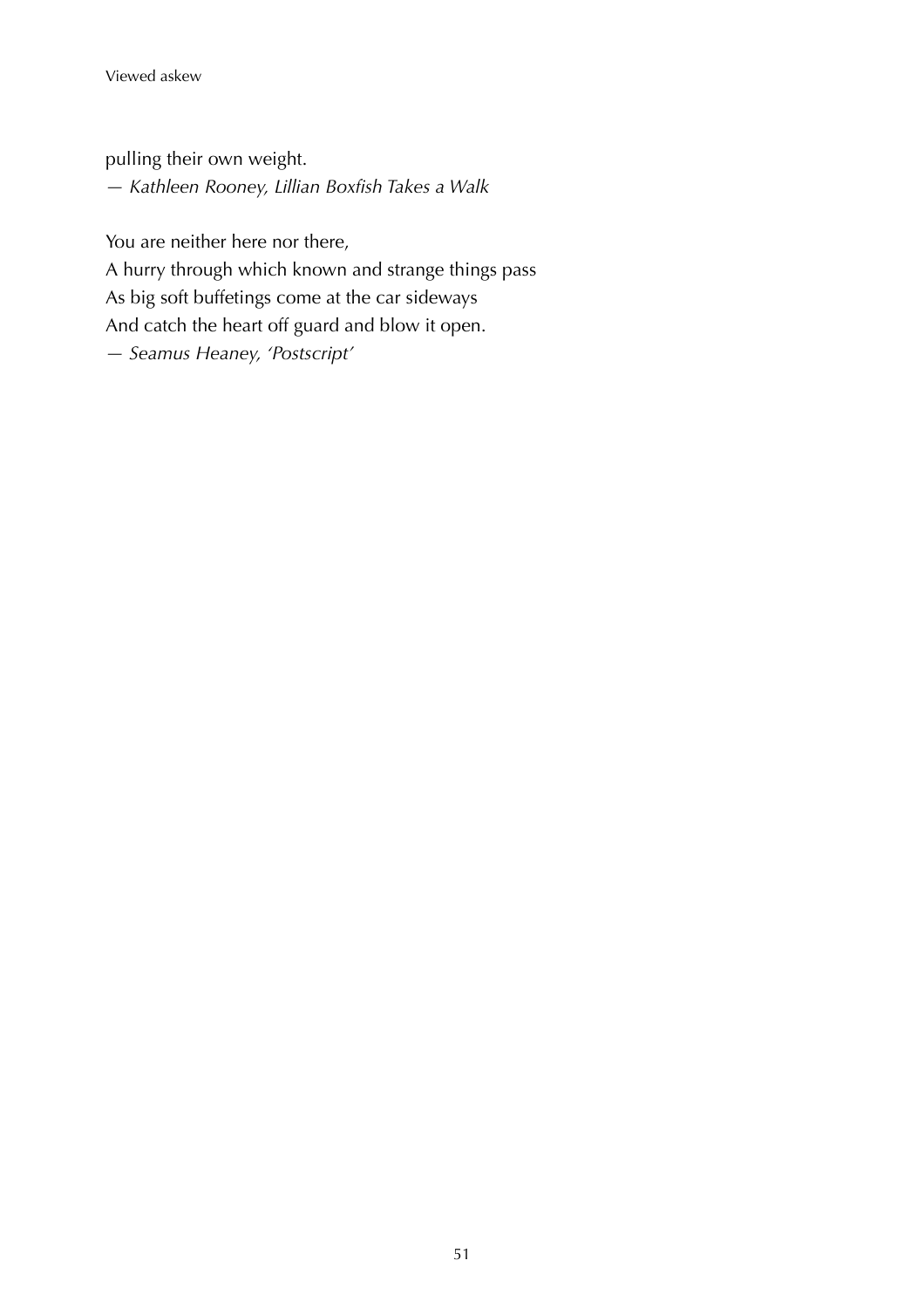pulling their own weight.

— *Kathleen Rooney, Lillian Boxfish Takes a Walk*

You are neither here nor there,  
A hurry through which known and strange things pass  
As big soft buffetings come at the car sideways  
And catch the heart off guard and blow it open.

— *Seamus Heaney, 'Postscript'*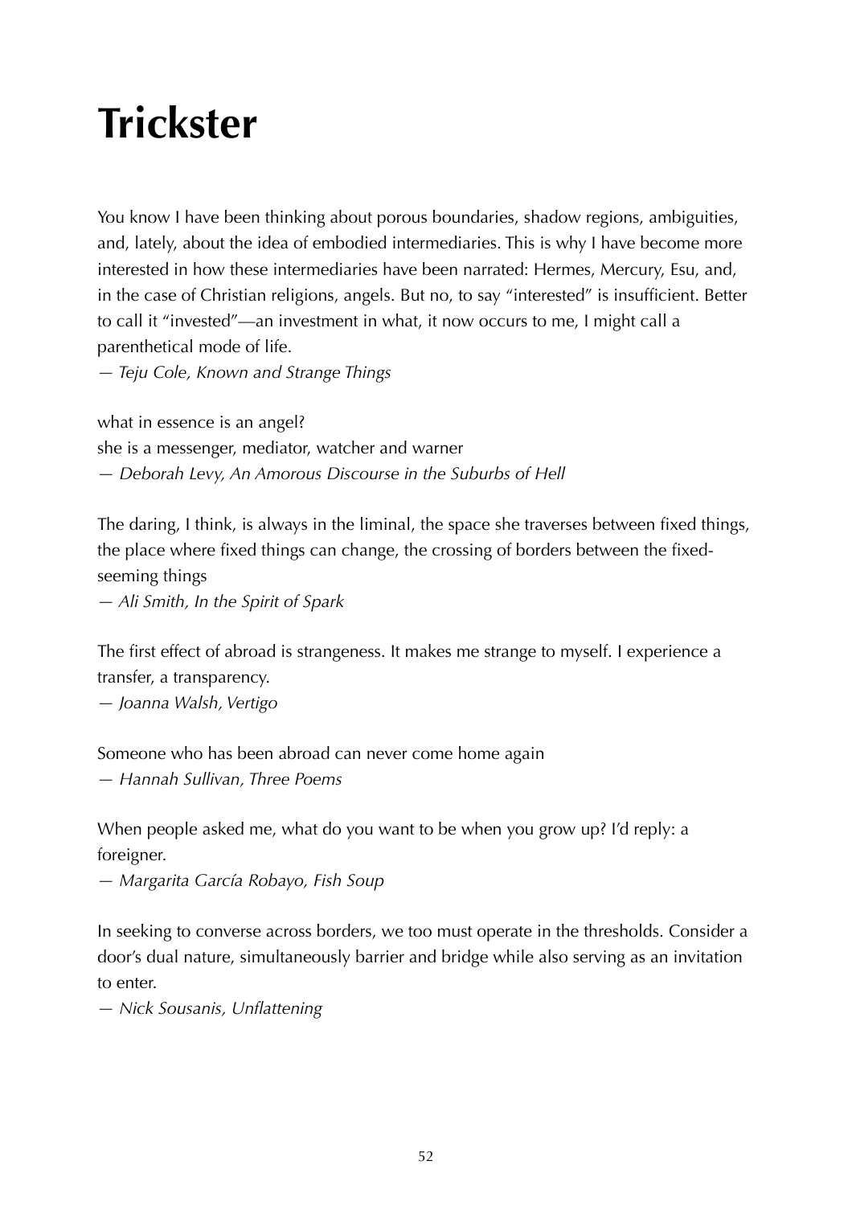# Trickster

You know I have been thinking about porous boundaries, shadow regions, ambiguities, and, lately, about the idea of embodied intermediaries. This is why I have become more interested in how these intermediaries have been narrated: Hermes, Mercury, Esu, and, in the case of Christian religions, angels. But no, to say "interested" is insufficient. Better to call it "invested"—an investment in what, it now occurs to me, I might call a parenthetical mode of life.
*— Teju Cole, Known and Strange Things*

what in essence is an angel?
she is a messenger, mediator, watcher and warner
*— Deborah Levy, An Amorous Discourse in the Suburbs of Hell*

The daring, I think, is always in the liminal, the space she traverses between fixed things, the place where fixed things can change, the crossing of borders between the fixed-seeming things
*— Ali Smith, In the Spirit of Spark*

The first effect of abroad is strangeness. It makes me strange to myself. I experience a transfer, a transparency.
*— Joanna Walsh, Vertigo*

Someone who has been abroad can never come home again
*— Hannah Sullivan, Three Poems*

When people asked me, what do you want to be when you grow up? I'd reply: a foreigner.
*— Margarita García Robayo, Fish Soup*

In seeking to converse across borders, we too must operate in the thresholds. Consider a door's dual nature, simultaneously barrier and bridge while also serving as an invitation to enter.
*— Nick Sousanis, Unflattening*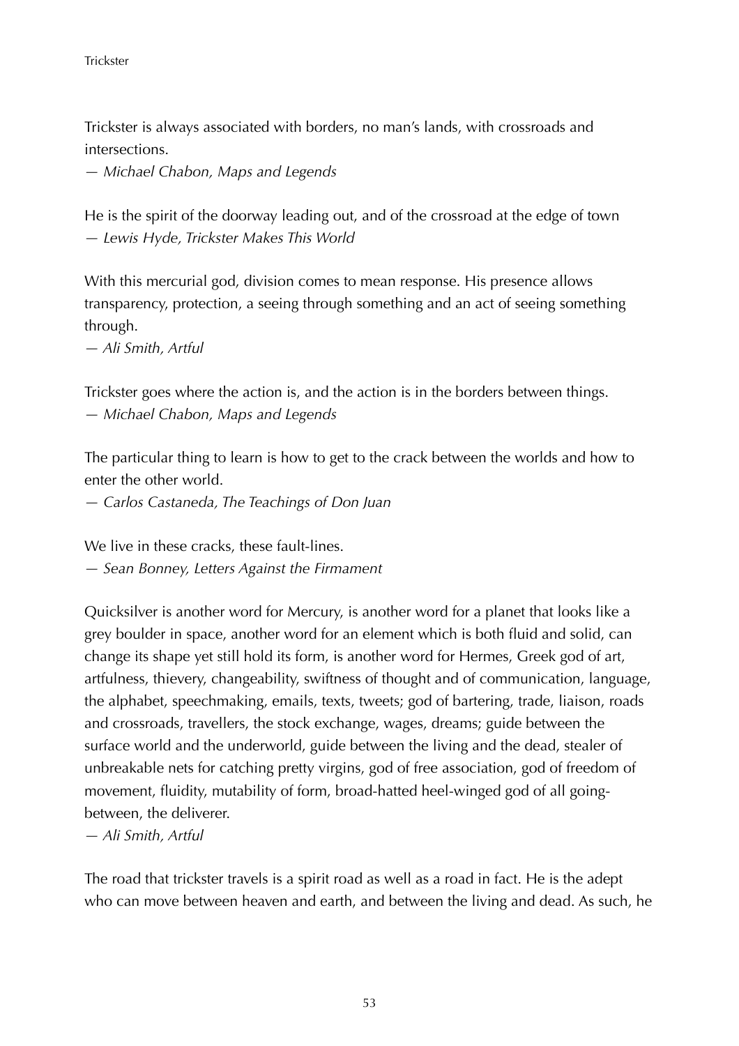Trickster is always associated with borders, no man's lands, with crossroads and intersections.
*— Michael Chabon, Maps and Legends*

He is the spirit of the doorway leading out, and of the crossroad at the edge of town
*— Lewis Hyde, Trickster Makes This World*

With this mercurial god, division comes to mean response. His presence allows transparency, protection, a seeing through something and an act of seeing something through.
*— Ali Smith, Artful*

Trickster goes where the action is, and the action is in the borders between things.
*— Michael Chabon, Maps and Legends*

The particular thing to learn is how to get to the crack between the worlds and how to enter the other world.
*— Carlos Castaneda, The Teachings of Don Juan*

We live in these cracks, these fault-lines.
*— Sean Bonney, Letters Against the Firmament*

Quicksilver is another word for Mercury, is another word for a planet that looks like a grey boulder in space, another word for an element which is both fluid and solid, can change its shape yet still hold its form, is another word for Hermes, Greek god of art, artfulness, thievery, changeability, swiftness of thought and of communication, language, the alphabet, speechmaking, emails, texts, tweets; god of bartering, trade, liaison, roads and crossroads, travellers, the stock exchange, wages, dreams; guide between the surface world and the underworld, guide between the living and the dead, stealer of unbreakable nets for catching pretty virgins, god of free association, god of freedom of movement, fluidity, mutability of form, broad-hatted heel-winged god of all going-between, the deliverer.
*— Ali Smith, Artful*

The road that trickster travels is a spirit road as well as a road in fact. He is the adept who can move between heaven and earth, and between the living and dead. As such, he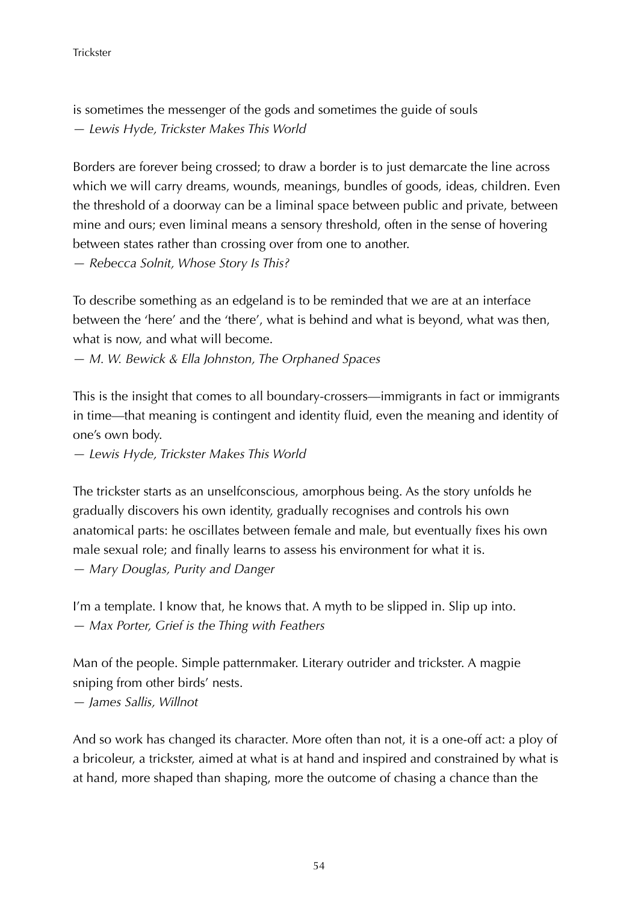is sometimes the messenger of the gods and sometimes the guide of souls
— *Lewis Hyde, Trickster Makes This World*

Borders are forever being crossed; to draw a border is to just demarcate the line across which we will carry dreams, wounds, meanings, bundles of goods, ideas, children. Even the threshold of a doorway can be a liminal space between public and private, between mine and ours; even liminal means a sensory threshold, often in the sense of hovering between states rather than crossing over from one to another.
— *Rebecca Solnit, Whose Story Is This?*

To describe something as an edgeland is to be reminded that we are at an interface between the 'here' and the 'there', what is behind and what is beyond, what was then, what is now, and what will become.
— *M. W. Bewick & Ella Johnston, The Orphaned Spaces*

This is the insight that comes to all boundary-crossers—immigrants in fact or immigrants in time—that meaning is contingent and identity fluid, even the meaning and identity of one's own body.
— *Lewis Hyde, Trickster Makes This World*

The trickster starts as an unselfconscious, amorphous being. As the story unfolds he gradually discovers his own identity, gradually recognises and controls his own anatomical parts: he oscillates between female and male, but eventually fixes his own male sexual role; and finally learns to assess his environment for what it is.
— *Mary Douglas, Purity and Danger*

I'm a template. I know that, he knows that. A myth to be slipped in. Slip up into.
— *Max Porter, Grief is the Thing with Feathers*

Man of the people. Simple patternmaker. Literary outrider and trickster. A magpie sniping from other birds' nests.
— *James Sallis, Willnot*

And so work has changed its character. More often than not, it is a one-off act: a ploy of a bricoleur, a trickster, aimed at what is at hand and inspired and constrained by what is at hand, more shaped than shaping, more the outcome of chasing a chance than the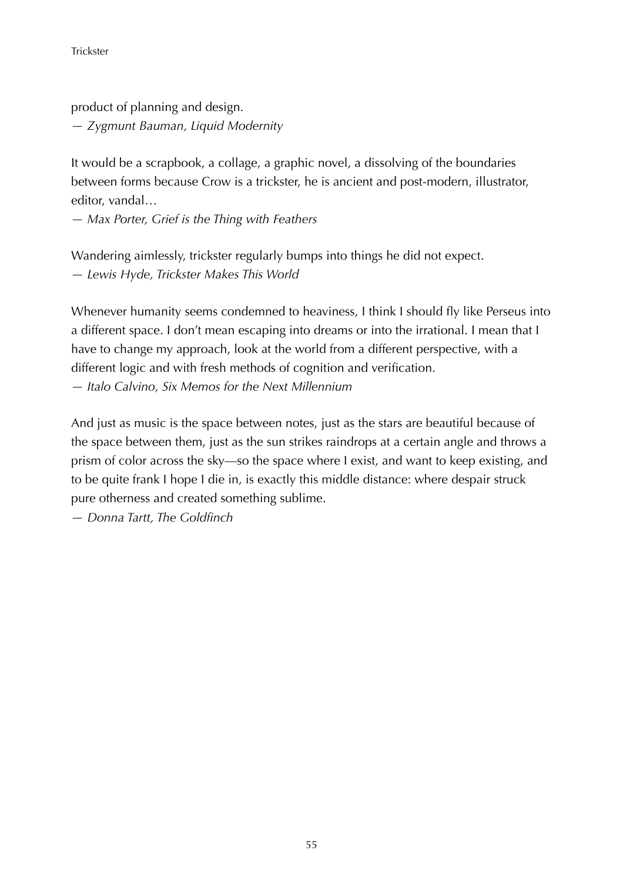product of planning and design.
*— Zygmunt Bauman, Liquid Modernity*

It would be a scrapbook, a collage, a graphic novel, a dissolving of the boundaries between forms because Crow is a trickster, he is ancient and post-modern, illustrator, editor, vandal…
*— Max Porter, Grief is the Thing with Feathers*

Wandering aimlessly, trickster regularly bumps into things he did not expect.
*— Lewis Hyde, Trickster Makes This World*

Whenever humanity seems condemned to heaviness, I think I should fly like Perseus into a different space. I don't mean escaping into dreams or into the irrational. I mean that I have to change my approach, look at the world from a different perspective, with a different logic and with fresh methods of cognition and verification.
*— Italo Calvino, Six Memos for the Next Millennium*

And just as music is the space between notes, just as the stars are beautiful because of the space between them, just as the sun strikes raindrops at a certain angle and throws a prism of color across the sky—so the space where I exist, and want to keep existing, and to be quite frank I hope I die in, is exactly this middle distance: where despair struck pure otherness and created something sublime.
*— Donna Tartt, The Goldfinch*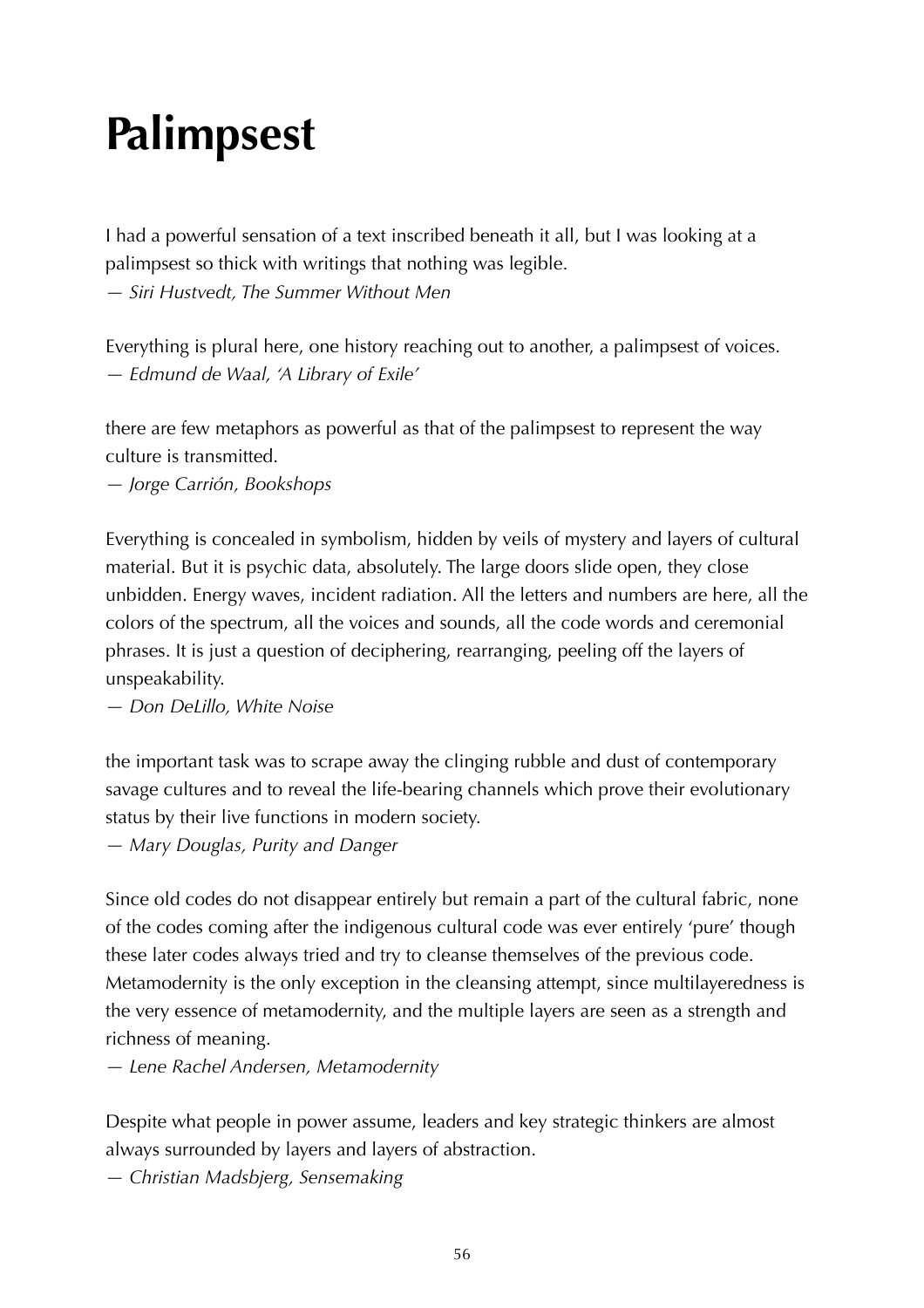# Palimpsest

I had a powerful sensation of a text inscribed beneath it all, but I was looking at a palimpsest so thick with writings that nothing was legible.
*— Siri Hustvedt, The Summer Without Men*

Everything is plural here, one history reaching out to another, a palimpsest of voices.
*— Edmund de Waal, 'A Library of Exile'*

there are few metaphors as powerful as that of the palimpsest to represent the way culture is transmitted.
*— Jorge Carrión, Bookshops*

Everything is concealed in symbolism, hidden by veils of mystery and layers of cultural material. But it is psychic data, absolutely. The large doors slide open, they close unbidden. Energy waves, incident radiation. All the letters and numbers are here, all the colors of the spectrum, all the voices and sounds, all the code words and ceremonial phrases. It is just a question of deciphering, rearranging, peeling off the layers of unspeakability.
*— Don DeLillo, White Noise*

the important task was to scrape away the clinging rubble and dust of contemporary savage cultures and to reveal the life-bearing channels which prove their evolutionary status by their live functions in modern society.
*— Mary Douglas, Purity and Danger*

Since old codes do not disappear entirely but remain a part of the cultural fabric, none of the codes coming after the indigenous cultural code was ever entirely 'pure' though these later codes always tried and try to cleanse themselves of the previous code. Metamodernity is the only exception in the cleansing attempt, since multilayeredness is the very essence of metamodernity, and the multiple layers are seen as a strength and richness of meaning.
*— Lene Rachel Andersen, Metamodernity*

Despite what people in power assume, leaders and key strategic thinkers are almost always surrounded by layers and layers of abstraction.
*— Christian Madsbjerg, Sensemaking*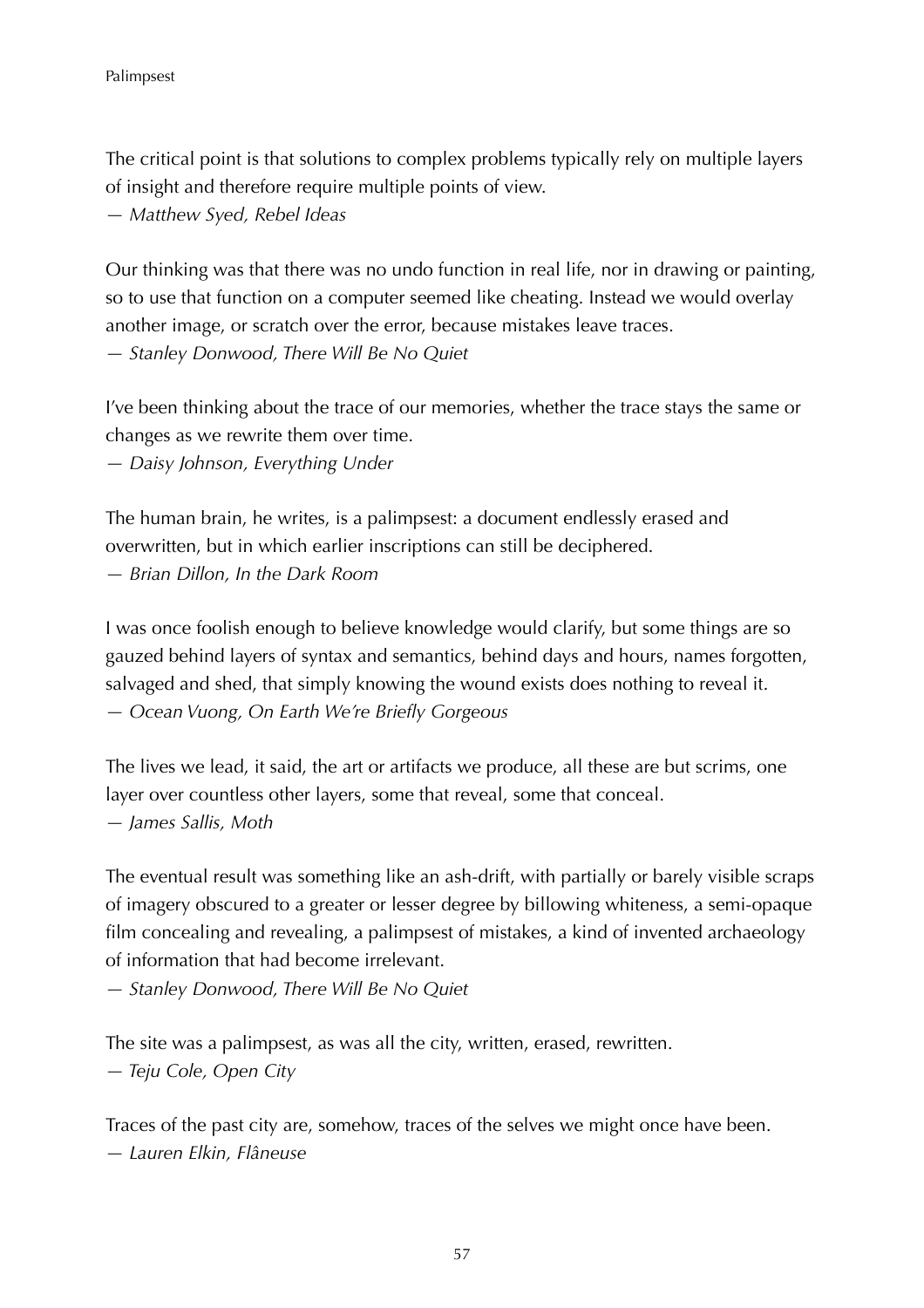The critical point is that solutions to complex problems typically rely on multiple layers of insight and therefore require multiple points of view.
— *Matthew Syed, Rebel Ideas*

Our thinking was that there was no undo function in real life, nor in drawing or painting, so to use that function on a computer seemed like cheating. Instead we would overlay another image, or scratch over the error, because mistakes leave traces.
— *Stanley Donwood, There Will Be No Quiet*

I've been thinking about the trace of our memories, whether the trace stays the same or changes as we rewrite them over time.
— *Daisy Johnson, Everything Under*

The human brain, he writes, is a palimpsest: a document endlessly erased and overwritten, but in which earlier inscriptions can still be deciphered.
— *Brian Dillon, In the Dark Room*

I was once foolish enough to believe knowledge would clarify, but some things are so gauzed behind layers of syntax and semantics, behind days and hours, names forgotten, salvaged and shed, that simply knowing the wound exists does nothing to reveal it.
— *Ocean Vuong, On Earth We're Briefly Gorgeous*

The lives we lead, it said, the art or artifacts we produce, all these are but scrims, one layer over countless other layers, some that reveal, some that conceal.
— *James Sallis, Moth*

The eventual result was something like an ash-drift, with partially or barely visible scraps of imagery obscured to a greater or lesser degree by billowing whiteness, a semi-opaque film concealing and revealing, a palimpsest of mistakes, a kind of invented archaeology of information that had become irrelevant.
— *Stanley Donwood, There Will Be No Quiet*

The site was a palimpsest, as was all the city, written, erased, rewritten.
— *Teju Cole, Open City*

Traces of the past city are, somehow, traces of the selves we might once have been.
— *Lauren Elkin, Flâneuse*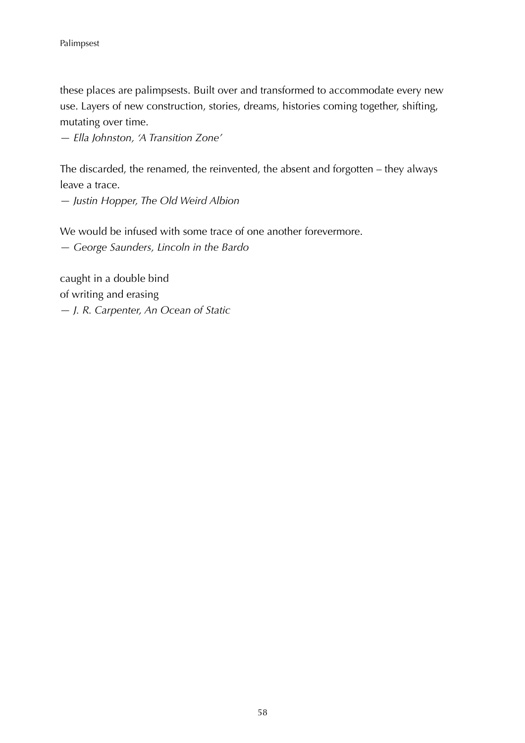these places are palimpsests. Built over and transformed to accommodate every new use. Layers of new construction, stories, dreams, histories coming together, shifting, mutating over time.
— *Ella Johnston, 'A Transition Zone'*

The discarded, the renamed, the reinvented, the absent and forgotten – they always leave a trace.
— *Justin Hopper, The Old Weird Albion*

We would be infused with some trace of one another forevermore.
— *George Saunders, Lincoln in the Bardo*

caught in a double bind
of writing and erasing
— *J. R. Carpenter, An Ocean of Static*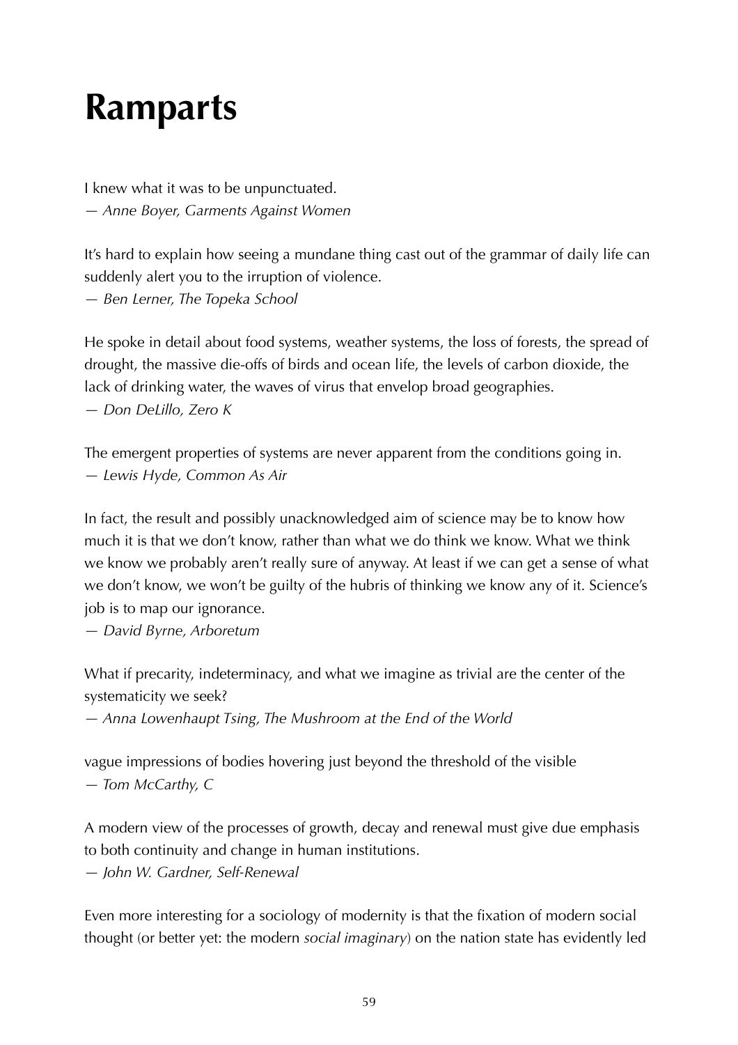# Ramparts

I knew what it was to be unpunctuated.
— *Anne Boyer, Garments Against Women*

It's hard to explain how seeing a mundane thing cast out of the grammar of daily life can suddenly alert you to the irruption of violence.
— *Ben Lerner, The Topeka School*

He spoke in detail about food systems, weather systems, the loss of forests, the spread of drought, the massive die-offs of birds and ocean life, the levels of carbon dioxide, the lack of drinking water, the waves of virus that envelop broad geographies.
— *Don DeLillo, Zero K*

The emergent properties of systems are never apparent from the conditions going in.
— *Lewis Hyde, Common As Air*

In fact, the result and possibly unacknowledged aim of science may be to know how much it is that we don't know, rather than what we do think we know. What we think we know we probably aren't really sure of anyway. At least if we can get a sense of what we don't know, we won't be guilty of the hubris of thinking we know any of it. Science's job is to map our ignorance.
— *David Byrne, Arboretum*

What if precarity, indeterminacy, and what we imagine as trivial are the center of the systematicity we seek?
— *Anna Lowenhaupt Tsing, The Mushroom at the End of the World*

vague impressions of bodies hovering just beyond the threshold of the visible
— *Tom McCarthy, C*

A modern view of the processes of growth, decay and renewal must give due emphasis to both continuity and change in human institutions.
— *John W. Gardner, Self-Renewal*

Even more interesting for a sociology of modernity is that the fixation of modern social thought (or better yet: the modern *social imaginary*) on the nation state has evidently led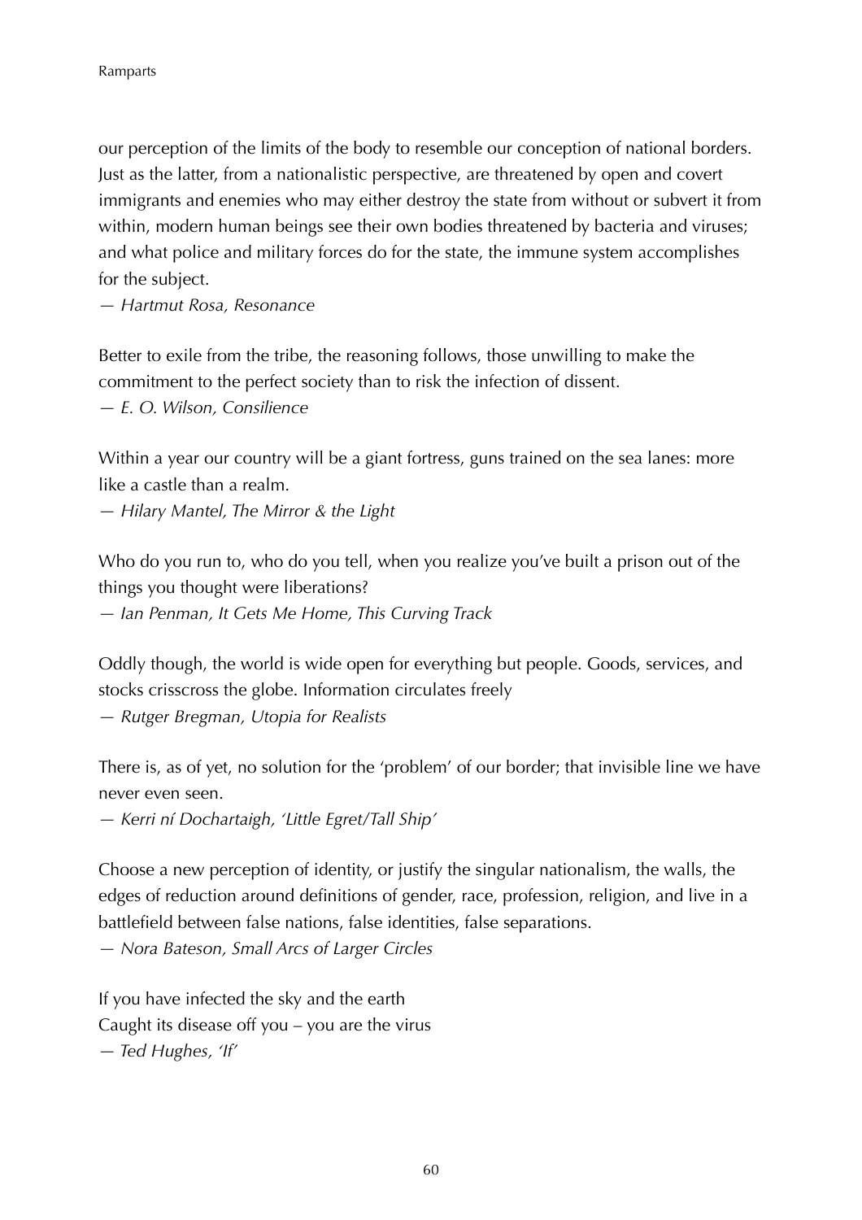our perception of the limits of the body to resemble our conception of national borders. Just as the latter, from a nationalistic perspective, are threatened by open and covert immigrants and enemies who may either destroy the state from without or subvert it from within, modern human beings see their own bodies threatened by bacteria and viruses; and what police and military forces do for the state, the immune system accomplishes for the subject.
*— Hartmut Rosa, Resonance*

Better to exile from the tribe, the reasoning follows, those unwilling to make the commitment to the perfect society than to risk the infection of dissent.
*— E. O. Wilson, Consilience*

Within a year our country will be a giant fortress, guns trained on the sea lanes: more like a castle than a realm.
*— Hilary Mantel, The Mirror & the Light*

Who do you run to, who do you tell, when you realize you've built a prison out of the things you thought were liberations?
*— Ian Penman, It Gets Me Home, This Curving Track*

Oddly though, the world is wide open for everything but people. Goods, services, and stocks crisscross the globe. Information circulates freely
*— Rutger Bregman, Utopia for Realists*

There is, as of yet, no solution for the 'problem' of our border; that invisible line we have never even seen.
*— Kerri ní Dochartaigh, 'Little Egret/Tall Ship'*

Choose a new perception of identity, or justify the singular nationalism, the walls, the edges of reduction around definitions of gender, race, profession, religion, and live in a battlefield between false nations, false identities, false separations.
*— Nora Bateson, Small Arcs of Larger Circles*

If you have infected the sky and the earth
Caught its disease off you – you are the virus
*— Ted Hughes, 'If'*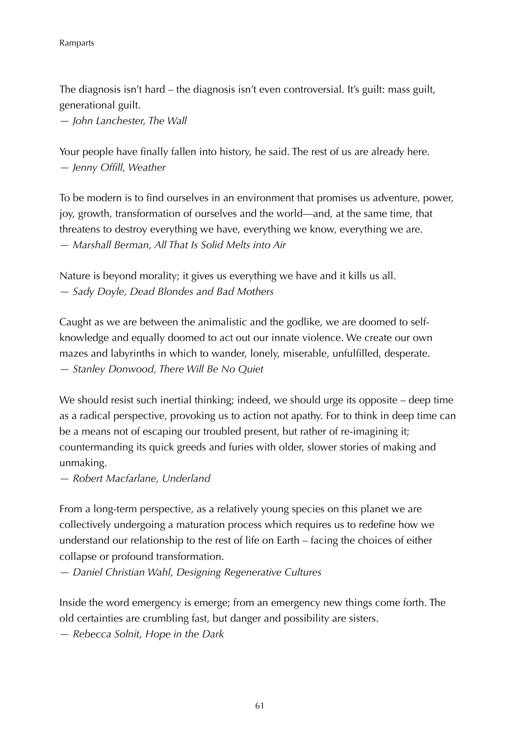The diagnosis isn't hard – the diagnosis isn't even controversial. It's guilt: mass guilt, generational guilt.
*— John Lanchester, The Wall*

Your people have finally fallen into history, he said. The rest of us are already here.
*— Jenny Offill, Weather*

To be modern is to find ourselves in an environment that promises us adventure, power, joy, growth, transformation of ourselves and the world—and, at the same time, that threatens to destroy everything we have, everything we know, everything we are.
*— Marshall Berman, All That Is Solid Melts into Air*

Nature is beyond morality; it gives us everything we have and it kills us all.
*— Sady Doyle, Dead Blondes and Bad Mothers*

Caught as we are between the animalistic and the godlike, we are doomed to self-knowledge and equally doomed to act out our innate violence. We create our own mazes and labyrinths in which to wander, lonely, miserable, unfulfilled, desperate.
*— Stanley Donwood, There Will Be No Quiet*

We should resist such inertial thinking; indeed, we should urge its opposite – deep time as a radical perspective, provoking us to action not apathy. For to think in deep time can be a means not of escaping our troubled present, but rather of re-imagining it; countermanding its quick greeds and furies with older, slower stories of making and unmaking.
*— Robert Macfarlane, Underland*

From a long-term perspective, as a relatively young species on this planet we are collectively undergoing a maturation process which requires us to redefine how we understand our relationship to the rest of life on Earth – facing the choices of either collapse or profound transformation.
*— Daniel Christian Wahl, Designing Regenerative Cultures*

Inside the word emergency is emerge; from an emergency new things come forth. The old certainties are crumbling fast, but danger and possibility are sisters.
*— Rebecca Solnit, Hope in the Dark*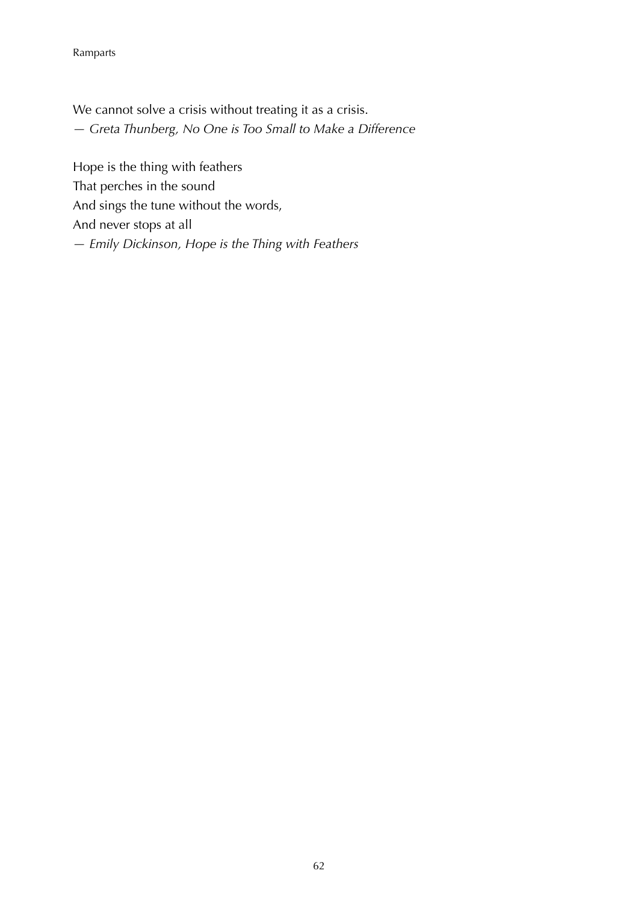We cannot solve a crisis without treating it as a crisis.
— *Greta Thunberg, No One is Too Small to Make a Difference*

Hope is the thing with feathers
That perches in the sound
And sings the tune without the words,
And never stops at all
— *Emily Dickinson, Hope is the Thing with Feathers*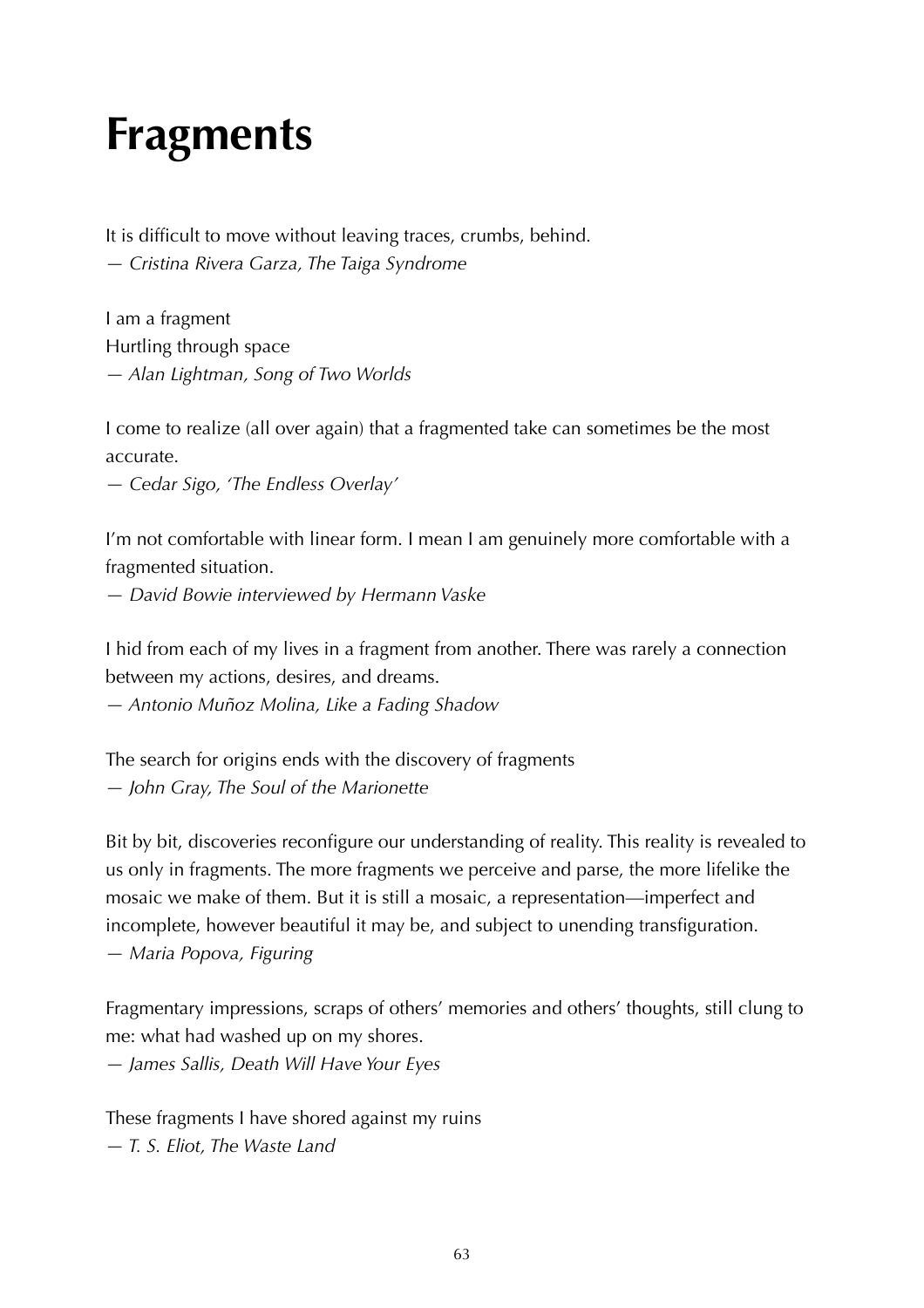# Fragments

It is difficult to move without leaving traces, crumbs, behind.
*— Cristina Rivera Garza, The Taiga Syndrome*

I am a fragment
Hurtling through space
*— Alan Lightman, Song of Two Worlds*

I come to realize (all over again) that a fragmented take can sometimes be the most accurate.
*— Cedar Sigo, 'The Endless Overlay'*

I'm not comfortable with linear form. I mean I am genuinely more comfortable with a fragmented situation.
*— David Bowie interviewed by Hermann Vaske*

I hid from each of my lives in a fragment from another. There was rarely a connection between my actions, desires, and dreams.
*— Antonio Muñoz Molina, Like a Fading Shadow*

The search for origins ends with the discovery of fragments
*— John Gray, The Soul of the Marionette*

Bit by bit, discoveries reconfigure our understanding of reality. This reality is revealed to us only in fragments. The more fragments we perceive and parse, the more lifelike the mosaic we make of them. But it is still a mosaic, a representation—imperfect and incomplete, however beautiful it may be, and subject to unending transfiguration.
*— Maria Popova, Figuring*

Fragmentary impressions, scraps of others' memories and others' thoughts, still clung to me: what had washed up on my shores.
*— James Sallis, Death Will Have Your Eyes*

These fragments I have shored against my ruins
*— T. S. Eliot, The Waste Land*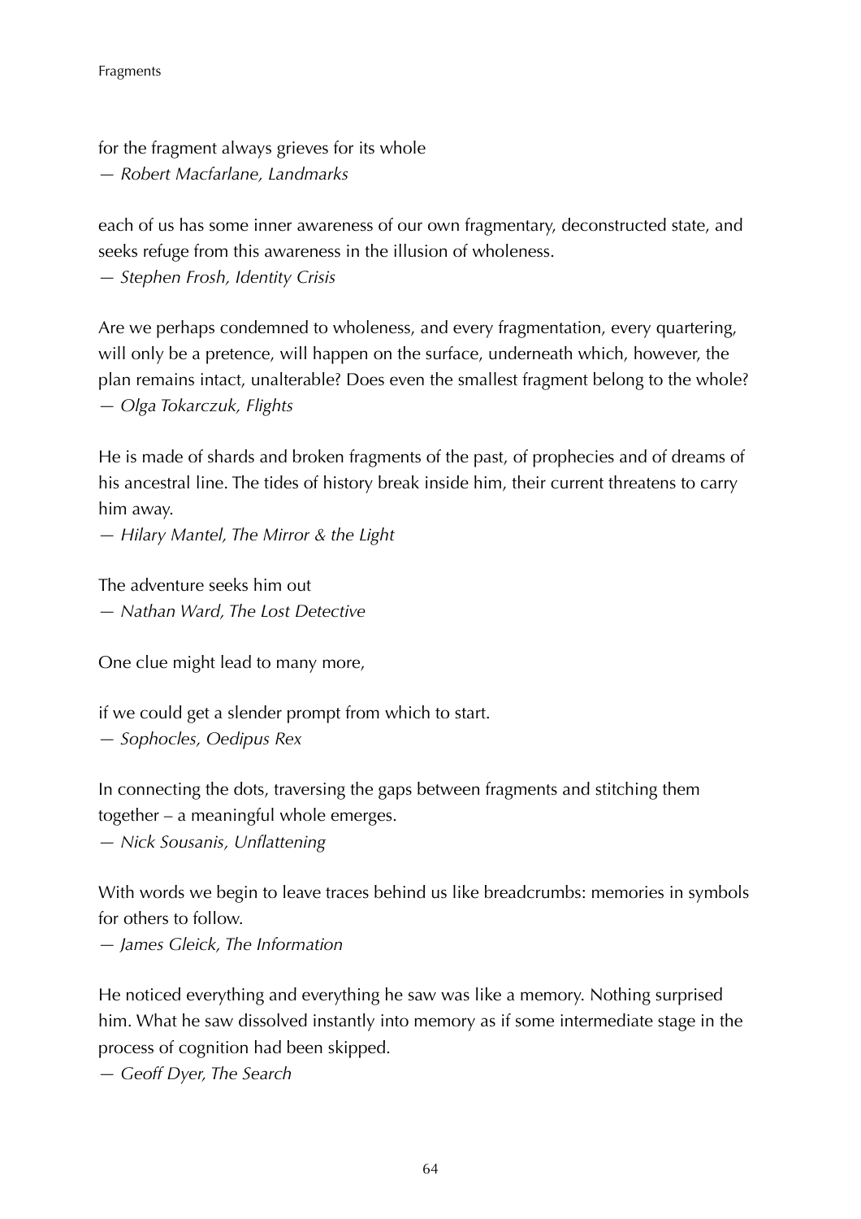for the fragment always grieves for its whole
*— Robert Macfarlane, Landmarks*

each of us has some inner awareness of our own fragmentary, deconstructed state, and seeks refuge from this awareness in the illusion of wholeness.
*— Stephen Frosh, Identity Crisis*

Are we perhaps condemned to wholeness, and every fragmentation, every quartering, will only be a pretence, will happen on the surface, underneath which, however, the plan remains intact, unalterable? Does even the smallest fragment belong to the whole?
*— Olga Tokarczuk, Flights*

He is made of shards and broken fragments of the past, of prophecies and of dreams of his ancestral line. The tides of history break inside him, their current threatens to carry him away.
*— Hilary Mantel, The Mirror & the Light*

The adventure seeks him out
*— Nathan Ward, The Lost Detective*

One clue might lead to many more,

if we could get a slender prompt from which to start.
*— Sophocles, Oedipus Rex*

In connecting the dots, traversing the gaps between fragments and stitching them together – a meaningful whole emerges.
*— Nick Sousanis, Unflattening*

With words we begin to leave traces behind us like breadcrumbs: memories in symbols for others to follow.
*— James Gleick, The Information*

He noticed everything and everything he saw was like a memory. Nothing surprised him. What he saw dissolved instantly into memory as if some intermediate stage in the process of cognition had been skipped.
*— Geoff Dyer, The Search*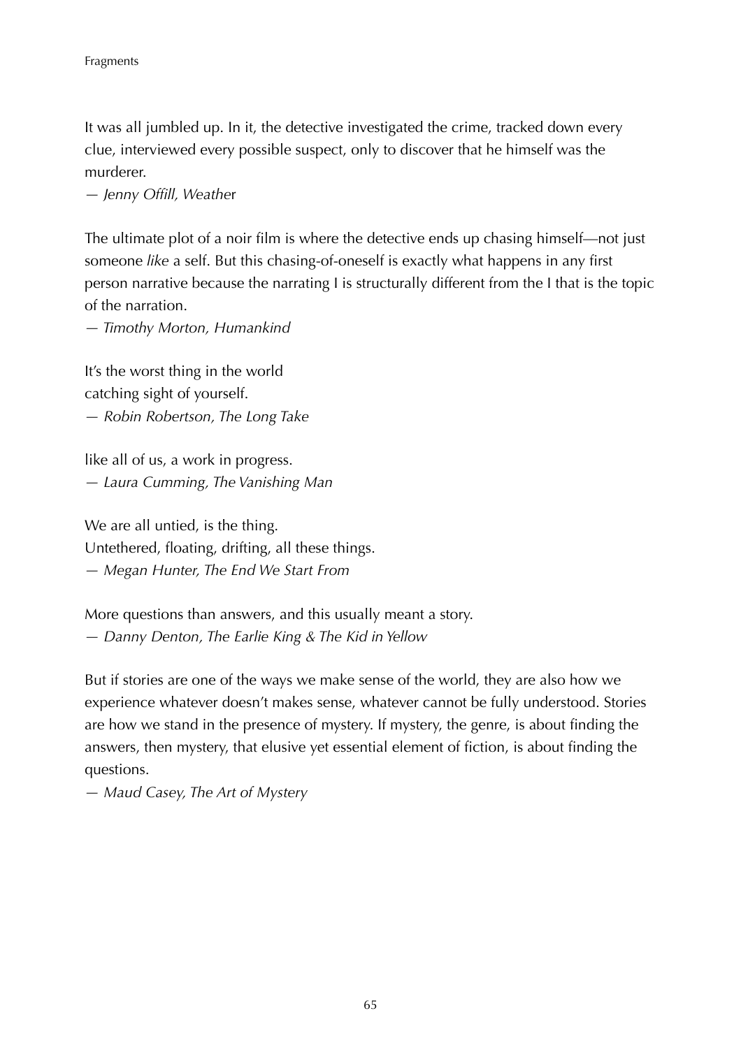It was all jumbled up. In it, the detective investigated the crime, tracked down every clue, interviewed every possible suspect, only to discover that he himself was the murderer.
*— Jenny Offill, Weather*

The ultimate plot of a noir film is where the detective ends up chasing himself—not just someone *like* a self. But this chasing-of-oneself is exactly what happens in any first person narrative because the narrating I is structurally different from the I that is the topic of the narration.
*— Timothy Morton, Humankind*

It's the worst thing in the world
catching sight of yourself.
*— Robin Robertson, The Long Take*

like all of us, a work in progress.
*— Laura Cumming, The Vanishing Man*

We are all untied, is the thing.
Untethered, floating, drifting, all these things.
*— Megan Hunter, The End We Start From*

More questions than answers, and this usually meant a story.
*— Danny Denton, The Earlie King & The Kid in Yellow*

But if stories are one of the ways we make sense of the world, they are also how we experience whatever doesn't makes sense, whatever cannot be fully understood. Stories are how we stand in the presence of mystery. If mystery, the genre, is about finding the answers, then mystery, that elusive yet essential element of fiction, is about finding the questions.
*— Maud Casey, The Art of Mystery*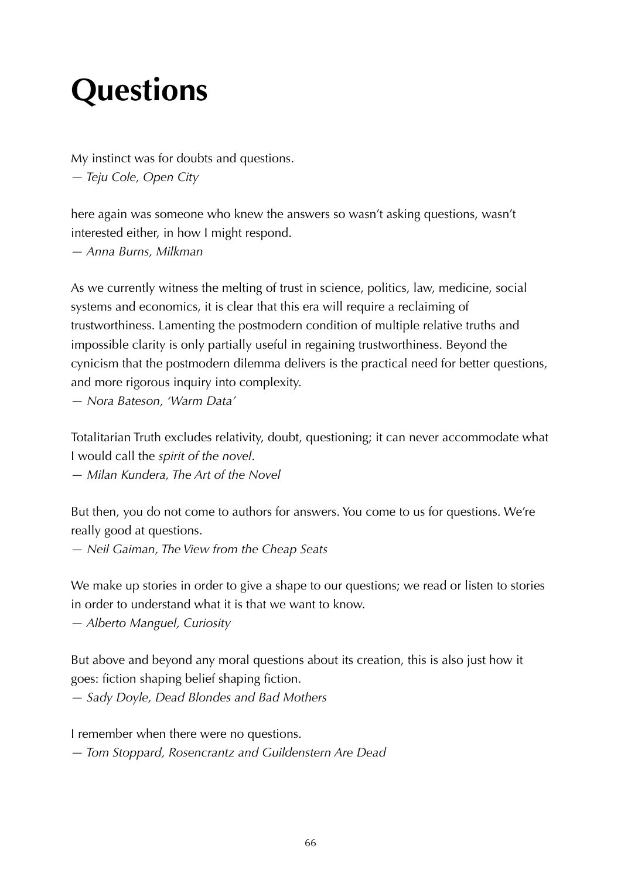# Questions

My instinct was for doubts and questions.
*— Teju Cole, Open City*

here again was someone who knew the answers so wasn't asking questions, wasn't interested either, in how I might respond.
*— Anna Burns, Milkman*

As we currently witness the melting of trust in science, politics, law, medicine, social systems and economics, it is clear that this era will require a reclaiming of trustworthiness. Lamenting the postmodern condition of multiple relative truths and impossible clarity is only partially useful in regaining trustworthiness. Beyond the cynicism that the postmodern dilemma delivers is the practical need for better questions, and more rigorous inquiry into complexity.
*— Nora Bateson, 'Warm Data'*

Totalitarian Truth excludes relativity, doubt, questioning; it can never accommodate what I would call the *spirit of the novel*.
*— Milan Kundera, The Art of the Novel*

But then, you do not come to authors for answers. You come to us for questions. We're really good at questions.
*— Neil Gaiman, The View from the Cheap Seats*

We make up stories in order to give a shape to our questions; we read or listen to stories in order to understand what it is that we want to know.
*— Alberto Manguel, Curiosity*

But above and beyond any moral questions about its creation, this is also just how it goes: fiction shaping belief shaping fiction.
*— Sady Doyle, Dead Blondes and Bad Mothers*

I remember when there were no questions.
*— Tom Stoppard, Rosencrantz and Guildenstern Are Dead*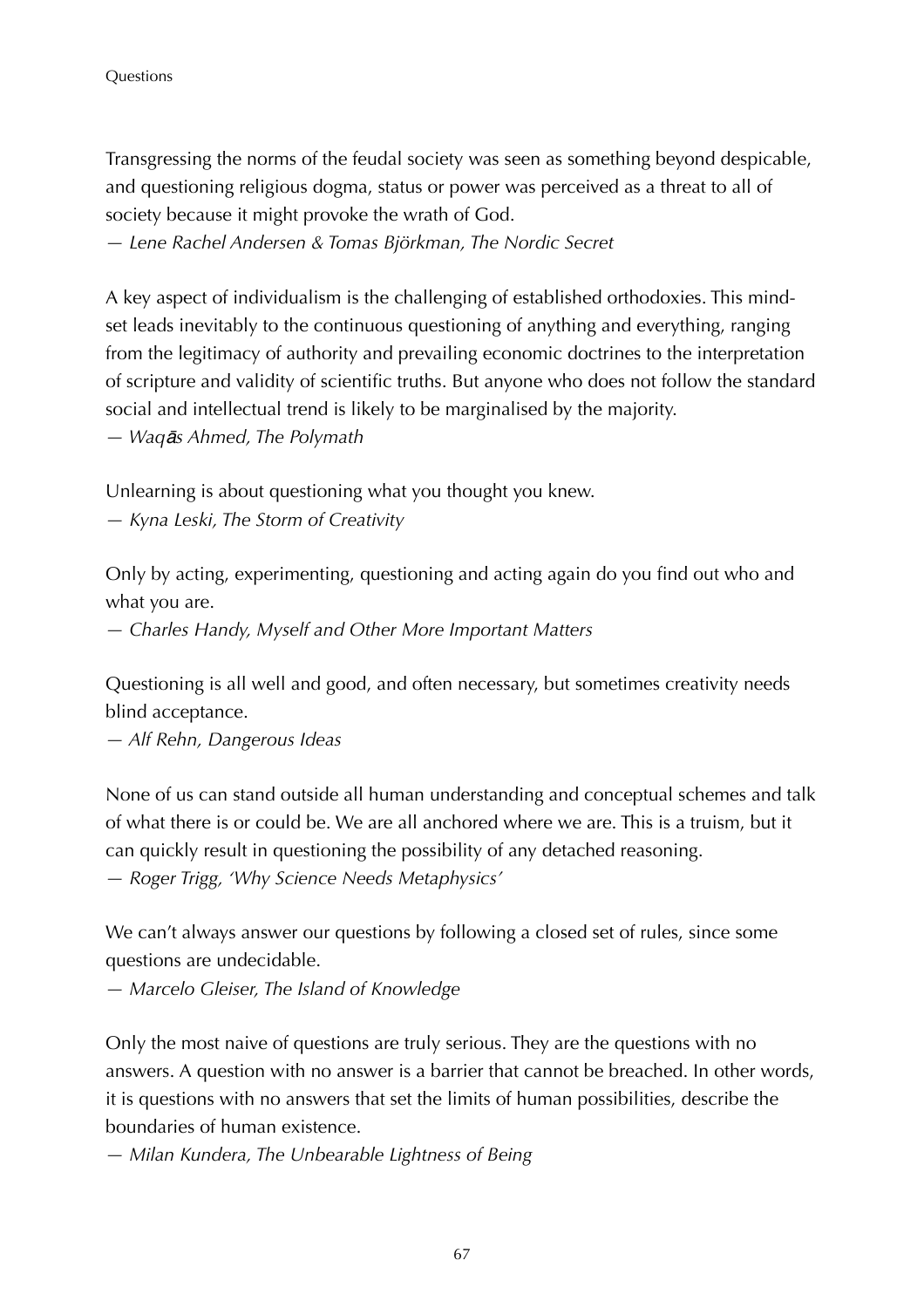Transgressing the norms of the feudal society was seen as something beyond despicable, and questioning religious dogma, status or power was perceived as a threat to all of society because it might provoke the wrath of God.
*— Lene Rachel Andersen & Tomas Björkman, The Nordic Secret*

A key aspect of individualism is the challenging of established orthodoxies. This mind-set leads inevitably to the continuous questioning of anything and everything, ranging from the legitimacy of authority and prevailing economic doctrines to the interpretation of scripture and validity of scientific truths. But anyone who does not follow the standard social and intellectual trend is likely to be marginalised by the majority.
*— Waqās Ahmed, The Polymath*

Unlearning is about questioning what you thought you knew.
*— Kyna Leski, The Storm of Creativity*

Only by acting, experimenting, questioning and acting again do you find out who and what you are.
*— Charles Handy, Myself and Other More Important Matters*

Questioning is all well and good, and often necessary, but sometimes creativity needs blind acceptance.
*— Alf Rehn, Dangerous Ideas*

None of us can stand outside all human understanding and conceptual schemes and talk of what there is or could be. We are all anchored where we are. This is a truism, but it can quickly result in questioning the possibility of any detached reasoning.
*— Roger Trigg, 'Why Science Needs Metaphysics'*

We can't always answer our questions by following a closed set of rules, since some questions are undecidable.
*— Marcelo Gleiser, The Island of Knowledge*

Only the most naive of questions are truly serious. They are the questions with no answers. A question with no answer is a barrier that cannot be breached. In other words, it is questions with no answers that set the limits of human possibilities, describe the boundaries of human existence.
*— Milan Kundera, The Unbearable Lightness of Being*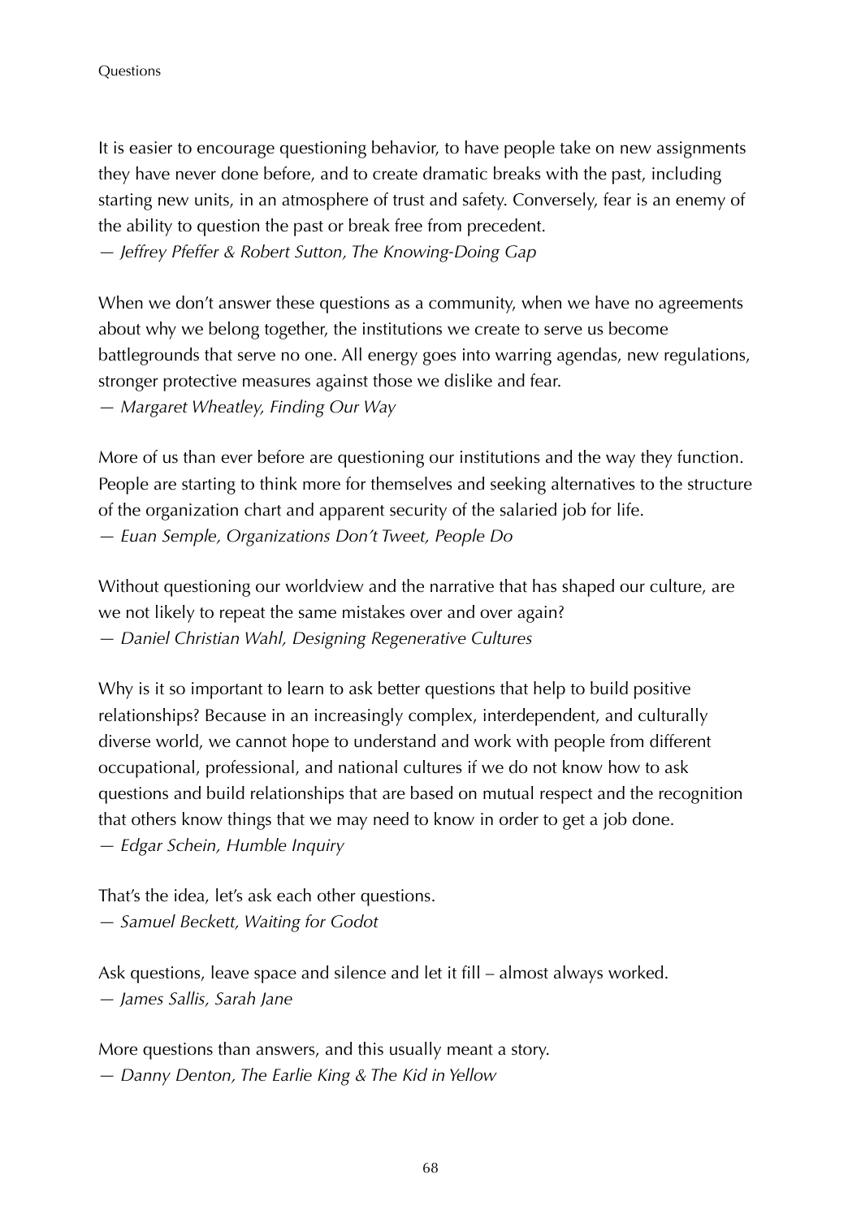It is easier to encourage questioning behavior, to have people take on new assignments they have never done before, and to create dramatic breaks with the past, including starting new units, in an atmosphere of trust and safety. Conversely, fear is an enemy of the ability to question the past or break free from precedent.
*— Jeffrey Pfeffer & Robert Sutton, The Knowing-Doing Gap*

When we don't answer these questions as a community, when we have no agreements about why we belong together, the institutions we create to serve us become battlegrounds that serve no one. All energy goes into warring agendas, new regulations, stronger protective measures against those we dislike and fear.
*— Margaret Wheatley, Finding Our Way*

More of us than ever before are questioning our institutions and the way they function. People are starting to think more for themselves and seeking alternatives to the structure of the organization chart and apparent security of the salaried job for life.
*— Euan Semple, Organizations Don't Tweet, People Do*

Without questioning our worldview and the narrative that has shaped our culture, are we not likely to repeat the same mistakes over and over again?
*— Daniel Christian Wahl, Designing Regenerative Cultures*

Why is it so important to learn to ask better questions that help to build positive relationships? Because in an increasingly complex, interdependent, and culturally diverse world, we cannot hope to understand and work with people from different occupational, professional, and national cultures if we do not know how to ask questions and build relationships that are based on mutual respect and the recognition that others know things that we may need to know in order to get a job done.
*— Edgar Schein, Humble Inquiry*

That's the idea, let's ask each other questions.
*— Samuel Beckett, Waiting for Godot*

Ask questions, leave space and silence and let it fill – almost always worked.
*— James Sallis, Sarah Jane*

More questions than answers, and this usually meant a story.
*— Danny Denton, The Earlie King & The Kid in Yellow*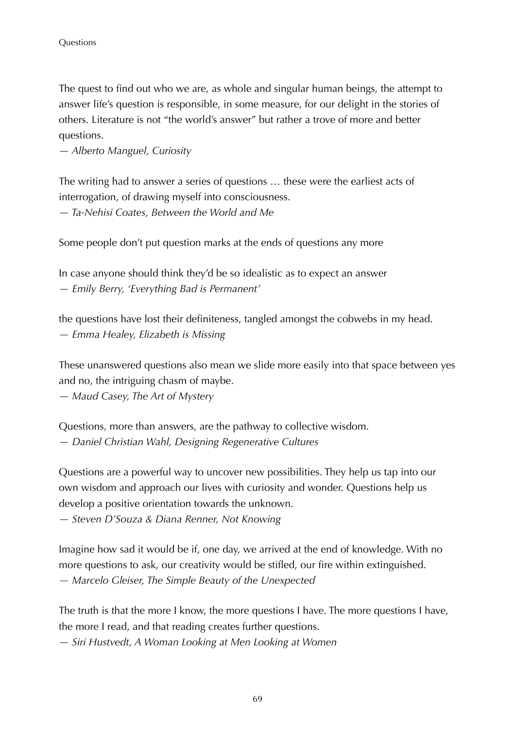The quest to find out who we are, as whole and singular human beings, the attempt to answer life's question is responsible, in some measure, for our delight in the stories of others. Literature is not "the world's answer" but rather a trove of more and better questions.

*— Alberto Manguel, Curiosity*

The writing had to answer a series of questions … these were the earliest acts of interrogation, of drawing myself into consciousness.

*— Ta-Nehisi Coates, Between the World and Me*

Some people don't put question marks at the ends of questions any more

In case anyone should think they'd be so idealistic as to expect an answer

*— Emily Berry, 'Everything Bad is Permanent'*

the questions have lost their definiteness, tangled amongst the cobwebs in my head.

*— Emma Healey, Elizabeth is Missing*

These unanswered questions also mean we slide more easily into that space between yes and no, the intriguing chasm of maybe.

*— Maud Casey, The Art of Mystery*

Questions, more than answers, are the pathway to collective wisdom.

*— Daniel Christian Wahl, Designing Regenerative Cultures*

Questions are a powerful way to uncover new possibilities. They help us tap into our own wisdom and approach our lives with curiosity and wonder. Questions help us develop a positive orientation towards the unknown.

*— Steven D'Souza & Diana Renner, Not Knowing*

Imagine how sad it would be if, one day, we arrived at the end of knowledge. With no more questions to ask, our creativity would be stifled, our fire within extinguished.

*— Marcelo Gleiser, The Simple Beauty of the Unexpected*

The truth is that the more I know, the more questions I have. The more questions I have, the more I read, and that reading creates further questions.

*— Siri Hustvedt, A Woman Looking at Men Looking at Women*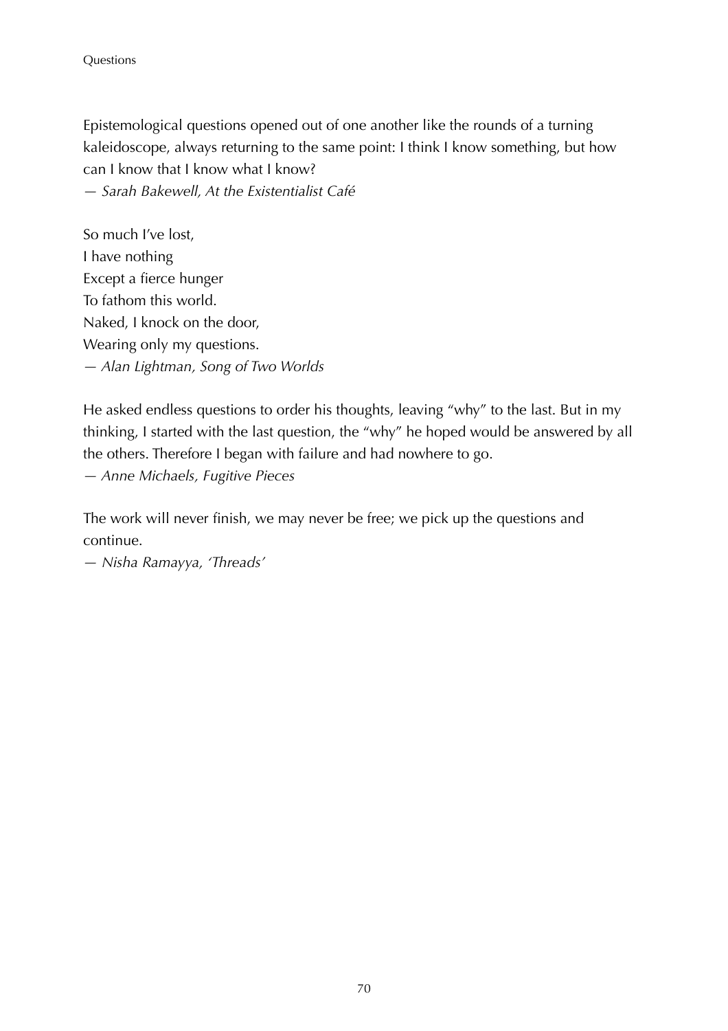Epistemological questions opened out of one another like the rounds of a turning kaleidoscope, always returning to the same point: I think I know something, but how can I know that I know what I know?
— *Sarah Bakewell, At the Existentialist Café*

So much I've lost,
I have nothing
Except a fierce hunger
To fathom this world.
Naked, I knock on the door,
Wearing only my questions.
— *Alan Lightman, Song of Two Worlds*

He asked endless questions to order his thoughts, leaving "why" to the last. But in my thinking, I started with the last question, the "why" he hoped would be answered by all the others. Therefore I began with failure and had nowhere to go.
— *Anne Michaels, Fugitive Pieces*

The work will never finish, we may never be free; we pick up the questions and continue.
— *Nisha Ramayya, 'Threads'*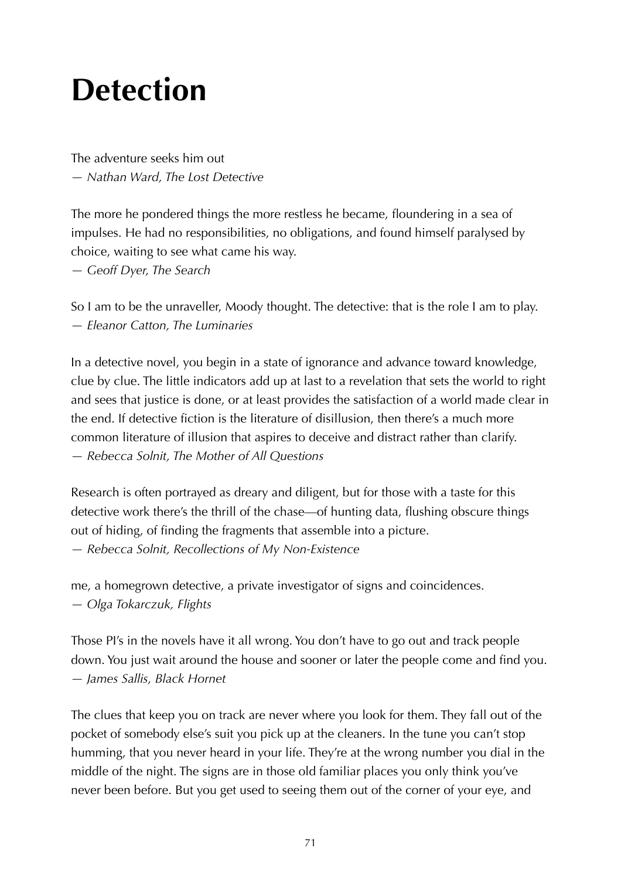# Detection

The adventure seeks him out  
*— Nathan Ward, The Lost Detective*

The more he pondered things the more restless he became, floundering in a sea of impulses. He had no responsibilities, no obligations, and found himself paralysed by choice, waiting to see what came his way.  
*— Geoff Dyer, The Search*

So I am to be the unraveller, Moody thought. The detective: that is the role I am to play.  
*— Eleanor Catton, The Luminaries*

In a detective novel, you begin in a state of ignorance and advance toward knowledge, clue by clue. The little indicators add up at last to a revelation that sets the world to right and sees that justice is done, or at least provides the satisfaction of a world made clear in the end. If detective fiction is the literature of disillusion, then there's a much more common literature of illusion that aspires to deceive and distract rather than clarify.  
*— Rebecca Solnit, The Mother of All Questions*

Research is often portrayed as dreary and diligent, but for those with a taste for this detective work there's the thrill of the chase—of hunting data, flushing obscure things out of hiding, of finding the fragments that assemble into a picture.  
*— Rebecca Solnit, Recollections of My Non-Existence*

me, a homegrown detective, a private investigator of signs and coincidences.  
*— Olga Tokarczuk, Flights*

Those PI's in the novels have it all wrong. You don't have to go out and track people down. You just wait around the house and sooner or later the people come and find you.  
*— James Sallis, Black Hornet*

The clues that keep you on track are never where you look for them. They fall out of the pocket of somebody else's suit you pick up at the cleaners. In the tune you can't stop humming, that you never heard in your life. They're at the wrong number you dial in the middle of the night. The signs are in those old familiar places you only think you've never been before. But you get used to seeing them out of the corner of your eye, and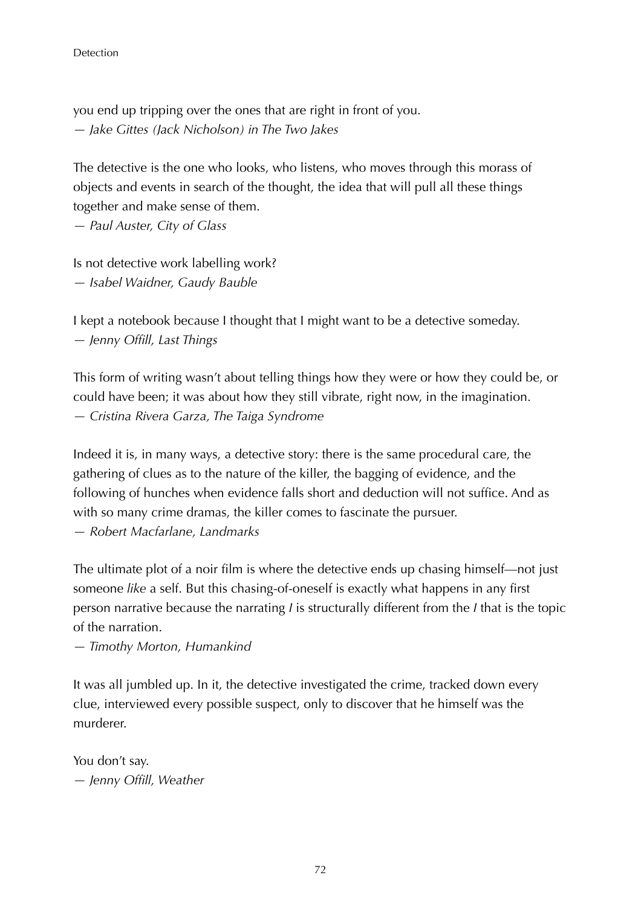you end up tripping over the ones that are right in front of you.
— *Jake Gittes (Jack Nicholson) in The Two Jakes*

The detective is the one who looks, who listens, who moves through this morass of objects and events in search of the thought, the idea that will pull all these things together and make sense of them.
— *Paul Auster, City of Glass*

Is not detective work labelling work?
— *Isabel Waidner, Gaudy Bauble*

I kept a notebook because I thought that I might want to be a detective someday.
— *Jenny Offill, Last Things*

This form of writing wasn't about telling things how they were or how they could be, or could have been; it was about how they still vibrate, right now, in the imagination.
— *Cristina Rivera Garza, The Taiga Syndrome*

Indeed it is, in many ways, a detective story: there is the same procedural care, the gathering of clues as to the nature of the killer, the bagging of evidence, and the following of hunches when evidence falls short and deduction will not suffice. And as with so many crime dramas, the killer comes to fascinate the pursuer.
— *Robert Macfarlane, Landmarks*

The ultimate plot of a noir film is where the detective ends up chasing himself—not just someone *like* a self. But this chasing-of-oneself is exactly what happens in any first person narrative because the narrating *I* is structurally different from the *I* that is the topic of the narration.
— *Timothy Morton, Humankind*

It was all jumbled up. In it, the detective investigated the crime, tracked down every clue, interviewed every possible suspect, only to discover that he himself was the murderer.

You don't say.
— *Jenny Offill, Weather*